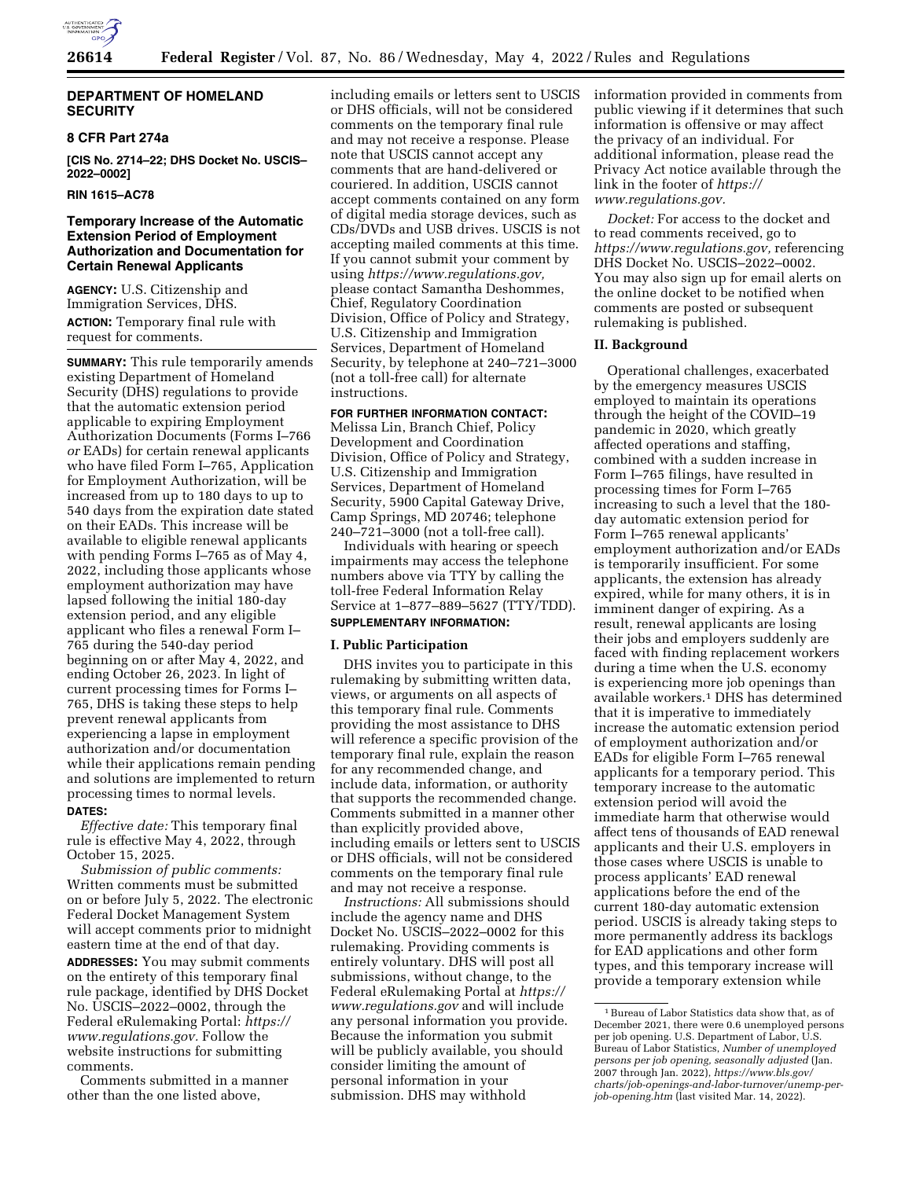## DEPARTMENT OF HOMELAND SECURITY

### 8 CFR Part 274a

**[CIS No. 2714–22; DHS Docket No. USCIS–2022–0002]**

**RIN 1615–AC78**

### Temporary Increase of the Automatic Extension Period of Employment Authorization and Documentation for Certain Renewal Applicants

**AGENCY:** U.S. Citizenship and Immigration Services, DHS.

**ACTION:** Temporary final rule with request for comments.

**SUMMARY:** This rule temporarily amends existing Department of Homeland Security (DHS) regulations to provide that the automatic extension period applicable to expiring Employment Authorization Documents (Forms I–766 *or* EADs) for certain renewal applicants who have filed Form I–765, Application for Employment Authorization, will be increased from up to 180 days to up to 540 days from the expiration date stated on their EADs. This increase will be available to eligible renewal applicants with pending Forms I–765 as of May 4, 2022, including those applicants whose employment authorization may have lapsed following the initial 180-day extension period, and any eligible applicant who files a renewal Form I–765 during the 540-day period beginning on or after May 4, 2022, and ending October 26, 2023. In light of current processing times for Forms I–765, DHS is taking these steps to help prevent renewal applicants from experiencing a lapse in employment authorization and/or documentation while their applications remain pending and solutions are implemented to return processing times to normal levels.

**DATES:**

*Effective date:* This temporary final rule is effective May 4, 2022, through October 15, 2025.

*Submission of public comments:* Written comments must be submitted on or before July 5, 2022. The electronic Federal Docket Management System will accept comments prior to midnight eastern time at the end of that day.

**ADDRESSES:** You may submit comments on the entirety of this temporary final rule package, identified by DHS Docket No. USCIS–2022–0002, through the Federal eRulemaking Portal: *https://www.regulations.gov*. Follow the website instructions for submitting comments.

Comments submitted in a manner other than the one listed above, including emails or letters sent to USCIS or DHS officials, will not be considered comments on the temporary final rule and may not receive a response. Please note that USCIS cannot accept any comments that are hand-delivered or couriered. In addition, USCIS cannot accept comments contained on any form of digital media storage devices, such as CDs/DVDs and USB drives. USCIS is not accepting mailed comments at this time. If you cannot submit your comment by using *https://www.regulations.gov,* please contact Samantha Deshommes, Chief, Regulatory Coordination Division, Office of Policy and Strategy, U.S. Citizenship and Immigration Services, Department of Homeland Security, by telephone at 240–721–3000 (not a toll-free call) for alternate instructions.

**FOR FURTHER INFORMATION CONTACT:** Melissa Lin, Branch Chief, Policy Development and Coordination Division, Office of Policy and Strategy, U.S. Citizenship and Immigration Services, Department of Homeland Security, 5900 Capital Gateway Drive, Camp Springs, MD 20746; telephone 240–721–3000 (not a toll-free call).

Individuals with hearing or speech impairments may access the telephone numbers above via TTY by calling the toll-free Federal Information Relay Service at 1–877–889–5627 (TTY/TDD).

**SUPPLEMENTARY INFORMATION:**

#### I. Public Participation

DHS invites you to participate in this rulemaking by submitting written data, views, or arguments on all aspects of this temporary final rule. Comments providing the most assistance to DHS will reference a specific provision of the temporary final rule, explain the reason for any recommended change, and include data, information, or authority that supports the recommended change. Comments submitted in a manner other than explicitly provided above, including emails or letters sent to USCIS or DHS officials, will not be considered comments on the temporary final rule and may not receive a response.

*Instructions:* All submissions should include the agency name and DHS Docket No. USCIS–2022–0002 for this rulemaking. Providing comments is entirely voluntary. DHS will post all submissions, without change, to the Federal eRulemaking Portal at *https://www.regulations.gov* and will include any personal information you provide. Because the information you submit will be publicly available, you should consider limiting the amount of personal information in your submission. DHS may withhold information provided in comments from public viewing if it determines that such information is offensive or may affect the privacy of an individual. For additional information, please read the Privacy Act notice available through the link in the footer of *https://www.regulations.gov.*

*Docket:* For access to the docket and to read comments received, go to *https://www.regulations.gov,* referencing DHS Docket No. USCIS–2022–0002. You may also sign up for email alerts on the online docket to be notified when comments are posted or subsequent rulemaking is published.

#### II. Background

Operational challenges, exacerbated by the emergency measures USCIS employed to maintain its operations through the height of the COVID–19 pandemic in 2020, which greatly affected operations and staffing, combined with a sudden increase in Form I–765 filings, have resulted in processing times for Form I–765 increasing to such a level that the 180-day automatic extension period for Form I–765 renewal applicants' employment authorization and/or EADs is temporarily insufficient. For some applicants, the extension has already expired, while for many others, it is in imminent danger of expiring. As a result, renewal applicants are losing their jobs and employers suddenly are faced with finding replacement workers during a time when the U.S. economy is experiencing more job openings than available workers.[1] DHS has determined that it is imperative to immediately increase the automatic extension period of employment authorization and/or EADs for eligible Form I–765 renewal applicants for a temporary period. This temporary increase to the automatic extension period will avoid the immediate harm that otherwise would affect tens of thousands of EAD renewal applicants and their U.S. employers in those cases where USCIS is unable to process applicants' EAD renewal applications before the end of the current 180-day automatic extension period. USCIS is already taking steps to more permanently address its backlogs for EAD applications and other form types, and this temporary increase will provide a temporary extension while

[1] Bureau of Labor Statistics data show that, as of December 2021, there were 0.6 unemployed persons per job opening. U.S. Department of Labor, U.S. Bureau of Labor Statistics, *Number of unemployed persons per job opening, seasonally adjusted* (Jan. 2007 through Jan. 2022), *https://www.bls.gov/charts/job-openings-and-labor-turnover/unemp-per-job-opening.htm* (last visited Mar. 14, 2022).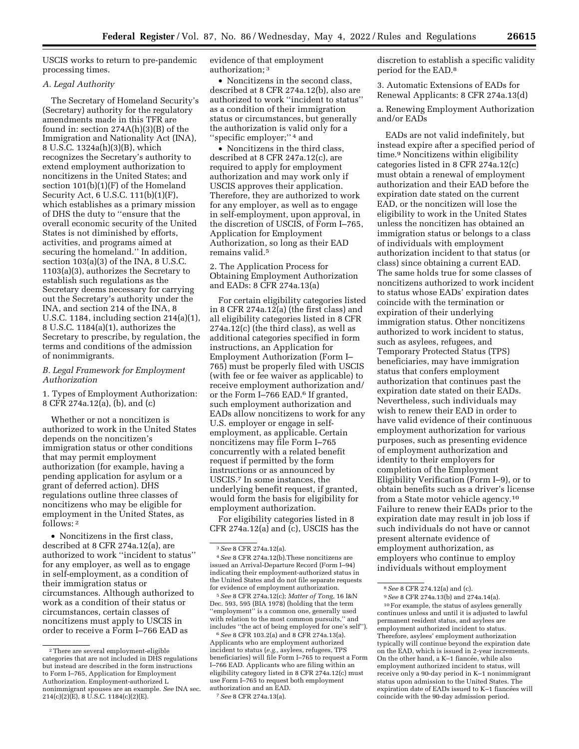USCIS works to return to pre-pandemic processing times.

### A. Legal Authority

The Secretary of Homeland Security's (Secretary) authority for the regulatory amendments made in this TFR are found in: section 274A(h)(3)(B) of the Immigration and Nationality Act (INA), 8 U.S.C. 1324a(h)(3)(B), which recognizes the Secretary's authority to extend employment authorization to noncitizens in the United States; and section 101(b)(1)(F) of the Homeland Security Act, 6 U.S.C. 111(b)(1)(F), which establishes as a primary mission of DHS the duty to "ensure that the overall economic security of the United States is not diminished by efforts, activities, and programs aimed at securing the homeland." In addition, section 103(a)(3) of the INA, 8 U.S.C. 1103(a)(3), authorizes the Secretary to establish such regulations as the Secretary deems necessary for carrying out the Secretary's authority under the INA, and section 214 of the INA, 8 U.S.C. 1184, including section 214(a)(1), 8 U.S.C. 1184(a)(1), authorizes the Secretary to prescribe, by regulation, the terms and conditions of the admission of nonimmigrants.

### B. Legal Framework for Employment Authorization

1. Types of Employment Authorization: 8 CFR 274a.12(a), (b), and (c)

Whether or not a noncitizen is authorized to work in the United States depends on the noncitizen's immigration status or other conditions that may permit employment authorization (for example, having a pending application for asylum or a grant of deferred action). DHS regulations outline three classes of noncitizens who may be eligible for employment in the United States, as follows: [2]

- Noncitizens in the first class, described at 8 CFR 274a.12(a), are authorized to work "incident to status" for any employer, as well as to engage in self-employment, as a condition of their immigration status or circumstances. Although authorized to work as a condition of their status or circumstances, certain classes of noncitizens must apply to USCIS in order to receive a Form I–766 EAD as evidence of that employment authorization; [3]
- Noncitizens in the second class, described at 8 CFR 274a.12(b), also are authorized to work "incident to status" as a condition of their immigration status or circumstances, but generally the authorization is valid only for a "specific employer;" [4] and
- Noncitizens in the third class, described at 8 CFR 247a.12(c), are required to apply for employment authorization and may work only if USCIS approves their application. Therefore, they are authorized to work for any employer, as well as to engage in self-employment, upon approval, in the discretion of USCIS, of Form I–765, Application for Employment Authorization, so long as their EAD remains valid.[5]

2. The Application Process for Obtaining Employment Authorization and EADs: 8 CFR 274a.13(a)

For certain eligibility categories listed in 8 CFR 274a.12(a) (the first class) and all eligibility categories listed in 8 CFR 274a.12(c) (the third class), as well as additional categories specified in form instructions, an Application for Employment Authorization (Form I–765) must be properly filed with USCIS (with fee or fee waiver as applicable) to receive employment authorization and/or the Form I–766 EAD.[6] If granted, such employment authorization and EADs allow noncitizens to work for any U.S. employer or engage in self-employment, as applicable. Certain noncitizens may file Form I–765 concurrently with a related benefit request if permitted by the form instructions or as announced by USCIS.[7] In some instances, the underlying benefit request, if granted, would form the basis for eligibility for employment authorization.

For eligibility categories listed in 8 CFR 274a.12(a) and (c), USCIS has the discretion to establish a specific validity period for the EAD.[8]

3. Automatic Extensions of EADs for Renewal Applicants: 8 CFR 274a.13(d)

a. Renewing Employment Authorization and/or EADs

EADs are not valid indefinitely, but instead expire after a specified period of time.[9] Noncitizens within eligibility categories listed in 8 CFR 274a.12(c) must obtain a renewal of employment authorization and their EAD before the expiration date stated on the current EAD, or the noncitizen will lose the eligibility to work in the United States unless the noncitizen has obtained an immigration status or belongs to a class of individuals with employment authorization incident to that status (or class) since obtaining a current EAD. The same holds true for some classes of noncitizens authorized to work incident to status whose EADs' expiration dates coincide with the termination or expiration of their underlying immigration status. Other noncitizens authorized to work incident to status, such as asylees, refugees, and Temporary Protected Status (TPS) beneficiaries, may have immigration status that confers employment authorization that continues past the expiration date stated on their EADs. Nevertheless, such individuals may wish to renew their EAD in order to have valid evidence of their continuous employment authorization for various purposes, such as presenting evidence of employment authorization and identity to their employers for completion of the Employment Eligibility Verification (Form I–9), or to obtain benefits such as a driver's license from a State motor vehicle agency.[10] Failure to renew their EADs prior to the expiration date may result in job loss if such individuals do not have or cannot present alternate evidence of employment authorization, as employers who continue to employ individuals without employment

---

[2] There are several employment-eligible categories that are not included in DHS regulations but instead are described in the form instructions to Form I–765, Application for Employment Authorization. Employment-authorized L nonimmigrant spouses are an example. *See* INA sec. 214(c)(2)(E), 8 U.S.C. 1184(c)(2)(E).

[3] *See* 8 CFR 274a.12(a).

[4] *See* 8 CFR 274a.12(b).These noncitizens are issued an Arrival-Departure Record (Form I–94) indicating their employment-authorized status in the United States and do not file separate requests for evidence of employment authorization.

[5] *See* 8 CFR 274a.12(c); *Matter of Tong,* 16 I&N Dec. 593, 595 (BIA 1978) (holding that the term "employment" is a common one, generally used with relation to the most common pursuits," and includes "the act of being employed for one's self").

[6] *See* 8 CFR 103.2(a) and 8 CFR 274a.13(a). Applicants who are employment authorized incident to status (*e.g.,* asylees, refugees, TPS beneficiaries) will file Form I–765 to request a Form I–766 EAD. Applicants who are filing within an eligibility category listed in 8 CFR 274a.12(c) must use Form I–765 to request both employment authorization and an EAD.

[7] *See* 8 CFR 274a.13(a).

[8] *See* 8 CFR 274.12(a) and (c).

[9] *See* 8 CFR 274a.13(b) and 274a.14(a).

[10] For example, the status of asylees generally continues unless and until it is adjusted to lawful permanent resident status, and asylees are employment authorized incident to status. Therefore, asylees' employment authorization typically will continue beyond the expiration date on the EAD, which is issued in 2-year increments. On the other hand, a K–1 fiancée, while also employment authorized incident to status, will receive only a 90-day period in K–1 nonimmigrant status upon admission to the United States. The expiration date of EADs issued to K–1 fiancées will coincide with the 90-day admission period.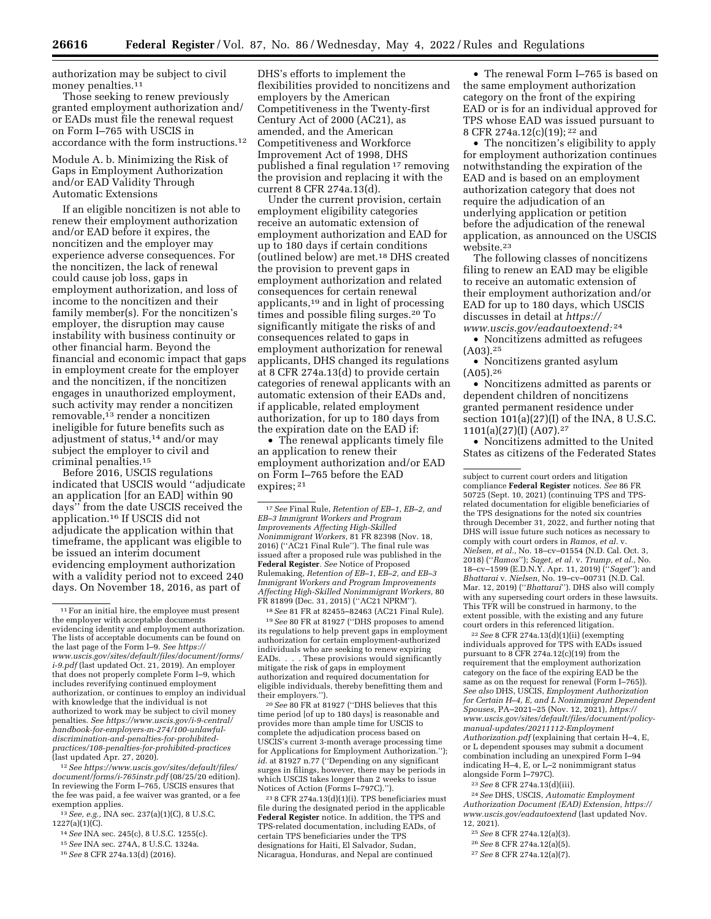authorization may be subject to civil money penalties.[11]

Those seeking to renew previously granted employment authorization and/or EADs must file the renewal request on Form I–765 with USCIS in accordance with the form instructions.[12]

Module A. b. Minimizing the Risk of Gaps in Employment Authorization and/or EAD Validity Through Automatic Extensions

If an eligible noncitizen is not able to renew their employment authorization and/or EAD before it expires, the noncitizen and the employer may experience adverse consequences. For the noncitizen, the lack of renewal could cause job loss, gaps in employment authorization, and loss of income to the noncitizen and their family member(s). For the noncitizen's employer, the disruption may cause instability with business continuity or other financial harm. Beyond the financial and economic impact that gaps in employment create for the employer and the noncitizen, if the noncitizen engages in unauthorized employment, such activity may render a noncitizen removable,[13] render a noncitizen ineligible for future benefits such as adjustment of status,[14] and/or may subject the employer to civil and criminal penalties.[15]

Before 2016, USCIS regulations indicated that USCIS would ''adjudicate an application [for an EAD] within 90 days'' from the date USCIS received the application.[16] If USCIS did not adjudicate the application within that timeframe, the applicant was eligible to be issued an interim document evidencing employment authorization with a validity period not to exceed 240 days. On November 18, 2016, as part of DHS's efforts to implement the flexibilities provided to noncitizens and employers by the American Competitiveness in the Twenty-first Century Act of 2000 (AC21), as amended, and the American Competitiveness and Workforce Improvement Act of 1998, DHS published a final regulation[17] removing the provision and replacing it with the current 8 CFR 274a.13(d).

Under the current provision, certain employment eligibility categories receive an automatic extension of employment authorization and EAD for up to 180 days if certain conditions (outlined below) are met.[18] DHS created the provision to prevent gaps in employment authorization and related consequences for certain renewal applicants,[19] and in light of processing times and possible filing surges.[20] To significantly mitigate the risks of and consequences related to gaps in employment authorization for renewal applicants, DHS changed its regulations at 8 CFR 274a.13(d) to provide certain categories of renewal applicants with an automatic extension of their EADs and, if applicable, related employment authorization, for up to 180 days from the expiration date on the EAD if:

- The renewal applicants timely file an application to renew their employment authorization and/or EAD on Form I–765 before the EAD expires;[21]
- The renewal Form I–765 is based on the same employment authorization category on the front of the expiring EAD or is for an individual approved for TPS whose EAD was issued pursuant to 8 CFR 274a.12(c)(19);[22] and
- The noncitizen's eligibility to apply for employment authorization continues notwithstanding the expiration of the EAD and is based on an employment authorization category that does not require the adjudication of an underlying application or petition before the adjudication of the renewal application, as announced on the USCIS website.[23]

The following classes of noncitizens filing to renew an EAD may be eligible to receive an automatic extension of their employment authorization and/or EAD for up to 180 days, which USCIS discusses in detail at *https://www.uscis.gov/eadautoextend:*[24]

- Noncitizens admitted as refugees (A03).[25]
- Noncitizens granted asylum (A05).[26]
- Noncitizens admitted as parents or dependent children of noncitizens granted permanent residence under section 101(a)(27)(I) of the INA, 8 U.S.C. 1101(a)(27)(I) (A07).[27]
- Noncitizens admitted to the United States as citizens of the Federated States

---

[11] For an initial hire, the employee must present the employer with acceptable documents evidencing identity and employment authorization. The lists of acceptable documents can be found on the last page of the Form I–9. *See https://www.uscis.gov/sites/default/files/document/forms/i-9.pdf* (last updated Oct. 21, 2019). An employer that does not properly complete Form I–9, which includes reverifying continued employment authorization, or continues to employ an individual with knowledge that the individual is not authorized to work may be subject to civil money penalties. *See https://www.uscis.gov/i-9-central/handbook-for-employers-m-274/100-unlawful-discrimination-and-penalties-for-prohibited-practices/108-penalties-for-prohibited-practices* (last updated Apr. 27, 2020).

[12] *See https://www.uscis.gov/sites/default/files/document/forms/i-765instr.pdf* (08/25/20 edition). In reviewing the Form I–765, USCIS ensures that the fee was paid, a fee waiver was granted, or a fee exemption applies.

[13] *See, e.g.,* INA sec. 237(a)(1)(C), 8 U.S.C. 1227(a)(1)(C).

[14] *See* INA sec. 245(c), 8 U.S.C. 1255(c).

[15] *See* INA sec. 274A, 8 U.S.C. 1324a.

[16] *See* 8 CFR 274a.13(d) (2016).

[17] *See* Final Rule, *Retention of EB–1, EB–2, and EB–3 Immigrant Workers and Program Improvements Affecting High-Skilled Nonimmigrant Workers,* 81 FR 82398 (Nov. 18, 2016) (''AC21 Final Rule''). The final rule was issued after a proposed rule was published in the **Federal Register**. *See* Notice of Proposed Rulemaking, *Retention of EB–1, EB–2, and EB–3 Immigrant Workers and Program Improvements Affecting High-Skilled Nonimmigrant Workers,* 80 FR 81899 (Dec. 31, 2015) (''AC21 NPRM'').

[18] *See* 81 FR at 82455–82463 (AC21 Final Rule).

[19] *See* 80 FR at 81927 (''DHS proposes to amend its regulations to help prevent gaps in employment authorization for certain employment-authorized individuals who are seeking to renew expiring EADs. . . . These provisions would significantly mitigate the risk of gaps in employment authorization and required documentation for eligible individuals, thereby benefitting them and their employers.'').

[20] *See* 80 FR at 81927 (''DHS believes that this time period [of up to 180 days] is reasonable and provides more than ample time for USCIS to complete the adjudication process based on USCIS's current 3-month average processing time for Applications for Employment Authorization.''); *id.* at 81927 n.77 (''Depending on any significant surges in filings, however, there may be periods in which USCIS takes longer than 2 weeks to issue Notices of Action (Forms I–797C).'').

[21] 8 CFR 274a.13(d)(1)(i). TPS beneficiaries must file during the designated period in the applicable **Federal Register** notice. In addition, the TPS and TPS-related documentation, including EADs, of certain TPS beneficiaries under the TPS designations for Haiti, El Salvador, Sudan, Nicaragua, Honduras, and Nepal are continued subject to current court orders and litigation compliance **Federal Register** notices. *See* 86 FR 50725 (Sept. 10, 2021) (continuing TPS and TPS-related documentation for eligible beneficiaries of the TPS designations for the noted six countries through December 31, 2022, and further noting that DHS will issue future such notices as necessary to comply with court orders in *Ramos, et al.* v. *Nielsen, et al.,* No. 18–cv–01554 (N.D. Cal. Oct. 3, 2018) (''*Ramos*''); *Saget, et al.* v. *Trump, et al.,* No. 18–cv–1599 (E.D.N.Y. Apr. 11, 2019) (''*Saget*''); and *Bhattarai* v. *Nielsen,* No. 19–cv–00731 (N.D. Cal. Mar. 12, 2019) (''*Bhattarai*''). DHS also will comply with any superseding court orders in these lawsuits. This TFR will be construed in harmony, to the extent possible, with the existing and any future court orders in this referenced litigation.

[22] *See* 8 CFR 274a.13(d)(1)(ii) (exempting individuals approved for TPS with EADs issued pursuant to 8 CFR 274a.12(c)(19) from the requirement that the employment authorization category on the face of the expiring EAD be the same as on the request for renewal (Form I–765)). *See also* DHS, USCIS, *Employment Authorization for Certain H–4, E, and L Nonimmigrant Dependent Spouses,* PA–2021–25 (Nov. 12, 2021), *https://www.uscis.gov/sites/default/files/document/policy-manual-updates/20211112-Employment Authorization.pdf* (explaining that certain H–4, E, or L dependent spouses may submit a document combination including an unexpired Form I–94 indicating H–4, E, or L–2 nonimmigrant status alongside Form I–797C).

[23] *See* 8 CFR 274a.13(d)(iii).

[24] *See* DHS, USCIS, *Automatic Employment Authorization Document (EAD) Extension, https://www.uscis.gov/eadautoextend* (last updated Nov. 12, 2021).

[25] *See* 8 CFR 274a.12(a)(3).

[26] *See* 8 CFR 274a.12(a)(5).

[27] *See* 8 CFR 274a.12(a)(7).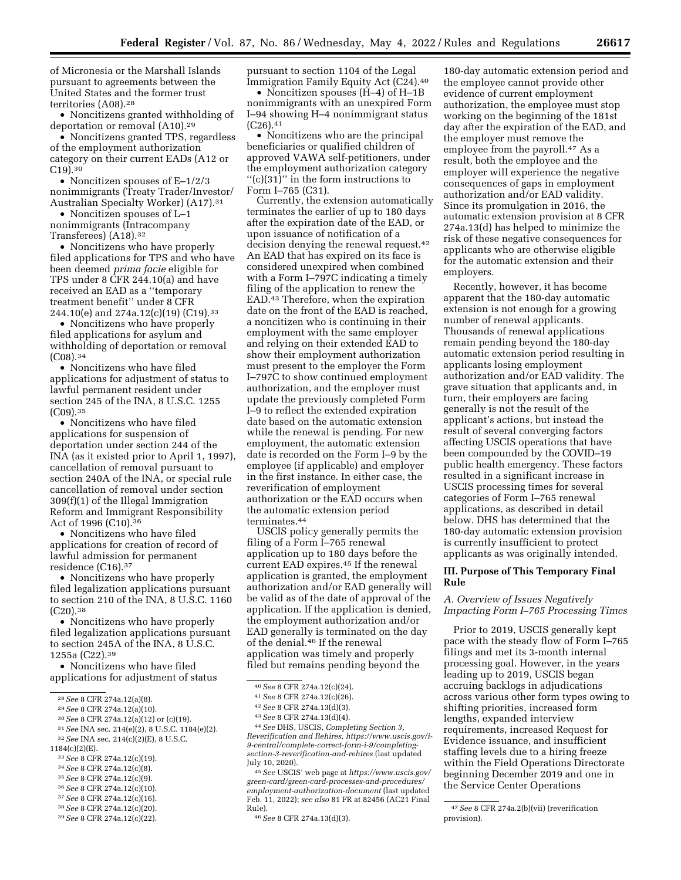of Micronesia or the Marshall Islands pursuant to agreements between the United States and the former trust territories (A08).[28]

- Noncitizens granted withholding of deportation or removal (A10).[29]
- Noncitizens granted TPS, regardless of the employment authorization category on their current EADs (A12 or C19).[30]
- Noncitizen spouses of E–1/2/3 nonimmigrants (Treaty Trader/Investor/Australian Specialty Worker) (A17).[31]
- Noncitizen spouses of L–1 nonimmigrants (Intracompany Transferees) (A18).[32]
- Noncitizens who have properly filed applications for TPS and who have been deemed *prima facie* eligible for TPS under 8 CFR 244.10(a) and have received an EAD as a ''temporary treatment benefit'' under 8 CFR 244.10(e) and 274a.12(c)(19) (C19).[33]
- Noncitizens who have properly filed applications for asylum and withholding of deportation or removal (C08).[34]
- Noncitizens who have filed applications for adjustment of status to lawful permanent resident under section 245 of the INA, 8 U.S.C. 1255 (C09).[35]
- Noncitizens who have filed applications for suspension of deportation under section 244 of the INA (as it existed prior to April 1, 1997), cancellation of removal pursuant to section 240A of the INA, or special rule cancellation of removal under section 309(f)(1) of the Illegal Immigration Reform and Immigrant Responsibility Act of 1996 (C10).[36]
- Noncitizens who have filed applications for creation of record of lawful admission for permanent residence (C16).[37]
- Noncitizens who have properly filed legalization applications pursuant to section 210 of the INA, 8 U.S.C. 1160 (C20).[38]
- Noncitizens who have properly filed legalization applications pursuant to section 245A of the INA, 8 U.S.C. 1255a (C22).[39]
- Noncitizens who have filed applications for adjustment of status pursuant to section 1104 of the Legal Immigration Family Equity Act (C24).[40]
- Noncitizen spouses (H–4) of H–1B nonimmigrants with an unexpired Form I–94 showing H–4 nonimmigrant status (C26).[41]
- Noncitizens who are the principal beneficiaries or qualified children of approved VAWA self-petitioners, under the employment authorization category ''(c)(31)'' in the form instructions to Form I–765 (C31).

Currently, the extension automatically terminates the earlier of up to 180 days after the expiration date of the EAD, or upon issuance of notification of a decision denying the renewal request.[42] An EAD that has expired on its face is considered unexpired when combined with a Form I–797C indicating a timely filing of the application to renew the EAD.[43] Therefore, when the expiration date on the front of the EAD is reached, a noncitizen who is continuing in their employment with the same employer and relying on their extended EAD to show their employment authorization must present to the employer the Form I–797C to show continued employment authorization, and the employer must update the previously completed Form I–9 to reflect the extended expiration date based on the automatic extension while the renewal is pending. For new employment, the automatic extension date is recorded on the Form I–9 by the employee (if applicable) and employer in the first instance. In either case, the reverification of employment authorization or the EAD occurs when the automatic extension period terminates.[44]

USCIS policy generally permits the filing of a Form I–765 renewal application up to 180 days before the current EAD expires.[45] If the renewal application is granted, the employment authorization and/or EAD generally will be valid as of the date of approval of the application. If the application is denied, the employment authorization and/or EAD generally is terminated on the day of the denial.[46] If the renewal application was timely and properly filed but remains pending beyond the 180-day automatic extension period and the employee cannot provide other evidence of current employment authorization, the employee must stop working on the beginning of the 181st day after the expiration of the EAD, and the employer must remove the employee from the payroll.[47] As a result, both the employee and the employer will experience the negative consequences of gaps in employment authorization and/or EAD validity. Since its promulgation in 2016, the automatic extension provision at 8 CFR 274a.13(d) has helped to minimize the risk of these negative consequences for applicants who are otherwise eligible for the automatic extension and their employers.

Recently, however, it has become apparent that the 180-day automatic extension is not enough for a growing number of renewal applicants. Thousands of renewal applications remain pending beyond the 180-day automatic extension period resulting in applicants losing employment authorization and/or EAD validity. The grave situation that applicants and, in turn, their employers are facing generally is not the result of the applicant's actions, but instead the result of several converging factors affecting USCIS operations that have been compounded by the COVID–19 public health emergency. These factors resulted in a significant increase in USCIS processing times for several categories of Form I–765 renewal applications, as described in detail below. DHS has determined that the 180-day automatic extension provision is currently insufficient to protect applicants as was originally intended.

## III. Purpose of This Temporary Final Rule

### *A. Overview of Issues Negatively Impacting Form I–765 Processing Times*

Prior to 2019, USCIS generally kept pace with the steady flow of Form I–765 filings and met its 3-month internal processing goal. However, in the years leading up to 2019, USCIS began accruing backlogs in adjudications across various other form types owing to shifting priorities, increased form lengths, expanded interview requirements, increased Request for Evidence issuance, and insufficient staffing levels due to a hiring freeze within the Field Operations Directorate beginning December 2019 and one in the Service Center Operations

---

[28] *See* 8 CFR 274a.12(a)(8).

[29] *See* 8 CFR 274a.12(a)(10).

[30] *See* 8 CFR 274a.12(a)(12) or (c)(19).

[31] *See* INA sec. 214(e)(2), 8 U.S.C. 1184(e)(2).

[32] *See* INA sec. 214(c)(2)(E), 8 U.S.C. 1184(c)(2)(E).

[33] *See* 8 CFR 274a.12(c)(19).

[34] *See* 8 CFR 274a.12(c)(8).

[35] *See* 8 CFR 274a.12(c)(9).

[36] *See* 8 CFR 274a.12(c)(10).

[37] *See* 8 CFR 274a.12(c)(16).

[38] *See* 8 CFR 274a.12(c)(20).

[39] *See* 8 CFR 274a.12(c)(22).

[40] *See* 8 CFR 274a.12(c)(24).

[41] *See* 8 CFR 274a.12(c)(26).

[42] *See* 8 CFR 274a.13(d)(3).

[43] *See* 8 CFR 274a.13(d)(4).

[44] *See* DHS, USCIS, *Completing Section 3, Reverification and Rehires, https://www.uscis.gov/i-9-central/complete-correct-form-i-9/completing-section-3-reverification-and-rehires* (last updated July 10, 2020).

[45] *See* USCIS' web page at *https://www.uscis.gov/green-card/green-card-processes-and-procedures/employment-authorization-document* (last updated Feb. 11, 2022); *see also* 81 FR at 82456 (AC21 Final Rule).

[46] *See* 8 CFR 274a.13(d)(3).

[47] *See* 8 CFR 274a.2(b)(vii) (reverification provision).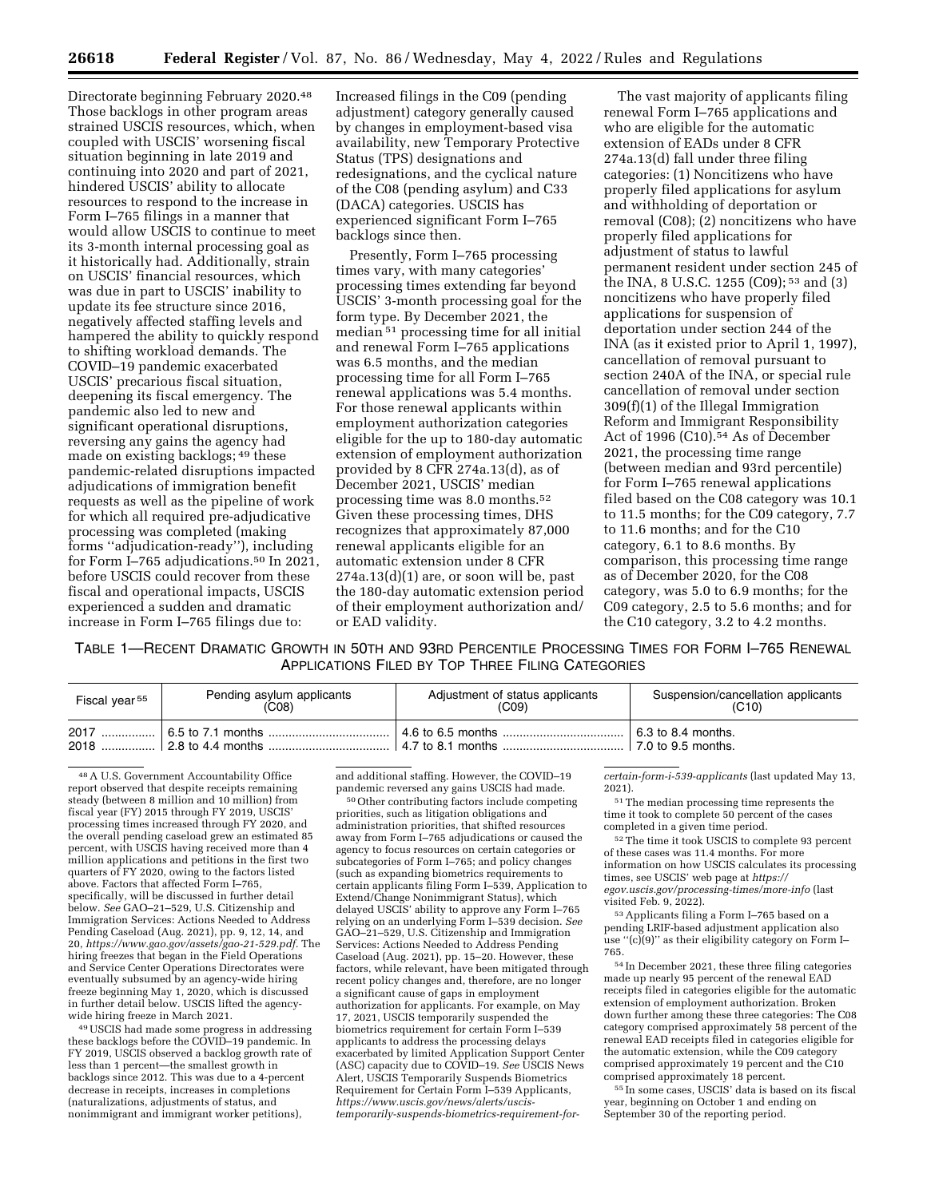Directorate beginning February 2020.[48] Those backlogs in other program areas strained USCIS resources, which, when coupled with USCIS' worsening fiscal situation beginning in late 2019 and continuing into 2020 and part of 2021, hindered USCIS' ability to allocate resources to respond to the increase in Form I–765 filings in a manner that would allow USCIS to continue to meet its 3-month internal processing goal as it historically had. Additionally, strain on USCIS' financial resources, which was due in part to USCIS' inability to update its fee structure since 2016, negatively affected staffing levels and hampered the ability to quickly respond to shifting workload demands. The COVID–19 pandemic exacerbated USCIS' precarious fiscal situation, deepening its fiscal emergency. The pandemic also led to new and significant operational disruptions, reversing any gains the agency had made on existing backlogs;[49] these pandemic-related disruptions impacted adjudications of immigration benefit requests as well as the pipeline of work for which all required pre-adjudicative processing was completed (making forms "adjudication-ready"), including for Form I–765 adjudications.[50] In 2021, before USCIS could recover from these fiscal and operational impacts, USCIS experienced a sudden and dramatic increase in Form I–765 filings due to: Increased filings in the C09 (pending adjustment) category generally caused by changes in employment-based visa availability, new Temporary Protective Status (TPS) designations and redesignations, and the cyclical nature of the C08 (pending asylum) and C33 (DACA) categories. USCIS has experienced significant Form I–765 backlogs since then.

Presently, Form I–765 processing times vary, with many categories' processing times extending far beyond USCIS' 3-month processing goal for the form type. By December 2021, the median[51] processing time for all initial and renewal Form I–765 applications was 6.5 months, and the median processing time for all Form I–765 renewal applications was 5.4 months. For those renewal applicants within employment authorization categories eligible for the up to 180-day automatic extension of employment authorization provided by 8 CFR 274a.13(d), as of December 2021, USCIS' median processing time was 8.0 months.[52] Given these processing times, DHS recognizes that approximately 87,000 renewal applicants eligible for an automatic extension under 8 CFR 274a.13(d)(1) are, or soon will be, past the 180-day automatic extension period of their employment authorization and/or EAD validity.

The vast majority of applicants filing renewal Form I–765 applications and who are eligible for the automatic extension of EADs under 8 CFR 274a.13(d) fall under three filing categories: (1) Noncitizens who have properly filed applications for asylum and withholding of deportation or removal (C08); (2) noncitizens who have properly filed applications for adjustment of status to lawful permanent resident under section 245 of the INA, 8 U.S.C. 1255 (C09);[53] and (3) noncitizens who have properly filed applications for suspension of deportation under section 244 of the INA (as it existed prior to April 1, 1997), cancellation of removal pursuant to section 240A of the INA, or special rule cancellation of removal under section 309(f)(1) of the Illegal Immigration Reform and Immigrant Responsibility Act of 1996 (C10).[54] As of December 2021, the processing time range (between median and 93rd percentile) for Form I–765 renewal applications filed based on the C08 category was 10.1 to 11.5 months; for the C09 category, 7.7 to 11.6 months; and for the C10 category, 6.1 to 8.6 months. By comparison, this processing time range as of December 2020, for the C08 category, was 5.0 to 6.9 months; for the C09 category, 2.5 to 5.6 months; and for the C10 category, 3.2 to 4.2 months.

TABLE 1—RECENT DRAMATIC GROWTH IN 50TH AND 93RD PERCENTILE PROCESSING TIMES FOR FORM I–765 RENEWAL APPLICATIONS FILED BY TOP THREE FILING CATEGORIES

| Fiscal year[55] | Pending asylum applicants (C08) | Adjustment of status applicants (C09) | Suspension/cancellation applicants (C10) |
|---|---|---|---|
| 2017 | 6.5 to 7.1 months | 4.6 to 6.5 months | 6.3 to 8.4 months. |
| 2018 | 2.8 to 4.4 months | 4.7 to 8.1 months | 7.0 to 9.5 months. |

[48] A U.S. Government Accountability Office report observed that despite receipts remaining steady (between 8 million and 10 million) from fiscal year (FY) 2015 through FY 2019, USCIS' processing times increased through FY 2020, and the overall pending caseload grew an estimated 85 percent, with USCIS having received more than 4 million applications and petitions in the first two quarters of FY 2020, owing to the factors listed above. Factors that affected Form I–765, specifically, will be discussed in further detail below. *See* GAO–21–529, U.S. Citizenship and Immigration Services: Actions Needed to Address Pending Caseload (Aug. 2021), pp. 9, 12, 14, and 20, *https://www.gao.gov/assets/gao-21-529.pdf*. The hiring freezes that began in the Field Operations and Service Center Operations Directorates were eventually subsumed by an agency-wide hiring freeze beginning May 1, 2020, which is discussed in further detail below. USCIS lifted the agency-wide hiring freeze in March 2021.

[49] USCIS had made some progress in addressing these backlogs before the COVID–19 pandemic. In FY 2019, USCIS observed a backlog growth rate of less than 1 percent—the smallest growth in backlogs since 2012. This was due to a 4-percent decrease in receipts, increases in completions (naturalizations, adjustments of status, and nonimmigrant and immigrant worker petitions), and additional staffing. However, the COVID–19 pandemic reversed any gains USCIS had made.

[50] Other contributing factors include competing priorities, such as litigation obligations and administration priorities, that shifted resources away from Form I–765 adjudications or caused the agency to focus resources on certain categories or subcategories of Form I–765; and policy changes (such as expanding biometrics requirements to certain applicants filing Form I–539, Application to Extend/Change Nonimmigrant Status), which delayed USCIS' ability to approve any Form I–765 relying on an underlying Form I–539 decision. *See* GAO–21–529, U.S. Citizenship and Immigration Services: Actions Needed to Address Pending Caseload (Aug. 2021), pp. 15–20. However, these factors, while relevant, have been mitigated through recent policy changes and, therefore, are no longer a significant cause of gaps in employment authorization for applicants. For example, on May 17, 2021, USCIS temporarily suspended the biometrics requirement for certain Form I–539 applicants to address the processing delays exacerbated by limited Application Support Center (ASC) capacity due to COVID–19. *See* USCIS News Alert, USCIS Temporarily Suspends Biometrics Requirement for Certain Form I–539 Applicants, *https://www.uscis.gov/news/alerts/uscis-temporarily-suspends-biometrics-requirement-for-certain-form-i-539-applicants* (last updated May 13, 2021).

[51] The median processing time represents the time it took to complete 50 percent of the cases completed in a given time period.

[52] The time it took USCIS to complete 93 percent of these cases was 11.4 months. For more information on how USCIS calculates its processing times, see USCIS' web page at *https://egov.uscis.gov/processing-times/more-info* (last visited Feb. 9, 2022).

[53] Applicants filing a Form I–765 based on a pending LRIF-based adjustment application also use "(c)(9)" as their eligibility category on Form I–765.

[54] In December 2021, these three filing categories made up nearly 95 percent of the renewal EAD receipts filed in categories eligible for the automatic extension of employment authorization. Broken down further among these three categories: The C08 category comprised approximately 58 percent of the renewal EAD receipts filed in categories eligible for the automatic extension, while the C09 category comprised approximately 19 percent and the C10 comprised approximately 18 percent.

[55] In some cases, USCIS' data is based on its fiscal year, beginning on October 1 and ending on September 30 of the reporting period.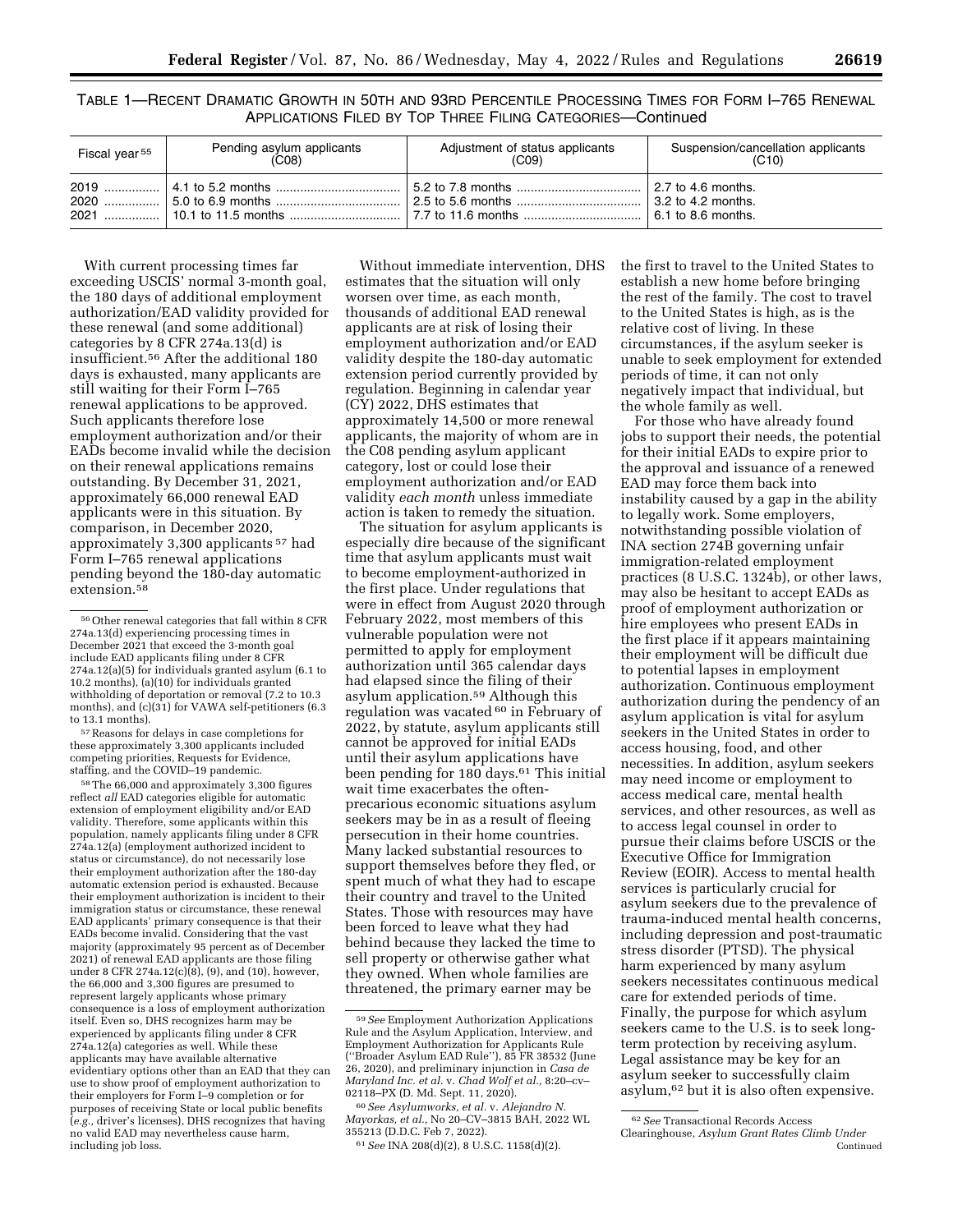TABLE 1—RECENT DRAMATIC GROWTH IN 50TH AND 93RD PERCENTILE PROCESSING TIMES FOR FORM I–765 RENEWAL APPLICATIONS FILED BY TOP THREE FILING CATEGORIES—Continued

| Fiscal year[55] | Pending asylum applicants (C08) | Adjustment of status applicants (C09) | Suspension/cancellation applicants (C10) |
|---|---|---|---|
| 2019 | 4.1 to 5.2 months | 5.2 to 7.8 months | 2.7 to 4.6 months. |
| 2020 | 5.0 to 6.9 months | 2.5 to 5.6 months | 3.2 to 4.2 months. |
| 2021 | 10.1 to 11.5 months | 7.7 to 11.6 months | 6.1 to 8.6 months. |

With current processing times far exceeding USCIS' normal 3-month goal, the 180 days of additional employment authorization/EAD validity provided for these renewal (and some additional) categories by 8 CFR 274a.13(d) is insufficient.[56] After the additional 180 days is exhausted, many applicants are still waiting for their Form I–765 renewal applications to be approved. Such applicants therefore lose employment authorization and/or their EADs become invalid while the decision on their renewal applications remains outstanding. By December 31, 2021, approximately 66,000 renewal EAD applicants were in this situation. By comparison, in December 2020, approximately 3,300 applicants[57] had Form I–765 renewal applications pending beyond the 180-day automatic extension.[58]

Without immediate intervention, DHS estimates that the situation will only worsen over time, as each month, thousands of additional EAD renewal applicants are at risk of losing their employment authorization and/or EAD validity despite the 180-day automatic extension period currently provided by regulation. Beginning in calendar year (CY) 2022, DHS estimates that approximately 14,500 or more renewal applicants, the majority of whom are in the C08 pending asylum applicant category, lost or could lose their employment authorization and/or EAD validity *each month* unless immediate action is taken to remedy the situation.

The situation for asylum applicants is especially dire because of the significant time that asylum applicants must wait to become employment-authorized in the first place. Under regulations that were in effect from August 2020 through February 2022, most members of this vulnerable population were not permitted to apply for employment authorization until 365 calendar days had elapsed since the filing of their asylum application.[59] Although this regulation was vacated[60] in February of 2022, by statute, asylum applicants still cannot be approved for initial EADs until their asylum applications have been pending for 180 days.[61] This initial wait time exacerbates the often-precarious economic situations asylum seekers may be in as a result of fleeing persecution in their home countries. Many lacked substantial resources to support themselves before they fled, or spent much of what they had to escape their country and travel to the United States. Those with resources may have been forced to leave what they had behind because they lacked the time to sell property or otherwise gather what they owned. When whole families are threatened, the primary earner may be the first to travel to the United States to establish a new home before bringing the rest of the family. The cost to travel to the United States is high, as is the relative cost of living. In these circumstances, if the asylum seeker is unable to seek employment for extended periods of time, it can not only negatively impact that individual, but the whole family as well.

For those who have already found jobs to support their needs, the potential for their initial EADs to expire prior to the approval and issuance of a renewed EAD may force them back into instability caused by a gap in the ability to legally work. Some employers, notwithstanding possible violation of INA section 274B governing unfair immigration-related employment practices (8 U.S.C. 1324b), or other laws, may also be hesitant to accept EADs as proof of employment authorization or hire employees who present EADs in the first place if it appears maintaining their employment will be difficult due to potential lapses in employment authorization. Continuous employment authorization during the pendency of an asylum application is vital for asylum seekers in the United States in order to access housing, food, and other necessities. In addition, asylum seekers may need income or employment to access medical care, mental health services, and other resources, as well as to access legal counsel in order to pursue their claims before USCIS or the Executive Office for Immigration Review (EOIR). Access to mental health services is particularly crucial for asylum seekers due to the prevalence of trauma-induced mental health concerns, including depression and post-traumatic stress disorder (PTSD). The physical harm experienced by many asylum seekers necessitates continuous medical care for extended periods of time. Finally, the purpose for which asylum seekers came to the U.S. is to seek long-term protection by receiving asylum. Legal assistance may be key for an asylum seeker to successfully claim asylum,[62] but it is also often expensive.

---

[56] Other renewal categories that fall within 8 CFR 274a.13(d) experiencing processing times in December 2021 that exceed the 3-month goal include EAD applicants filing under 8 CFR 274a.12(a)(5) for individuals granted asylum (6.1 to 10.2 months), (a)(10) for individuals granted withholding of deportation or removal (7.2 to 10.3 months), and (c)(31) for VAWA self-petitioners (6.3 to 13.1 months).

[57] Reasons for delays in case completions for these approximately 3,300 applicants included competing priorities, Requests for Evidence, staffing, and the COVID–19 pandemic.

[58] The 66,000 and approximately 3,300 figures reflect *all* EAD categories eligible for automatic extension of employment eligibility and/or EAD validity. Therefore, some applicants within this population, namely applicants filing under 8 CFR 274a.12(a) (employment authorized incident to status or circumstance), do not necessarily lose their employment authorization after the 180-day automatic extension period is exhausted. Because their employment authorization is incident to their immigration status or circumstance, these renewal EAD applicants' primary consequence is that their EADs become invalid. Considering that the vast majority (approximately 95 percent as of December 2021) of renewal EAD applicants are those filing under 8 CFR 274a.12(c)(8), (9), and (10), however, the 66,000 and 3,300 figures are presumed to represent largely applicants whose primary consequence is a loss of employment authorization itself. Even so, DHS recognizes harm may be experienced by applicants filing under 8 CFR 274a.12(a) categories as well. While these applicants may have available alternative evidentiary options other than an EAD that they can use to show proof of employment authorization to their employers for Form I–9 completion or for purposes of receiving State or local public benefits (*e.g.*, driver's licenses), DHS recognizes that having no valid EAD may nevertheless cause harm, including job loss.

[59] *See* Employment Authorization Applications Rule and the Asylum Application, Interview, and Employment Authorization for Applicants Rule ("Broader Asylum EAD Rule"), 85 FR 38532 (June 26, 2020), and preliminary injunction in *Casa de Maryland Inc. et al.* v. *Chad Wolf et al.*, 8:20–cv–02118–PX (D. Md. Sept. 11, 2020).

[60] *See Asylumworks, et al.* v. *Alejandro N. Mayorkas, et al.*, No 20–CV–3815 BAH, 2022 WL 355213 (D.D.C. Feb 7, 2022).

[61] *See* INA 208(d)(2), 8 U.S.C. 1158(d)(2).

[62] *See* Transactional Records Access Clearinghouse, *Asylum Grant Rates Climb Under* Continued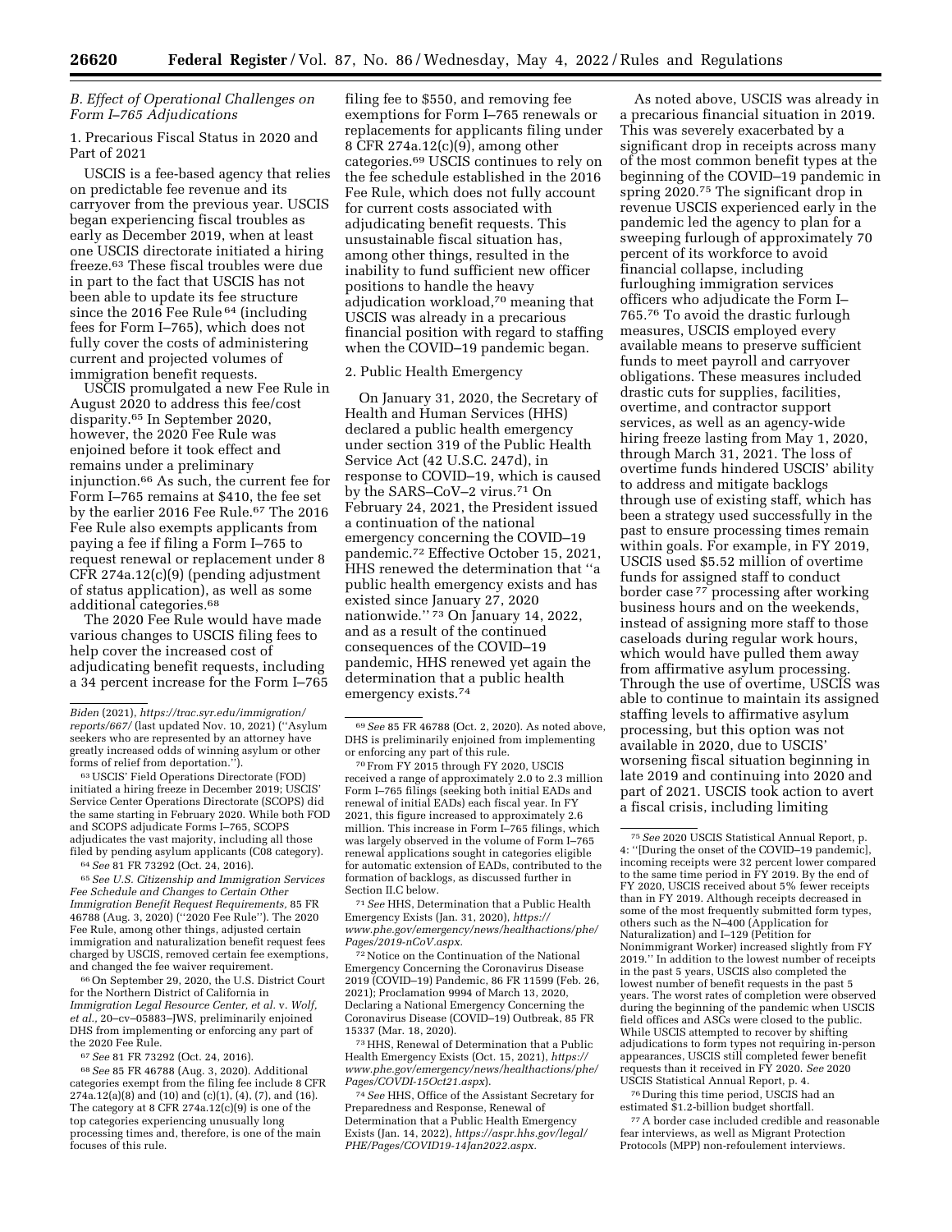### B. Effect of Operational Challenges on Form I–765 Adjudications

1. Precarious Fiscal Status in 2020 and Part of 2021

USCIS is a fee-based agency that relies on predictable fee revenue and its carryover from the previous year. USCIS began experiencing fiscal troubles as early as December 2019, when at least one USCIS directorate initiated a hiring freeze.[63] These fiscal troubles were due in part to the fact that USCIS has not been able to update its fee structure since the 2016 Fee Rule[64] (including fees for Form I–765), which does not fully cover the costs of administering current and projected volumes of immigration benefit requests.

USCIS promulgated a new Fee Rule in August 2020 to address this fee/cost disparity.[65] In September 2020, however, the 2020 Fee Rule was enjoined before it took effect and remains under a preliminary injunction.[66] As such, the current fee for Form I–765 remains at $410, the fee set by the earlier 2016 Fee Rule.[67] The 2016 Fee Rule also exempts applicants from paying a fee if filing a Form I–765 to request renewal or replacement under 8 CFR 274a.12(c)(9) (pending adjustment of status application), as well as some additional categories.[68]

The 2020 Fee Rule would have made various changes to USCIS filing fees to help cover the increased cost of adjudicating benefit requests, including a 34 percent increase for the Form I–765 filing fee to $550, and removing fee exemptions for Form I–765 renewals or replacements for applicants filing under 8 CFR 274a.12(c)(9), among other categories.[69] USCIS continues to rely on the fee schedule established in the 2016 Fee Rule, which does not fully account for current costs associated with adjudicating benefit requests. This unsustainable fiscal situation has, among other things, resulted in the inability to fund sufficient new officer positions to handle the heavy adjudication workload,[70] meaning that USCIS was already in a precarious financial position with regard to staffing when the COVID–19 pandemic began.

2. Public Health Emergency

On January 31, 2020, the Secretary of Health and Human Services (HHS) declared a public health emergency under section 319 of the Public Health Service Act (42 U.S.C. 247d), in response to COVID–19, which is caused by the SARS–CoV–2 virus.[71] On February 24, 2021, the President issued a continuation of the national emergency concerning the COVID–19 pandemic.[72] Effective October 15, 2021, HHS renewed the determination that ''a public health emergency exists and has existed since January 27, 2020 nationwide.''[73] On January 14, 2022, and as a result of the continued consequences of the COVID–19 pandemic, HHS renewed yet again the determination that a public health emergency exists.[74]

As noted above, USCIS was already in a precarious financial situation in 2019. This was severely exacerbated by a significant drop in receipts across many of the most common benefit types at the beginning of the COVID–19 pandemic in spring 2020.[75] The significant drop in revenue USCIS experienced early in the pandemic led the agency to plan for a sweeping furlough of approximately 70 percent of its workforce to avoid financial collapse, including furloughing immigration services officers who adjudicate the Form I–765.[76] To avoid the drastic furlough measures, USCIS employed every available means to preserve sufficient funds to meet payroll and carryover obligations. These measures included drastic cuts for supplies, facilities, overtime, and contractor support services, as well as an agency-wide hiring freeze lasting from May 1, 2020, through March 31, 2021. The loss of overtime funds hindered USCIS' ability to address and mitigate backlogs through use of existing staff, which has been a strategy used successfully in the past to ensure processing times remain within goals. For example, in FY 2019, USCIS used $5.52 million of overtime funds for assigned staff to conduct border case[77] processing after working business hours and on the weekends, instead of assigning more staff to those caseloads during regular work hours, which would have pulled them away from affirmative asylum processing. Through the use of overtime, USCIS was able to continue to maintain its assigned staffing levels to affirmative asylum processing, but this option was not available in 2020, due to USCIS' worsening fiscal situation beginning in late 2019 and continuing into 2020 and part of 2021. USCIS took action to avert a fiscal crisis, including limiting

---

*Biden* (2021), *https://trac.syr.edu/immigration/reports/667/* (last updated Nov. 10, 2021) (''Asylum seekers who are represented by an attorney have greatly increased odds of winning asylum or other forms of relief from deportation.'').

[63] USCIS' Field Operations Directorate (FOD) initiated a hiring freeze in December 2019; USCIS' Service Center Operations Directorate (SCOPS) did the same starting in February 2020. While both FOD and SCOPS adjudicate Forms I–765, SCOPS adjudicates the vast majority, including all those filed by pending asylum applicants (C08 category).

[64] *See* 81 FR 73292 (Oct. 24, 2016).

[65] *See U.S. Citizenship and Immigration Services Fee Schedule and Changes to Certain Other Immigration Benefit Request Requirements,* 85 FR 46788 (Aug. 3, 2020) (''2020 Fee Rule''). The 2020 Fee Rule, among other things, adjusted certain immigration and naturalization benefit request fees charged by USCIS, removed certain fee exemptions, and changed the fee waiver requirement.

[66] On September 29, 2020, the U.S. District Court for the Northern District of California in *Immigration Legal Resource Center, et al.* v. *Wolf, et al.,* 20–cv–05883–JWS, preliminarily enjoined DHS from implementing or enforcing any part of the 2020 Fee Rule.

[67] *See* 81 FR 73292 (Oct. 24, 2016).

[68] *See* 85 FR 46788 (Aug. 3, 2020). Additional categories exempt from the filing fee include 8 CFR 274a.12(a)(8) and (10) and (c)(1), (4), (7), and (16). The category at 8 CFR 274a.12(c)(9) is one of the top categories experiencing unusually long processing times and, therefore, is one of the main focuses of this rule.

[69] *See* 85 FR 46788 (Oct. 2, 2020). As noted above, DHS is preliminarily enjoined from implementing or enforcing any part of this rule.

[70] From FY 2015 through FY 2020, USCIS received a range of approximately 2.0 to 2.3 million Form I–765 filings (seeking both initial EADs and renewal of initial EADs) each fiscal year. In FY 2021, this figure increased to approximately 2.6 million. This increase in Form I–765 filings, which was largely observed in the volume of Form I–765 renewal applications sought in categories eligible for automatic extension of EADs, contributed to the formation of backlogs, as discussed further in Section II.C below.

[71] *See* HHS, Determination that a Public Health Emergency Exists (Jan. 31, 2020), *https://www.phe.gov/emergency/news/healthactions/phe/Pages/2019-nCoV.aspx.*

[72] Notice on the Continuation of the National Emergency Concerning the Coronavirus Disease 2019 (COVID–19) Pandemic, 86 FR 11599 (Feb. 26, 2021); Proclamation 9994 of March 13, 2020, Declaring a National Emergency Concerning the Coronavirus Disease (COVID–19) Outbreak, 85 FR 15337 (Mar. 18, 2020).

[73] HHS, Renewal of Determination that a Public Health Emergency Exists (Oct. 15, 2021), *https://www.phe.gov/emergency/news/healthactions/phe/Pages/COVDI-15Oct21.aspx*).

[74] *See* HHS, Office of the Assistant Secretary for Preparedness and Response, Renewal of Determination that a Public Health Emergency Exists (Jan. 14, 2022), *https://aspr.hhs.gov/legal/PHE/Pages/COVID19-14Jan2022.aspx.*

[75] *See* 2020 USCIS Statistical Annual Report, p. 4: ''[During the onset of the COVID–19 pandemic], incoming receipts were 32 percent lower compared to the same time period in FY 2019. By the end of FY 2020, USCIS received about 5% fewer receipts than in FY 2019. Although receipts decreased in some of the most frequently submitted form types, others such as the N–400 (Application for Naturalization) and I–129 (Petition for Nonimmigrant Worker) increased slightly from FY 2019.'' In addition to the lowest number of receipts in the past 5 years, USCIS also completed the lowest number of benefit requests in the past 5 years. The worst rates of completion were observed during the beginning of the pandemic when USCIS field offices and ASCs were closed to the public. While USCIS attempted to recover by shifting adjudications to form types not requiring in-person appearances, USCIS still completed fewer benefit requests than it received in FY 2020. *See* 2020 USCIS Statistical Annual Report, p. 4.

[76] During this time period, USCIS had an estimated $1.2-billion budget shortfall.

[77] A border case included credible and reasonable fear interviews, as well as Migrant Protection Protocols (MPP) non-refoulement interviews.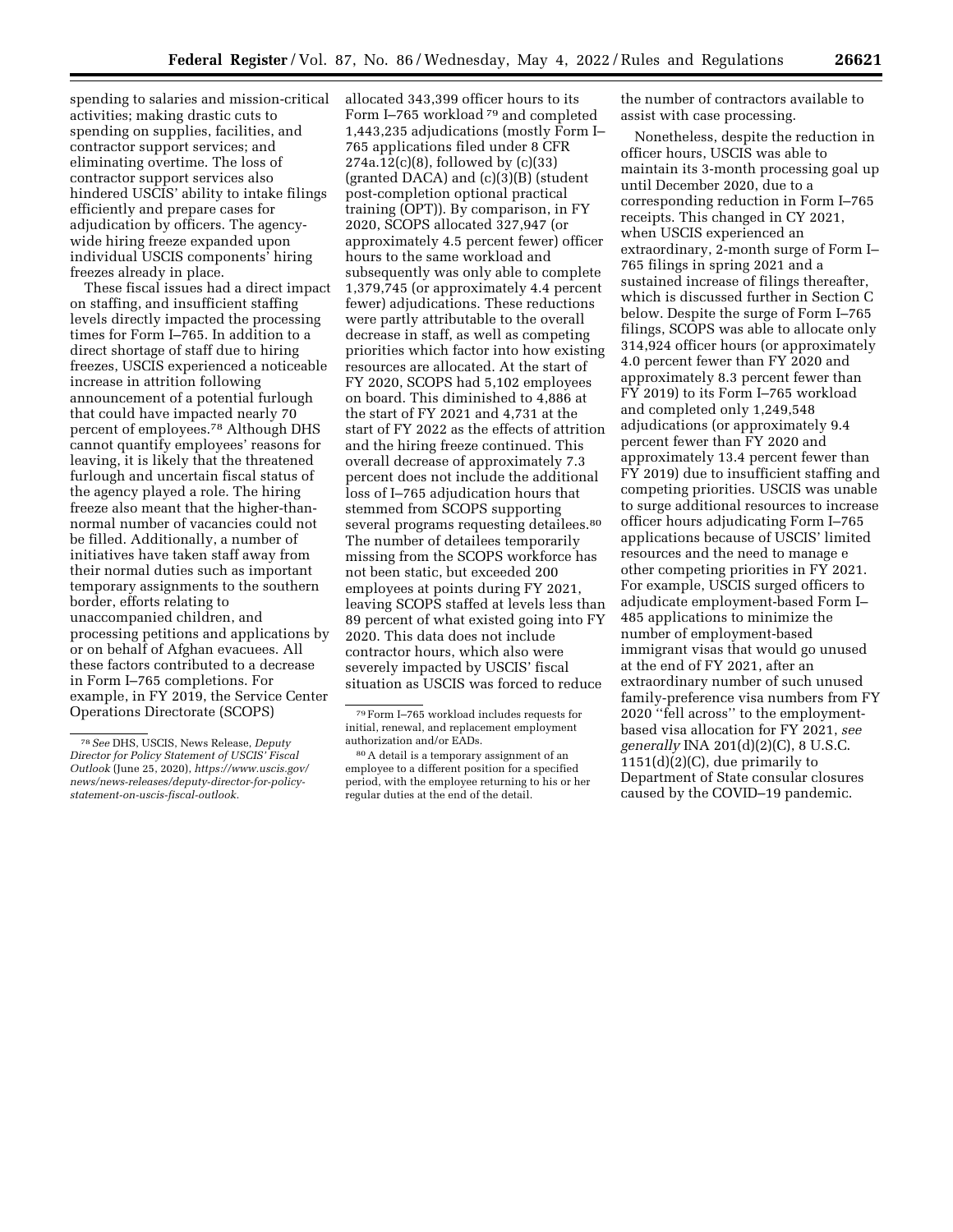spending to salaries and mission-critical activities; making drastic cuts to spending on supplies, facilities, and contractor support services; and eliminating overtime. The loss of contractor support services also hindered USCIS' ability to intake filings efficiently and prepare cases for adjudication by officers. The agency-wide hiring freeze expanded upon individual USCIS components' hiring freezes already in place.

These fiscal issues had a direct impact on staffing, and insufficient staffing levels directly impacted the processing times for Form I–765. In addition to a direct shortage of staff due to hiring freezes, USCIS experienced a noticeable increase in attrition following announcement of a potential furlough that could have impacted nearly 70 percent of employees.[78] Although DHS cannot quantify employees' reasons for leaving, it is likely that the threatened furlough and uncertain fiscal status of the agency played a role. The hiring freeze also meant that the higher-than-normal number of vacancies could not be filled. Additionally, a number of initiatives have taken staff away from their normal duties such as important temporary assignments to the southern border, efforts relating to unaccompanied children, and processing petitions and applications by or on behalf of Afghan evacuees. All these factors contributed to a decrease in Form I–765 completions. For example, in FY 2019, the Service Center Operations Directorate (SCOPS) allocated 343,399 officer hours to its Form I–765 workload[79] and completed 1,443,235 adjudications (mostly Form I–765 applications filed under 8 CFR 274a.12(c)(8), followed by (c)(33) (granted DACA) and (c)(3)(B) (student post-completion optional practical training (OPT)). By comparison, in FY 2020, SCOPS allocated 327,947 (or approximately 4.5 percent fewer) officer hours to the same workload and subsequently was only able to complete 1,379,745 (or approximately 4.4 percent fewer) adjudications. These reductions were partly attributable to the overall decrease in staff, as well as competing priorities which factor into how existing resources are allocated. At the start of FY 2020, SCOPS had 5,102 employees on board. This diminished to 4,886 at the start of FY 2021 and 4,731 at the start of FY 2022 as the effects of attrition and the hiring freeze continued. This overall decrease of approximately 7.3 percent does not include the additional loss of I–765 adjudication hours that stemmed from SCOPS supporting several programs requesting detailees.[80] The number of detailees temporarily missing from the SCOPS workforce has not been static, but exceeded 200 employees at points during FY 2021, leaving SCOPS staffed at levels less than 89 percent of what existed going into FY 2020. This data does not include contractor hours, which also were severely impacted by USCIS' fiscal situation as USCIS was forced to reduce the number of contractors available to assist with case processing.

Nonetheless, despite the reduction in officer hours, USCIS was able to maintain its 3-month processing goal up until December 2020, due to a corresponding reduction in Form I–765 receipts. This changed in CY 2021, when USCIS experienced an extraordinary, 2-month surge of Form I–765 filings in spring 2021 and a sustained increase of filings thereafter, which is discussed further in Section C below. Despite the surge of Form I–765 filings, SCOPS was able to allocate only 314,924 officer hours (or approximately 4.0 percent fewer than FY 2020 and approximately 8.3 percent fewer than FY 2019) to its Form I–765 workload and completed only 1,249,548 adjudications (or approximately 9.4 percent fewer than FY 2020 and approximately 13.4 percent fewer than FY 2019) due to insufficient staffing and competing priorities. USCIS was unable to surge additional resources to increase officer hours adjudicating Form I–765 applications because of USCIS' limited resources and the need to manage e other competing priorities in FY 2021. For example, USCIS surged officers to adjudicate employment-based Form I–485 applications to minimize the number of employment-based immigrant visas that would go unused at the end of FY 2021, after an extraordinary number of such unused family-preference visa numbers from FY 2020 "fell across" to the employment-based visa allocation for FY 2021, *see generally* INA 201(d)(2)(C), 8 U.S.C. 1151(d)(2)(C), due primarily to Department of State consular closures caused by the COVID–19 pandemic.

---

[78] *See* DHS, USCIS, News Release, *Deputy Director for Policy Statement of USCIS' Fiscal Outlook* (June 25, 2020), *https://www.uscis.gov/news/news-releases/deputy-director-for-policy-statement-on-uscis-fiscal-outlook.*

[79] Form I–765 workload includes requests for initial, renewal, and replacement employment authorization and/or EADs.

[80] A detail is a temporary assignment of an employee to a different position for a specified period, with the employee returning to his or her regular duties at the end of the detail.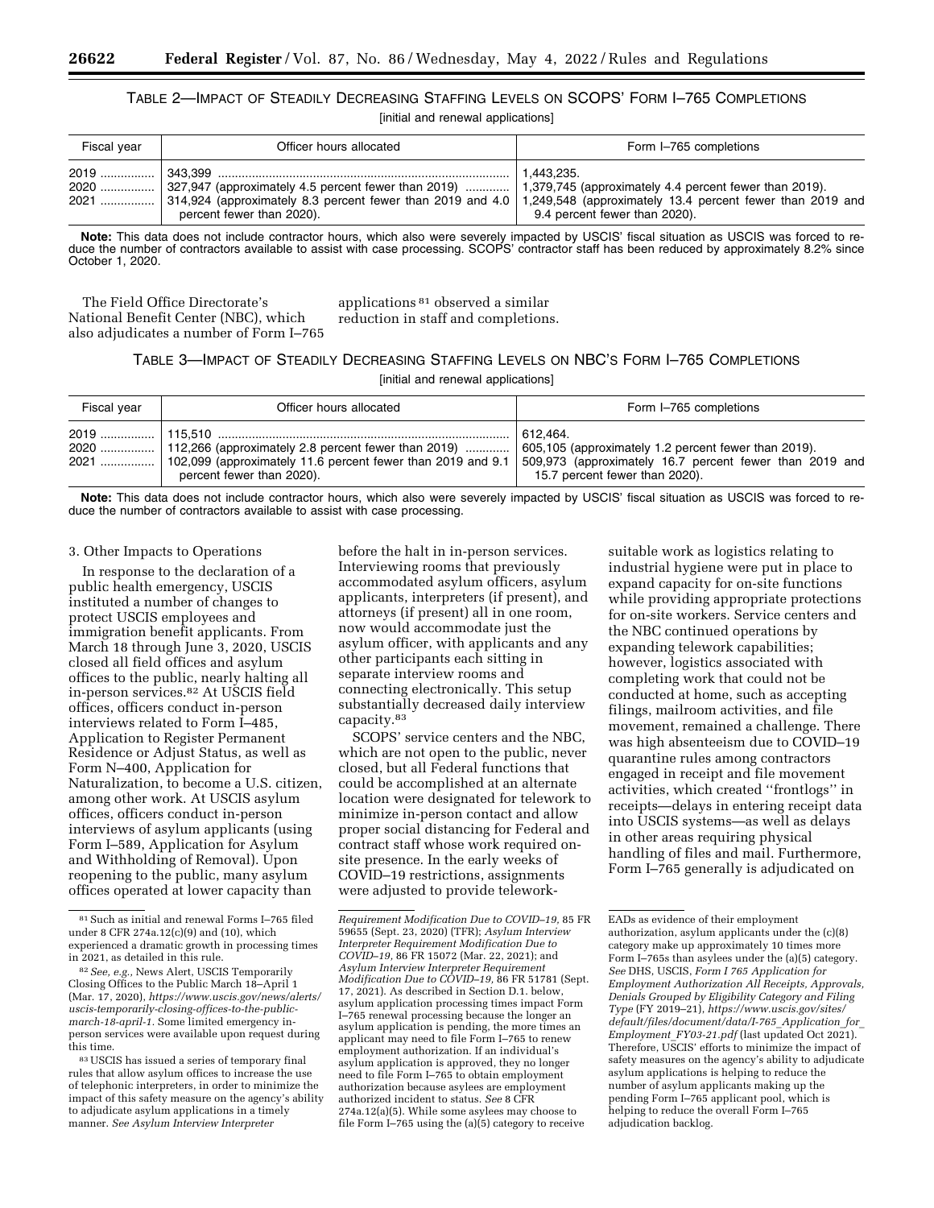TABLE 2—IMPACT OF STEADILY DECREASING STAFFING LEVELS ON SCOPS' FORM I–765 COMPLETIONS

[initial and renewal applications]

| Fiscal year | Officer hours allocated | Form I–765 completions |
| --- | --- | --- |
| 2019 | 343,399 | 1,443,235. |
| 2020 | 327,947 (approximately 4.5 percent fewer than 2019) | 1,379,745 (approximately 4.4 percent fewer than 2019). |
| 2021 | 314,924 (approximately 8.3 percent fewer than 2019 and 4.0 percent fewer than 2020). | 1,249,548 (approximately 13.4 percent fewer than 2019 and 9.4 percent fewer than 2020). |

**Note:** This data does not include contractor hours, which also were severely impacted by USCIS' fiscal situation as USCIS was forced to reduce the number of contractors available to assist with case processing. SCOPS' contractor staff has been reduced by approximately 8.2% since October 1, 2020.

The Field Office Directorate's National Benefit Center (NBC), which also adjudicates a number of Form I–765 applications[81] observed a similar reduction in staff and completions.

TABLE 3—IMPACT OF STEADILY DECREASING STAFFING LEVELS ON NBC'S FORM I–765 COMPLETIONS

[initial and renewal applications]

| Fiscal year | Officer hours allocated | Form I–765 completions |
| --- | --- | --- |
| 2019 | 115,510 | 612,464. |
| 2020 | 112,266 (approximately 2.8 percent fewer than 2019) | 605,105 (approximately 1.2 percent fewer than 2019). |
| 2021 | 102,099 (approximately 11.6 percent fewer than 2019 and 9.1 percent fewer than 2020). | 509,973 (approximately 16.7 percent fewer than 2019 and 15.7 percent fewer than 2020). |

**Note:** This data does not include contractor hours, which also were severely impacted by USCIS' fiscal situation as USCIS was forced to reduce the number of contractors available to assist with case processing.

3. Other Impacts to Operations

In response to the declaration of a public health emergency, USCIS instituted a number of changes to protect USCIS employees and immigration benefit applicants. From March 18 through June 3, 2020, USCIS closed all field offices and asylum offices to the public, nearly halting all in-person services.[82] At USCIS field offices, officers conduct in-person interviews related to Form I–485, Application to Register Permanent Residence or Adjust Status, as well as Form N–400, Application for Naturalization, to become a U.S. citizen, among other work. At USCIS asylum offices, officers conduct in-person interviews of asylum applicants (using Form I–589, Application for Asylum and Withholding of Removal). Upon reopening to the public, many asylum offices operated at lower capacity than before the halt in in-person services. Interviewing rooms that previously accommodated asylum officers, asylum applicants, interpreters (if present), and attorneys (if present) all in one room, now would accommodate just the asylum officer, with applicants and any other participants each sitting in separate interview rooms and connecting electronically. This setup substantially decreased daily interview capacity.[83]

SCOPS' service centers and the NBC, which are not open to the public, never closed, but all Federal functions that could be accomplished at an alternate location were designated for telework to minimize in-person contact and allow proper social distancing for Federal and contract staff whose work required on-site presence. In the early weeks of COVID–19 restrictions, assignments were adjusted to provide telework-suitable work as logistics relating to industrial hygiene were put in place to expand capacity for on-site functions while providing appropriate protections for on-site workers. Service centers and the NBC continued operations by expanding telework capabilities; however, logistics associated with completing work that could not be conducted at home, such as accepting filings, mailroom activities, and file movement, remained a challenge. There was high absenteeism due to COVID–19 quarantine rules among contractors engaged in receipt and file movement activities, which created "frontlogs" in receipts—delays in entering receipt data into USCIS systems—as well as delays in other areas requiring physical handling of files and mail. Furthermore, Form I–765 generally is adjudicated on

---

[81] Such as initial and renewal Forms I–765 filed under 8 CFR 274a.12(c)(9) and (10), which experienced a dramatic growth in processing times in 2021, as detailed in this rule.

[82] *See, e.g.,* News Alert, USCIS Temporarily Closing Offices to the Public March 18–April 1 (Mar. 17, 2020), *https://www.uscis.gov/news/alerts/uscis-temporarily-closing-offices-to-the-public-march-18-april-1*. Some limited emergency in-person services were available upon request during this time.

[83] USCIS has issued a series of temporary final rules that allow asylum offices to increase the use of telephonic interpreters, in order to minimize the impact of this safety measure on the agency's ability to adjudicate asylum applications in a timely manner. *See Asylum Interview Interpreter Requirement Modification Due to COVID–19*, 85 FR 59655 (Sept. 23, 2020) (TFR); *Asylum Interview Interpreter Requirement Modification Due to COVID–19*, 86 FR 15072 (Mar. 22, 2021); and *Asylum Interview Interpreter Requirement Modification Due to COVID–19*, 86 FR 51781 (Sept. 17, 2021). As described in Section D.1. below, asylum application processing times impact Form I–765 renewal processing because the longer an asylum application is pending, the more times an applicant may need to file Form I–765 to renew employment authorization. If an individual's asylum application is approved, they no longer need to file Form I–765 to obtain employment authorization because asylees are employment authorized incident to status. *See* 8 CFR 274a.12(a)(5). While some asylees may choose to file Form I–765 using the (a)(5) category to receive EADs as evidence of their employment authorization, asylum applicants under the (c)(8) category make up approximately 10 times more Form I–765s than asylees under the (a)(5) category. *See* DHS, USCIS, *Form I 765 Application for Employment Authorization All Receipts, Approvals, Denials Grouped by Eligibility Category and Filing Type* (FY 2019–21), *https://www.uscis.gov/sites/default/files/document/data/I-765_Application_for_Employment_FY03-21.pdf* (last updated Oct 2021). Therefore, USCIS' efforts to minimize the impact of safety measures on the agency's ability to adjudicate asylum applications is helping to reduce the number of asylum applicants making up the pending Form I–765 applicant pool, which is helping to reduce the overall Form I–765 adjudication backlog.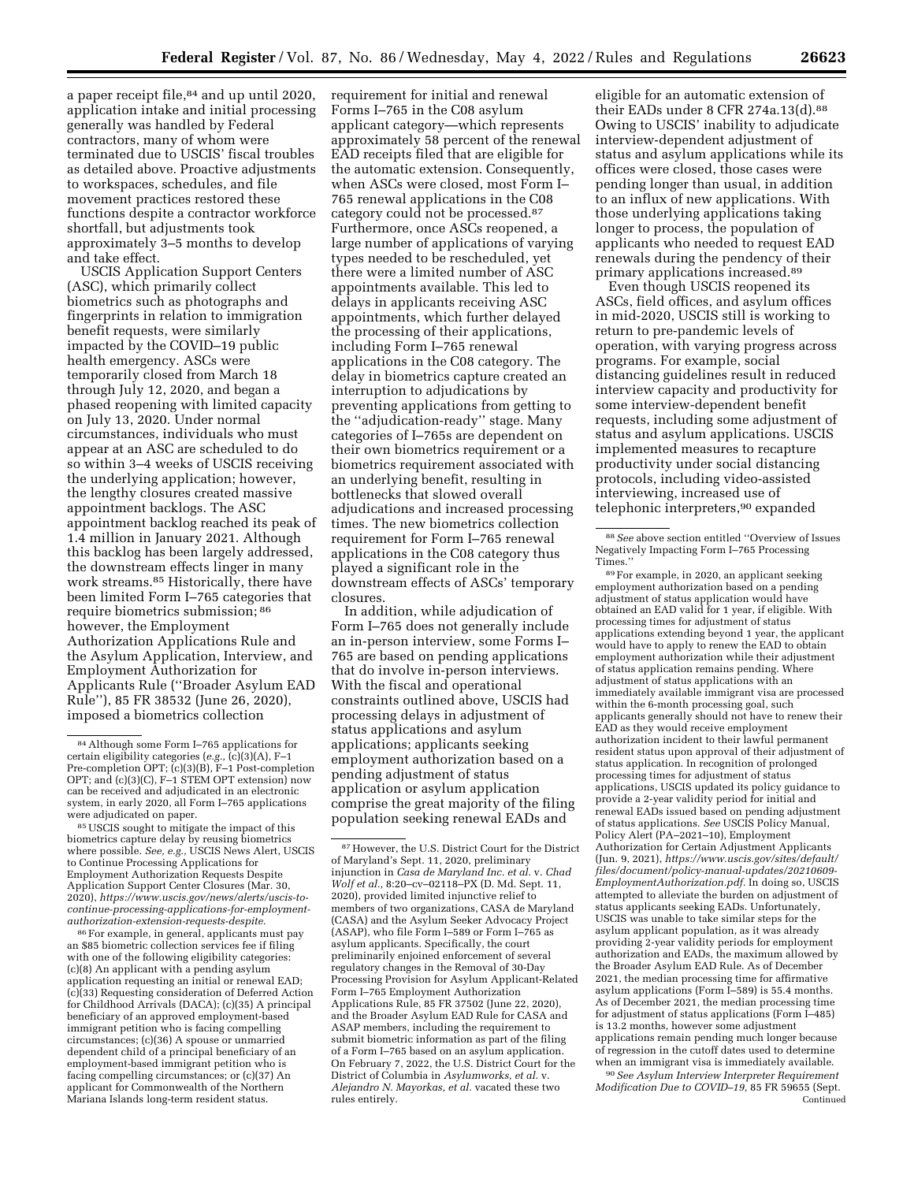a paper receipt file,[84] and up until 2020, application intake and initial processing generally was handled by Federal contractors, many of whom were terminated due to USCIS' fiscal troubles as detailed above. Proactive adjustments to workspaces, schedules, and file movement practices restored these functions despite a contractor workforce shortfall, but adjustments took approximately 3–5 months to develop and take effect.

USCIS Application Support Centers (ASC), which primarily collect biometrics such as photographs and fingerprints in relation to immigration benefit requests, were similarly impacted by the COVID–19 public health emergency. ASCs were temporarily closed from March 18 through July 12, 2020, and began a phased reopening with limited capacity on July 13, 2020. Under normal circumstances, individuals who must appear at an ASC are scheduled to do so within 3–4 weeks of USCIS receiving the underlying application; however, the lengthy closures created massive appointment backlogs. The ASC appointment backlog reached its peak of 1.4 million in January 2021. Although this backlog has been largely addressed, the downstream effects linger in many work streams.[85] Historically, there have been limited Form I–765 categories that require biometrics submission;[86] however, the Employment Authorization Applications Rule and the Asylum Application, Interview, and Employment Authorization for Applicants Rule (''Broader Asylum EAD Rule''), 85 FR 38532 (June 26, 2020), imposed a biometrics collection requirement for initial and renewal Forms I–765 in the C08 asylum applicant category—which represents approximately 58 percent of the renewal EAD receipts filed that are eligible for the automatic extension. Consequently, when ASCs were closed, most Form I–765 renewal applications in the C08 category could not be processed.[87] Furthermore, once ASCs reopened, a large number of applications of varying types needed to be rescheduled, yet there were a limited number of ASC appointments available. This led to delays in applicants receiving ASC appointments, which further delayed the processing of their applications, including Form I–765 renewal applications in the C08 category. The delay in biometrics capture created an interruption to adjudications by preventing applications from getting to the ''adjudication-ready'' stage. Many categories of I–765s are dependent on their own biometrics requirement or a biometrics requirement associated with an underlying benefit, resulting in bottlenecks that slowed overall adjudications and increased processing times. The new biometrics collection requirement for Form I–765 renewal applications in the C08 category thus played a significant role in the downstream effects of ASCs' temporary closures.

In addition, while adjudication of Form I–765 does not generally include an in-person interview, some Forms I–765 are based on pending applications that do involve in-person interviews. With the fiscal and operational constraints outlined above, USCIS had processing delays in adjustment of status applications and asylum applications; applicants seeking employment authorization based on a pending adjustment of status application or asylum application comprise the great majority of the filing population seeking renewal EADs and eligible for an automatic extension of their EADs under 8 CFR 274a.13(d).[88] Owing to USCIS' inability to adjudicate interview-dependent adjustment of status and asylum applications while its offices were closed, those cases were pending longer than usual, in addition to an influx of new applications. With those underlying applications taking longer to process, the population of applicants who needed to request EAD renewals during the pendency of their primary applications increased.[89]

Even though USCIS reopened its ASCs, field offices, and asylum offices in mid-2020, USCIS still is working to return to pre-pandemic levels of operation, with varying progress across programs. For example, social distancing guidelines result in reduced interview capacity and productivity for some interview-dependent benefit requests, including some adjustment of status and asylum applications. USCIS implemented measures to recapture productivity under social distancing protocols, including video-assisted interviewing, increased use of telephonic interpreters,[90] expanded

---

[84] Although some Form I–765 applications for certain eligibility categories (*e.g.*, (c)(3)(A), F–1 Pre-completion OPT; (c)(3)(B), F–1 Post-completion OPT; and (c)(3)(C), F–1 STEM OPT extension) now can be received and adjudicated in an electronic system, in early 2020, all Form I–765 applications were adjudicated on paper.

[85] USCIS sought to mitigate the impact of this biometrics capture delay by reusing biometrics where possible. *See, e.g.*, USCIS News Alert, USCIS to Continue Processing Applications for Employment Authorization Requests Despite Application Support Center Closures (Mar. 30, 2020), *https://www.uscis.gov/news/alerts/uscis-to-continue-processing-applications-for-employment-authorization-extension-requests-despite.*

[86] For example, in general, applicants must pay an $85 biometric collection services fee if filing with one of the following eligibility categories: (c)(8) An applicant with a pending asylum application requesting an initial or renewal EAD; (c)(33) Requesting consideration of Deferred Action for Childhood Arrivals (DACA); (c)(35) A principal beneficiary of an approved employment-based immigrant petition who is facing compelling circumstances; (c)(36) A spouse or unmarried dependent child of a principal beneficiary of an employment-based immigrant petition who is facing compelling circumstances; or (c)(37) An applicant for Commonwealth of the Northern Mariana Islands long-term resident status.

[87] However, the U.S. District Court for the District of Maryland's Sept. 11, 2020, preliminary injunction in *Casa de Maryland Inc. et al.* v. *Chad Wolf et al.*, 8:20–cv–02118–PX (D. Md. Sept. 11, 2020), provided limited injunctive relief to members of two organizations, CASA de Maryland (CASA) and the Asylum Seeker Advocacy Project (ASAP), who file Form I–589 or Form I–765 as asylum applicants. Specifically, the court preliminarily enjoined enforcement of several regulatory changes in the Removal of 30-Day Processing Provision for Asylum Applicant-Related Form I–765 Employment Authorization Applications Rule, 85 FR 37502 (June 22, 2020), and the Broader Asylum EAD Rule for CASA and ASAP members, including the requirement to submit biometric information as part of the filing of a Form I–765 based on an asylum application. On February 7, 2022, the U.S. District Court for the District of Columbia in *Asylumworks, et al.* v. *Alejandro N. Mayorkas, et al.* vacated these two rules entirely.

[88] *See* above section entitled ''Overview of Issues Negatively Impacting Form I–765 Processing Times.''

[89] For example, in 2020, an applicant seeking employment authorization based on a pending adjustment of status application would have obtained an EAD valid for 1 year, if eligible. With processing times for adjustment of status applications extending beyond 1 year, the applicant would have to apply to renew the EAD to obtain employment authorization while their adjustment of status application remains pending. Where adjustment of status applications with an immediately available immigrant visa are processed within the 6-month processing goal, such applicants generally should not have to renew their EAD as they would receive employment authorization incident to their lawful permanent resident status upon approval of their adjustment of status application. In recognition of prolonged processing times for adjustment of status applications, USCIS updated its policy guidance to provide a 2-year validity period for initial and renewal EADs issued based on pending adjustment of status applications. *See* USCIS Policy Manual, Policy Alert (PA–2021–10), Employment Authorization for Certain Adjustment Applicants (Jun. 9, 2021), *https://www.uscis.gov/sites/default/files/document/policy-manual-updates/20210609-EmploymentAuthorization.pdf.* In doing so, USCIS attempted to alleviate the burden on adjustment of status applicants seeking EADs. Unfortunately, USCIS was unable to take similar steps for the asylum applicant population, as it was already providing 2-year validity periods for employment authorization and EADs, the maximum allowed by the Broader Asylum EAD Rule. As of December 2021, the median processing time for affirmative asylum applications (Form I–589) is 55.4 months. As of December 2021, the median processing time for adjustment of status applications (Form I–485) is 13.2 months, however some adjustment applications remain pending much longer because of regression in the cutoff dates used to determine when an immigrant visa is immediately available.

[90] *See Asylum Interview Interpreter Requirement Modification Due to COVID–19*, 85 FR 59655 (Sept. Continued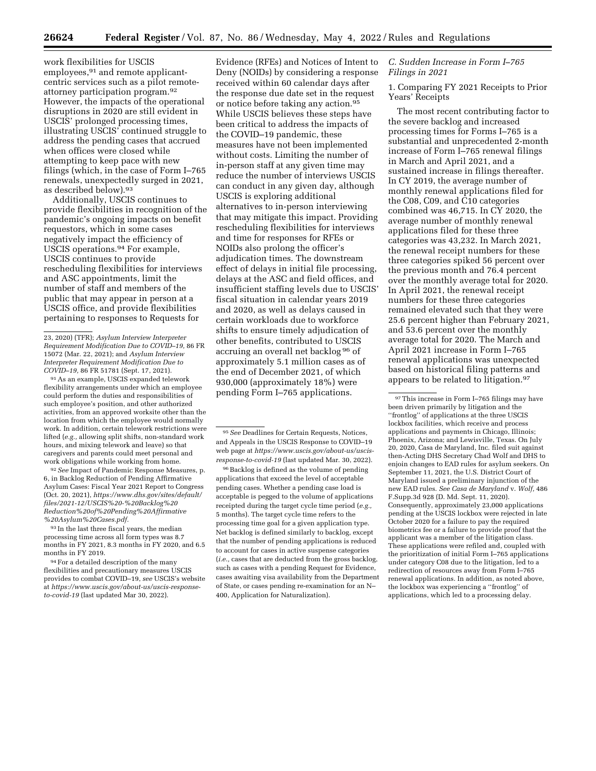work flexibilities for USCIS employees,[91] and remote applicant-centric services such as a pilot remote-attorney participation program.[92] However, the impacts of the operational disruptions in 2020 are still evident in USCIS' prolonged processing times, illustrating USCIS' continued struggle to address the pending cases that accrued when offices were closed while attempting to keep pace with new filings (which, in the case of Form I–765 renewals, unexpectedly surged in 2021, as described below).[93]

Additionally, USCIS continues to provide flexibilities in recognition of the pandemic's ongoing impacts on benefit requestors, which in some cases negatively impact the efficiency of USCIS operations.[94] For example, USCIS continues to provide rescheduling flexibilities for interviews and ASC appointments, limit the number of staff and members of the public that may appear in person at a USCIS office, and provide flexibilities pertaining to responses to Requests for Evidence (RFEs) and Notices of Intent to Deny (NOIDs) by considering a response received within 60 calendar days after the response due date set in the request or notice before taking any action.[95] While USCIS believes these steps have been critical to address the impacts of the COVID–19 pandemic, these measures have not been implemented without costs. Limiting the number of in-person staff at any given time may reduce the number of interviews USCIS can conduct in any given day, although USCIS is exploring additional alternatives to in-person interviewing that may mitigate this impact. Providing rescheduling flexibilities for interviews and time for responses for RFEs or NOIDs also prolong the officer's adjudication times. The downstream effect of delays in initial file processing, delays at the ASC and field offices, and insufficient staffing levels due to USCIS' fiscal situation in calendar years 2019 and 2020, as well as delays caused in certain workloads due to workforce shifts to ensure timely adjudication of other benefits, contributed to USCIS accruing an overall net backlog[96] of approximately 5.1 million cases as of the end of December 2021, of which 930,000 (approximately 18%) were pending Form I–765 applications.

### C. Sudden Increase in Form I–765 Filings in 2021

#### 1. Comparing FY 2021 Receipts to Prior Years' Receipts

The most recent contributing factor to the severe backlog and increased processing times for Forms I–765 is a substantial and unprecedented 2-month increase of Form I–765 renewal filings in March and April 2021, and a sustained increase in filings thereafter. In CY 2019, the average number of monthly renewal applications filed for the C08, C09, and C10 categories combined was 46,715. In CY 2020, the average number of monthly renewal applications filed for these three categories was 43,232. In March 2021, the renewal receipt numbers for these three categories spiked 56 percent over the previous month and 76.4 percent over the monthly average total for 2020. In April 2021, the renewal receipt numbers for these three categories remained elevated such that they were 25.6 percent higher than February 2021, and 53.6 percent over the monthly average total for 2020. The March and April 2021 increase in Form I–765 renewal applications was unexpected based on historical filing patterns and appears to be related to litigation.[97]

---

23, 2020) (TFR); *Asylum Interview Interpreter Requirement Modification Due to COVID–19,* 86 FR 15072 (Mar. 22, 2021); and *Asylum Interview Interpreter Requirement Modification Due to COVID–19,* 86 FR 51781 (Sept. 17, 2021).

[91] As an example, USCIS expanded telework flexibility arrangements under which an employee could perform the duties and responsibilities of such employee's position, and other authorized activities, from an approved worksite other than the location from which the employee would normally work. In addition, certain telework restrictions were lifted (*e.g.,* allowing split shifts, non-standard work hours, and mixing telework and leave) so that caregivers and parents could meet personal and work obligations while working from home.

[92] *See* Impact of Pandemic Response Measures, p. 6, in Backlog Reduction of Pending Affirmative Asylum Cases: Fiscal Year 2021 Report to Congress (Oct. 20, 2021), *https://www.dhs.gov/sites/default/files/2021-12/USCIS%20-%20Backlog%20Reduction%20of%20Pending%20Affirmative%20Asylum%20Cases.pdf.*

[93] In the last three fiscal years, the median processing time across all form types was 8.7 months in FY 2021, 8.3 months in FY 2020, and 6.5 months in FY 2019.

[94] For a detailed description of the many flexibilities and precautionary measures USCIS provides to combat COVID–19, *see* USCIS's website at *https://www.uscis.gov/about-us/uscis-response-to-covid-19* (last updated Mar 30, 2022).

[95] *See* Deadlines for Certain Requests, Notices, and Appeals in the USCIS Response to COVID–19 web page at *https://www.uscis.gov/about-us/uscis-response-to-covid-19* (last updated Mar. 30, 2022).

[96] Backlog is defined as the volume of pending applications that exceed the level of acceptable pending cases. Whether a pending case load is acceptable is pegged to the volume of applications receipted during the target cycle time period (*e.g.,* 5 months). The target cycle time refers to the processing time goal for a given application type. Net backlog is defined similarly to backlog, except that the number of pending applications is reduced to account for cases in active suspense categories (*i.e.,* cases that are deducted from the gross backlog, such as cases with a pending Request for Evidence, cases awaiting visa availability from the Department of State, or cases pending re-examination for an N–400, Application for Naturalization).

[97] This increase in Form I–765 filings may have been driven primarily by litigation and the ''frontlog'' of applications at the three USCIS lockbox facilities, which receive and process applications and payments in Chicago, Illinois; Phoenix, Arizona; and Lewisville, Texas. On July 20, 2020, Casa de Maryland, Inc. filed suit against then-Acting DHS Secretary Chad Wolf and DHS to enjoin changes to EAD rules for asylum seekers. On September 11, 2021, the U.S. District Court of Maryland issued a preliminary injunction of the new EAD rules. *See Casa de Maryland* v. *Wolf,* 486 F.Supp.3d 928 (D. Md. Sept. 11, 2020). Consequently, approximately 23,000 applications pending at the USCIS lockbox were rejected in late October 2020 for a failure to pay the required biometrics fee or a failure to provide proof that the applicant was a member of the litigation class. These applications were refiled and, coupled with the prioritization of initial Form I–765 applications under category C08 due to the litigation, led to a redirection of resources away from Form I–765 renewal applications. In addition, as noted above, the lockbox was experiencing a ''frontlog'' of applications, which led to a processing delay.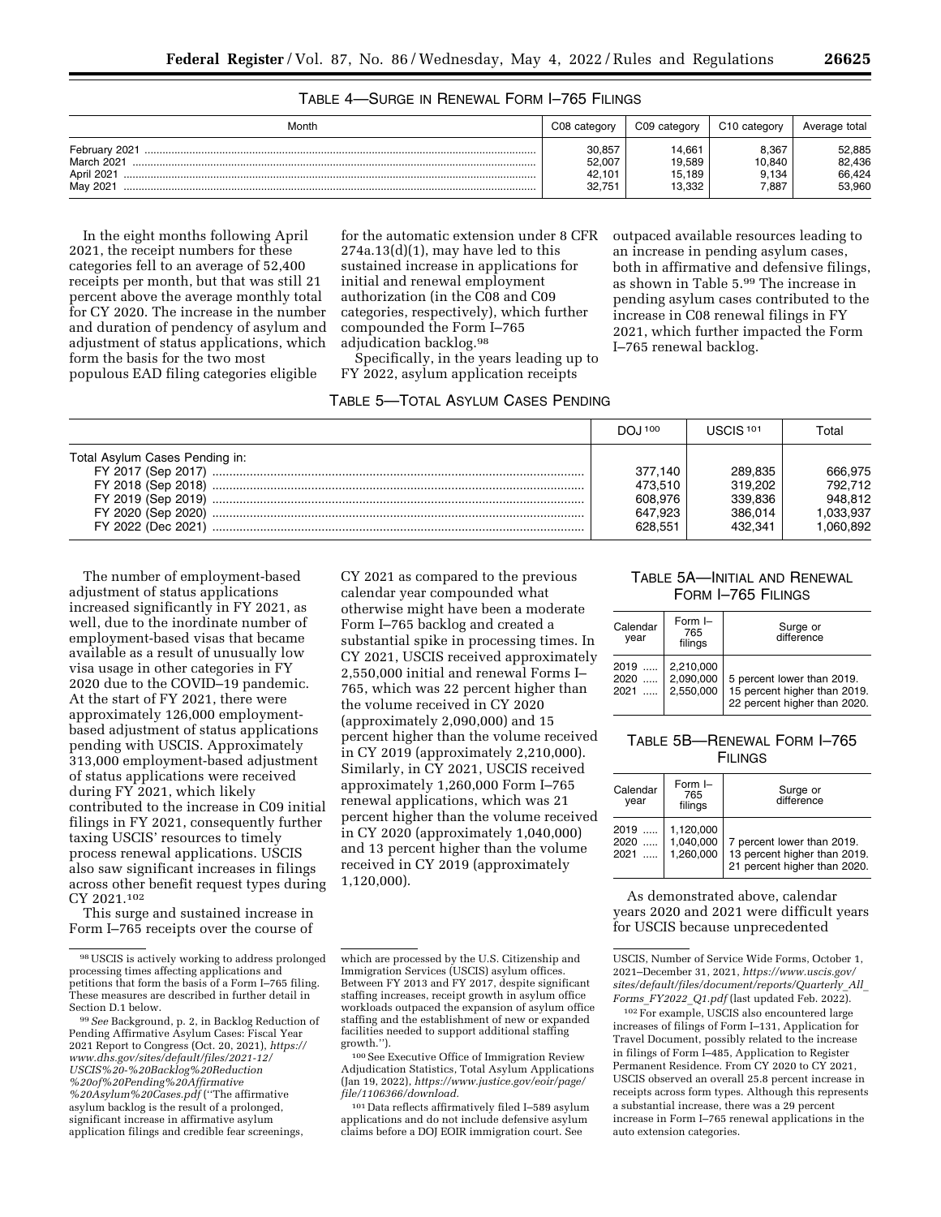TABLE 4—SURGE IN RENEWAL FORM I–765 FILINGS

| Month | C08 category | C09 category | C10 category | Average total |
|---|---|---|---|---|
| February 2021 | 30,857 | 14,661 | 8,367 | 52,885 |
| March 2021 | 52,007 | 19,589 | 10,840 | 82,436 |
| April 2021 | 42,101 | 15,189 | 9,134 | 66,424 |
| May 2021 | 32,751 | 13,332 | 7,887 | 53,960 |

In the eight months following April 2021, the receipt numbers for these categories fell to an average of 52,400 receipts per month, but that was still 21 percent above the average monthly total for CY 2020. The increase in the number and duration of pendency of asylum and adjustment of status applications, which form the basis for the two most populous EAD filing categories eligible for the automatic extension under 8 CFR 274a.13(d)(1), may have led to this sustained increase in applications for initial and renewal employment authorization (in the C08 and C09 categories, respectively), which further compounded the Form I–765 adjudication backlog.[98]

Specifically, in the years leading up to FY 2022, asylum application receipts outpaced available resources leading to an increase in pending asylum cases, both in affirmative and defensive filings, as shown in Table 5.[99] The increase in pending asylum cases contributed to the increase in C08 renewal filings in FY 2021, which further impacted the Form I–765 renewal backlog.

TABLE 5—TOTAL ASYLUM CASES PENDING

| | DOJ[100] | USCIS[101] | Total |
|---|---|---|---|
| Total Asylum Cases Pending in: | | | |
| FY 2017 (Sep 2017) | 377,140 | 289,835 | 666,975 |
| FY 2018 (Sep 2018) | 473,510 | 319,202 | 792,712 |
| FY 2019 (Sep 2019) | 608,976 | 339,836 | 948,812 |
| FY 2020 (Sep 2020) | 647,923 | 386,014 | 1,033,937 |
| FY 2022 (Dec 2021) | 628,551 | 432,341 | 1,060,892 |

The number of employment-based adjustment of status applications increased significantly in FY 2021, as well, due to the inordinate number of employment-based visas that became available as a result of unusually low visa usage in other categories in FY 2020 due to the COVID–19 pandemic. At the start of FY 2021, there were approximately 126,000 employment-based adjustment of status applications pending with USCIS. Approximately 313,000 employment-based adjustment of status applications were received during FY 2021, which likely contributed to the increase in C09 initial filings in FY 2021, consequently further taxing USCIS' resources to timely process renewal applications. USCIS also saw significant increases in filings across other benefit request types during CY 2021.[102]

This surge and sustained increase in Form I–765 receipts over the course of CY 2021 as compared to the previous calendar year compounded what otherwise might have been a moderate Form I–765 backlog and created a substantial spike in processing times. In CY 2021, USCIS received approximately 2,550,000 initial and renewal Forms I–765, which was 22 percent higher than the volume received in CY 2020 (approximately 2,090,000) and 15 percent higher than the volume received in CY 2019 (approximately 2,210,000). Similarly, in CY 2021, USCIS received approximately 1,260,000 Form I–765 renewal applications, which was 21 percent higher than the volume received in CY 2020 (approximately 1,040,000) and 13 percent higher than the volume received in CY 2019 (approximately 1,120,000).

TABLE 5A—INITIAL AND RENEWAL FORM I–765 FILINGS

| Calendar year | Form I–765 filings | Surge or difference |
|---|---|---|
| 2019 | 2,210,000 | |
| 2020 | 2,090,000 | 5 percent lower than 2019. |
| 2021 | 2,550,000 | 15 percent higher than 2019. 22 percent higher than 2020. |

TABLE 5B—RENEWAL FORM I–765 FILINGS

| Calendar year | Form I–765 filings | Surge or difference |
|---|---|---|
| 2019 | 1,120,000 | |
| 2020 | 1,040,000 | 7 percent lower than 2019. |
| 2021 | 1,260,000 | 13 percent higher than 2019. 21 percent higher than 2020. |

As demonstrated above, calendar years 2020 and 2021 were difficult years for USCIS because unprecedented

---

[98] USCIS is actively working to address prolonged processing times affecting applications and petitions that form the basis of a Form I–765 filing. These measures are described in further detail in Section D.1 below.

[99] *See* Background, p. 2, in Backlog Reduction of Pending Affirmative Asylum Cases: Fiscal Year 2021 Report to Congress (Oct. 20, 2021), *https://www.dhs.gov/sites/default/files/2021-12/USCIS%20-%20Backlog%20Reduction%20of%20Pending%20Affirmative%20Asylum%20Cases.pdf* (''The affirmative asylum backlog is the result of a prolonged, significant increase in affirmative asylum application filings and credible fear screenings, which are processed by the U.S. Citizenship and Immigration Services (USCIS) asylum offices. Between FY 2013 and FY 2017, despite significant staffing increases, receipt growth in asylum office workloads outpaced the expansion of asylum office staffing and the establishment of new or expanded facilities needed to support additional staffing growth.'').

[100] See Executive Office of Immigration Review Adjudication Statistics, Total Asylum Applications (Jan 19, 2022), *https://www.justice.gov/eoir/page/file/1106366/download*.

[101] Data reflects affirmatively filed I–589 asylum applications and do not include defensive asylum claims before a DOJ EOIR immigration court. See USCIS, Number of Service Wide Forms, October 1, 2021–December 31, 2021, *https://www.uscis.gov/sites/default/files/document/reports/Quarterly_All_Forms_FY2022_Q1.pdf* (last updated Feb. 2022).

[102] For example, USCIS also encountered large increases of filings of Form I–131, Application for Travel Document, possibly related to the increase in filings of Form I–485, Application to Register Permanent Residence. From CY 2020 to CY 2021, USCIS observed an overall 25.8 percent increase in receipts across form types. Although this represents a substantial increase, there was a 29 percent increase in Form I–765 renewal applications in the auto extension categories.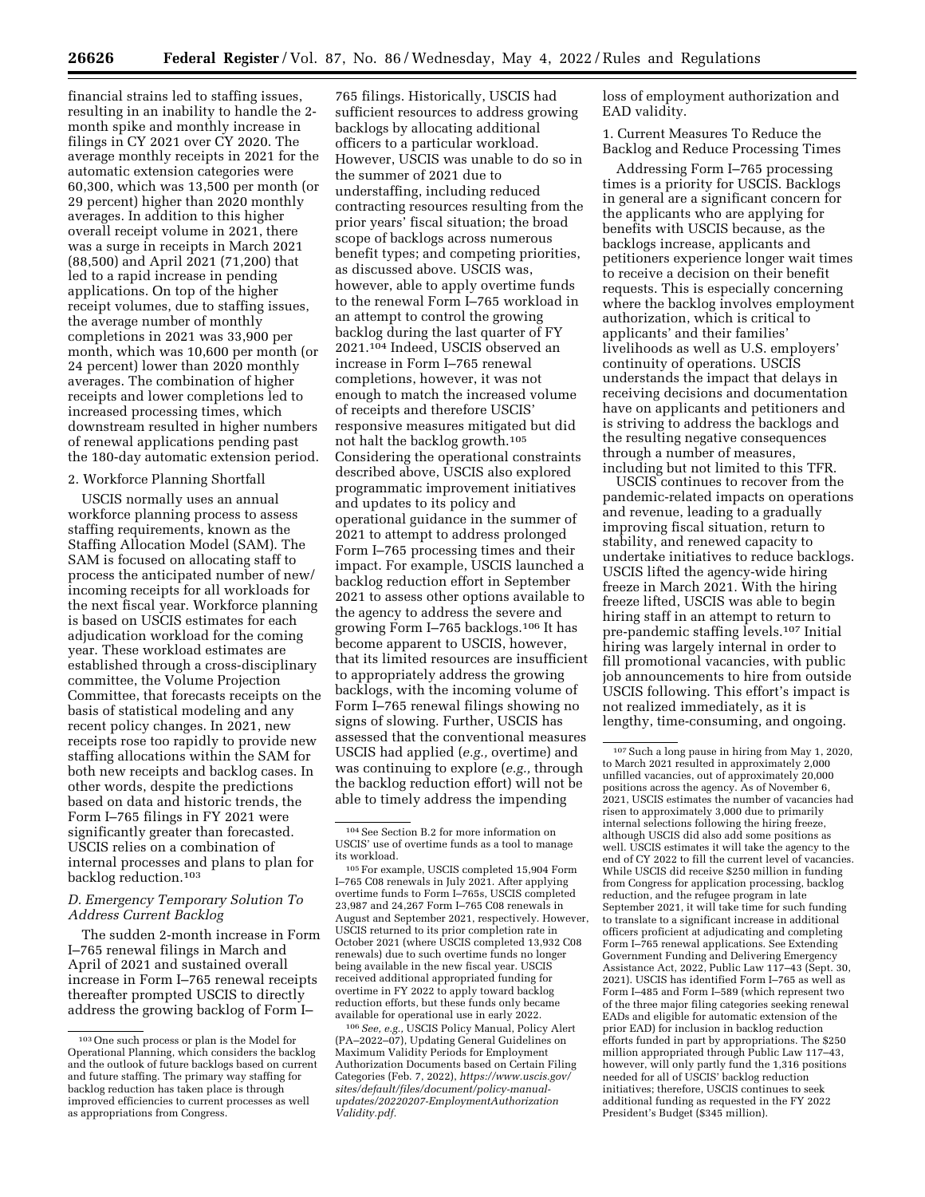financial strains led to staffing issues, resulting in an inability to handle the 2-month spike and monthly increase in filings in CY 2021 over CY 2020. The average monthly receipts in 2021 for the automatic extension categories were 60,300, which was 13,500 per month (or 29 percent) higher than 2020 monthly averages. In addition to this higher overall receipt volume in 2021, there was a surge in receipts in March 2021 (88,500) and April 2021 (71,200) that led to a rapid increase in pending applications. On top of the higher receipt volumes, due to staffing issues, the average number of monthly completions in 2021 was 33,900 per month, which was 10,600 per month (or 24 percent) lower than 2020 monthly averages. The combination of higher receipts and lower completions led to increased processing times, which downstream resulted in higher numbers of renewal applications pending past the 180-day automatic extension period.

2. Workforce Planning Shortfall

USCIS normally uses an annual workforce planning process to assess staffing requirements, known as the Staffing Allocation Model (SAM). The SAM is focused on allocating staff to process the anticipated number of new/incoming receipts for all workloads for the next fiscal year. Workforce planning is based on USCIS estimates for each adjudication workload for the coming year. These workload estimates are established through a cross-disciplinary committee, the Volume Projection Committee, that forecasts receipts on the basis of statistical modeling and any recent policy changes. In 2021, new receipts rose too rapidly to provide new staffing allocations within the SAM for both new receipts and backlog cases. In other words, despite the predictions based on data and historic trends, the Form I–765 filings in FY 2021 were significantly greater than forecasted. USCIS relies on a combination of internal processes and plans to plan for backlog reduction.[103]

### D. Emergency Temporary Solution To Address Current Backlog

The sudden 2-month increase in Form I–765 renewal filings in March and April of 2021 and sustained overall increase in Form I–765 renewal receipts thereafter prompted USCIS to directly address the growing backlog of Form I–765 filings. Historically, USCIS had sufficient resources to address growing backlogs by allocating additional officers to a particular workload. However, USCIS was unable to do so in the summer of 2021 due to understaffing, including reduced contracting resources resulting from the prior years' fiscal situation; the broad scope of backlogs across numerous benefit types; and competing priorities, as discussed above. USCIS was, however, able to apply overtime funds to the renewal Form I–765 workload in an attempt to control the growing backlog during the last quarter of FY 2021.[104] Indeed, USCIS observed an increase in Form I–765 renewal completions, however, it was not enough to match the increased volume of receipts and therefore USCIS' responsive measures mitigated but did not halt the backlog growth.[105] Considering the operational constraints described above, USCIS also explored programmatic improvement initiatives and updates to its policy and operational guidance in the summer of 2021 to attempt to address prolonged Form I–765 processing times and their impact. For example, USCIS launched a backlog reduction effort in September 2021 to assess other options available to the agency to address the severe and growing Form I–765 backlogs.[106] It has become apparent to USCIS, however, that its limited resources are insufficient to appropriately address the growing backlogs, with the incoming volume of Form I–765 renewal filings showing no signs of slowing. Further, USCIS has assessed that the conventional measures USCIS had applied (*e.g.,* overtime) and was continuing to explore (*e.g.,* through the backlog reduction effort) will not be able to timely address the impending loss of employment authorization and EAD validity.

1. Current Measures To Reduce the Backlog and Reduce Processing Times

Addressing Form I–765 processing times is a priority for USCIS. Backlogs in general are a significant concern for the applicants who are applying for benefits with USCIS because, as the backlogs increase, applicants and petitioners experience longer wait times to receive a decision on their benefit requests. This is especially concerning where the backlog involves employment authorization, which is critical to applicants' and their families' livelihoods as well as U.S. employers' continuity of operations. USCIS understands the impact that delays in receiving decisions and documentation have on applicants and petitioners and is striving to address the backlogs and the resulting negative consequences through a number of measures, including but not limited to this TFR.

USCIS continues to recover from the pandemic-related impacts on operations and revenue, leading to a gradually improving fiscal situation, return to stability, and renewed capacity to undertake initiatives to reduce backlogs. USCIS lifted the agency-wide hiring freeze in March 2021. With the hiring freeze lifted, USCIS was able to begin hiring staff in an attempt to return to pre-pandemic staffing levels.[107] Initial hiring was largely internal in order to fill promotional vacancies, with public job announcements to hire from outside USCIS following. This effort's impact is not realized immediately, as it is lengthy, time-consuming, and ongoing.

---

[103] One such process or plan is the Model for Operational Planning, which considers the backlog and the outlook of future backlogs based on current and future staffing. The primary way staffing for backlog reduction has taken place is through improved efficiencies to current processes as well as appropriations from Congress.

[104] See Section B.2 for more information on USCIS' use of overtime funds as a tool to manage its workload.

[105] For example, USCIS completed 15,904 Form I–765 C08 renewals in July 2021. After applying overtime funds to Form I–765s, USCIS completed 23,987 and 24,267 Form I–765 C08 renewals in August and September 2021, respectively. However, USCIS returned to its prior completion rate in October 2021 (where USCIS completed 13,932 C08 renewals) due to such overtime funds no longer being available in the new fiscal year. USCIS received additional appropriated funding for overtime in FY 2022 to apply toward backlog reduction efforts, but these funds only became available for operational use in early 2022.

[106] *See, e.g.,* USCIS Policy Manual, Policy Alert (PA–2022–07), Updating General Guidelines on Maximum Validity Periods for Employment Authorization Documents based on Certain Filing Categories (Feb. 7, 2022), *https://www.uscis.gov/sites/default/files/document/policy-manual-updates/20220207-EmploymentAuthorizationValidity.pdf.*

[107] Such a long pause in hiring from May 1, 2020, to March 2021 resulted in approximately 2,000 unfilled vacancies, out of approximately 20,000 positions across the agency. As of November 6, 2021, USCIS estimates the number of vacancies had risen to approximately 3,000 due to primarily internal selections following the hiring freeze, although USCIS did also add some positions as well. USCIS estimates it will take the agency to the end of CY 2022 to fill the current level of vacancies. While USCIS did receive $250 million in funding from Congress for application processing, backlog reduction, and the refugee program in late September 2021, it will take time for such funding to translate to a significant increase in additional officers proficient at adjudicating and completing Form I–765 renewal applications. See Extending Government Funding and Delivering Emergency Assistance Act, 2022, Public Law 117–43 (Sept. 30, 2021). USCIS has identified Form I–765 as well as Form I–485 and Form I–589 (which represent two of the three major filing categories seeking renewal EADs and eligible for automatic extension of the prior EAD) for inclusion in backlog reduction efforts funded in part by appropriations. The $250 million appropriated through Public Law 117–43, however, will only partly fund the 1,316 positions needed for all of USCIS' backlog reduction initiatives; therefore, USCIS continues to seek additional funding as requested in the FY 2022 President's Budget ($345 million).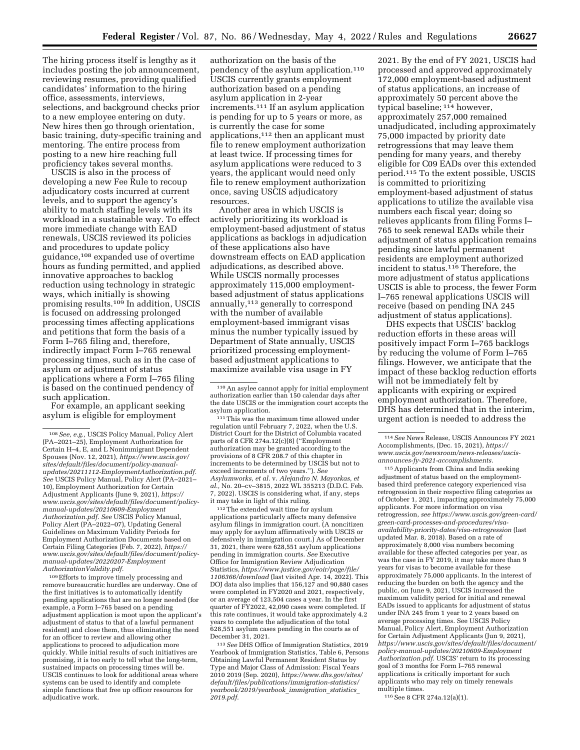The hiring process itself is lengthy as it includes posting the job announcement, reviewing resumes, providing qualified candidates' information to the hiring office, assessments, interviews, selections, and background checks prior to a new employee entering on duty. New hires then go through orientation, basic training, duty-specific training and mentoring. The entire process from posting to a new hire reaching full proficiency takes several months.

USCIS is also in the process of developing a new Fee Rule to recoup adjudicatory costs incurred at current levels, and to support the agency's ability to match staffing levels with its workload in a sustainable way. To effect more immediate change with EAD renewals, USCIS reviewed its policies and procedures to update policy guidance,[108] expanded use of overtime hours as funding permitted, and applied innovative approaches to backlog reduction using technology in strategic ways, which initially is showing promising results.[109] In addition, USCIS is focused on addressing prolonged processing times affecting applications and petitions that form the basis of a Form I–765 filing and, therefore, indirectly impact Form I–765 renewal processing times, such as in the case of asylum or adjustment of status applications where a Form I–765 filing is based on the continued pendency of such application.

For example, an applicant seeking asylum is eligible for employment authorization on the basis of the pendency of the asylum application.[110] USCIS currently grants employment authorization based on a pending asylum application in 2-year increments.[111] If an asylum application is pending for up to 5 years or more, as is currently the case for some applications,[112] then an applicant must file to renew employment authorization at least twice. If processing times for asylum applications were reduced to 3 years, the applicant would need only file to renew employment authorization once, saving USCIS adjudicatory resources.

Another area in which USCIS is actively prioritizing its workload is employment-based adjustment of status applications as backlogs in adjudication of these applications also have downstream effects on EAD application adjudications, as described above. While USCIS normally processes approximately 115,000 employment-based adjustment of status applications annually,[113] generally to correspond with the number of available employment-based immigrant visas minus the number typically issued by Department of State annually, USCIS prioritized processing employment-based adjustment applications to maximize available visa usage in FY 2021. By the end of FY 2021, USCIS had processed and approved approximately 172,000 employment-based adjustment of status applications, an increase of approximately 50 percent above the typical baseline;[114] however, approximately 257,000 remained unadjudicated, including approximately 75,000 impacted by priority date retrogressions that may leave them pending for many years, and thereby eligible for C09 EADs over this extended period.[115] To the extent possible, USCIS is committed to prioritizing employment-based adjustment of status applications to utilize the available visa numbers each fiscal year; doing so relieves applicants from filing Forms I–765 to seek renewal EADs while their adjustment of status application remains pending since lawful permanent residents are employment authorized incident to status.[116] Therefore, the more adjustment of status applications USCIS is able to process, the fewer Form I–765 renewal applications USCIS will receive (based on pending INA 245 adjustment of status applications).

DHS expects that USCIS' backlog reduction efforts in these areas will positively impact Form I–765 backlogs by reducing the volume of Form I–765 filings. However, we anticipate that the impact of these backlog reduction efforts will not be immediately felt by applicants with expiring or expired employment authorization. Therefore, DHS has determined that in the interim, urgent action is needed to address the

---

[108] *See, e.g.,* USCIS Policy Manual, Policy Alert (PA–2021–25), Employment Authorization for Certain H–4, E, and L Nonimmigrant Dependent Spouses (Nov. 12, 2021), *https://www.uscis.gov/sites/default/files/document/policy-manual-updates/20211112-EmploymentAuthorization.pdf. See* USCIS Policy Manual, Policy Alert (PA–2021–10), Employment Authorization for Certain Adjustment Applicants (June 9, 2021), *https://www.uscis.gov/sites/default/files/document/policy-manual-updates/20210609-Employment Authorization.pdf. See* USCIS Policy Manual, Policy Alert (PA–2022–07), Updating General Guidelines on Maximum Validity Periods for Employment Authorization Documents based on Certain Filing Categories (Feb. 7, 2022), *https://www.uscis.gov/sites/default/files/document/policy-manual-updates/20220207-Employment AuthorizationValidity.pdf.*

[109] Efforts to improve timely processing and remove bureaucratic hurdles are underway. One of the first initiatives is to automatically identify pending applications that are no longer needed (for example, a Form I–765 based on a pending adjustment application is moot upon the applicant's adjustment of status to that of a lawful permanent resident) and close them, thus eliminating the need for an officer to review and allowing other applications to proceed to adjudication more quickly. While initial results of such initiatives are promising, it is too early to tell what the long-term, sustained impacts on processing times will be. USCIS continues to look for additional areas where systems can be used to identify and complete simple functions that free up officer resources for adjudicative work.

[110] An asylee cannot apply for initial employment authorization earlier than 150 calendar days after the date USCIS or the immigration court accepts the asylum application.

[111] This was the maximum time allowed under regulation until February 7, 2022, when the U.S. District Court for the District of Columbia vacated parts of 8 CFR 274a.12(c)(8) (''Employment authorization may be granted according to the provisions of 8 CFR 208.7 of this chapter in increments to be determined by USCIS but not to exceed increments of two years.''). *See Asylumworks, et al.* v. *Alejandro N. Mayorkas, et al.,* No. 20–cv–3815, 2022 WL 355213 (D.D.C. Feb. 7, 2022). USCIS is considering what, if any, steps it may take in light of this ruling.

[112] The extended wait time for asylum applications particularly affects many defensive asylum filings in immigration court. (A noncitizen may apply for asylum affirmatively with USCIS or defensively in immigration court.) As of December 31, 2021, there were 628,551 asylum applications pending in immigration courts. *See* Executive Office for Immigration Review Adjudication Statistics, *https://www.justice.gov/eoir/page/file/1106366/download* (last visited Apr. 14, 2022). This DOJ data also implies that 156,127 and 90,880 cases were completed in FY2020 and 2021, respectively, or an average of 123,504 cases a year. In the first quarter of FY2022, 42,090 cases were completed. If this rate continues, it would take approximately 4.2 years to complete the adjudication of the total 628,551 asylum cases pending in the courts as of December 31, 2021.

[113] *See* DHS Office of Immigration Statistics, 2019 Yearbook of Immigration Statistics, Table 6, Persons Obtaining Lawful Permanent Resident Status by Type and Major Class of Admission: Fiscal Years 2010 2019 (Sep. 2020), *https://www.dhs.gov/sites/default/files/publications/immigration-statistics/yearbook/2019/yearbook_immigration_statistics_2019.pdf.*

[114] *See* News Release, USCIS Announces FY 2021 Accomplishments, (Dec. 15, 2021), *https://www.uscis.gov/newsroom/news-releases/uscis-announces-fy-2021-accomplishments.*

[115] Applicants from China and India seeking adjustment of status based on the employment-based third preference category experienced visa retrogression in their respective filing categories as of October 1, 2021, impacting approximately 75,000 applicants. For more information on visa retrogression, *see https://www.uscis.gov/green-card/green-card-processes-and-procedures/visa-availability-priority-dates/visa-retrogression* (last updated Mar. 8, 2018). Based on a rate of approximately 8,000 visa numbers becoming available for these affected categories per year, as was the case in FY 2019, it may take more than 9 years for visas to become available for these approximately 75,000 applicants. In the interest of reducing the burden on both the agency and the public, on June 9, 2021, USCIS increased the maximum validity period for initial and renewal EADs issued to applicants for adjustment of status under INA 245 from 1 year to 2 years based on average processing times. See USCIS Policy Manual, Policy Alert, Employment Authorization for Certain Adjustment Applicants (Jun 9, 2021), *https://www.uscis.gov/sites/default/files/document/policy-manual-updates/20210609-Employment Authorization.pdf.* USCIS' return to its processing goal of 3 months for Form I–765 renewal applications is critically important for such applicants who may rely on timely renewals multiple times.

[116] See 8 CFR 274a.12(a)(1).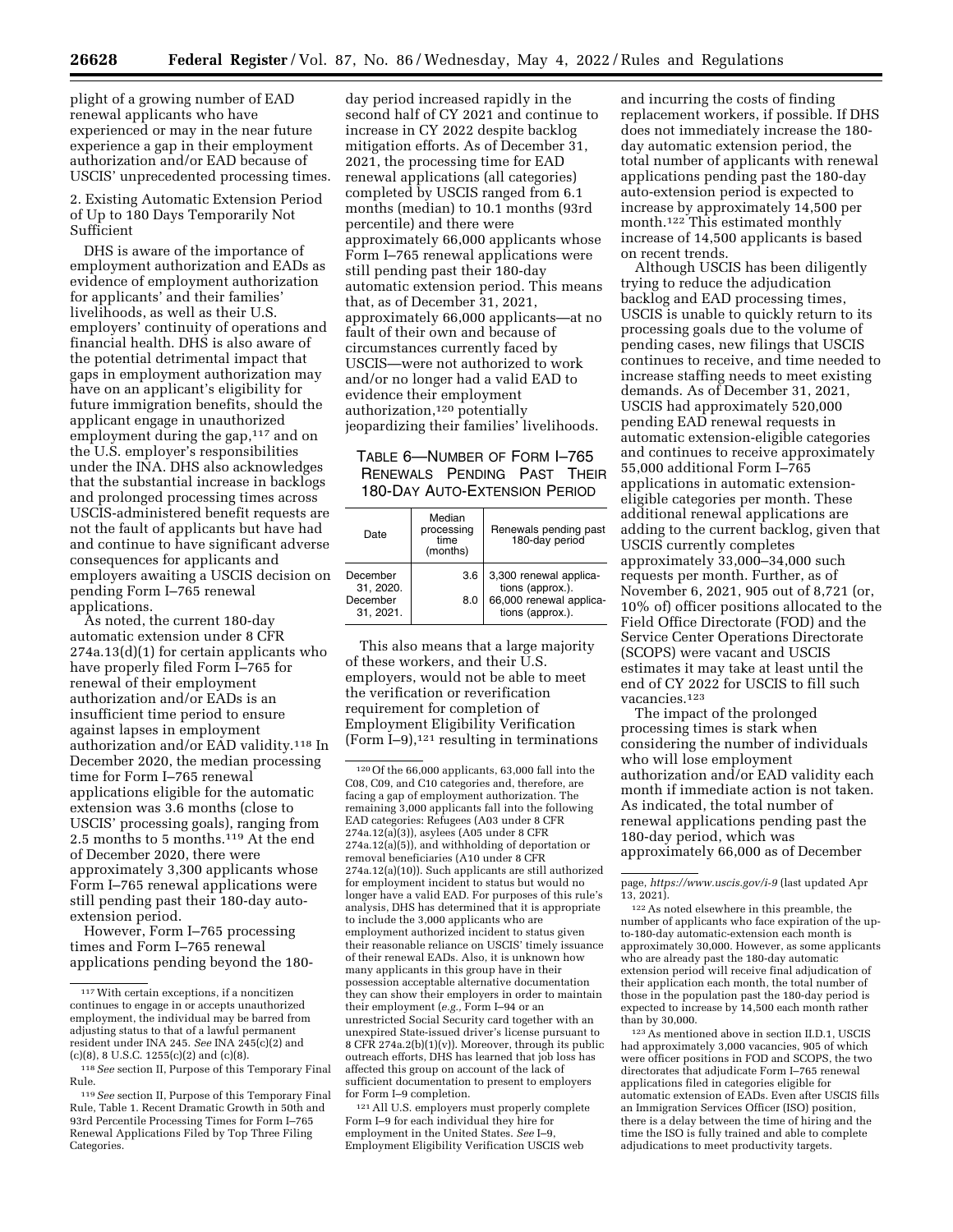plight of a growing number of EAD renewal applicants who have experienced or may in the near future experience a gap in their employment authorization and/or EAD because of USCIS' unprecedented processing times.

2. Existing Automatic Extension Period of Up to 180 Days Temporarily Not Sufficient

DHS is aware of the importance of employment authorization and EADs as evidence of employment authorization for applicants' and their families' livelihoods, as well as their U.S. employers' continuity of operations and financial health. DHS is also aware of the potential detrimental impact that gaps in employment authorization may have on an applicant's eligibility for future immigration benefits, should the applicant engage in unauthorized employment during the gap,[117] and on the U.S. employer's responsibilities under the INA. DHS also acknowledges that the substantial increase in backlogs and prolonged processing times across USCIS-administered benefit requests are not the fault of applicants but have had and continue to have significant adverse consequences for applicants and employers awaiting a USCIS decision on pending Form I–765 renewal applications.

As noted, the current 180-day automatic extension under 8 CFR 274a.13(d)(1) for certain applicants who have properly filed Form I–765 for renewal of their employment authorization and/or EADs is an insufficient time period to ensure against lapses in employment authorization and/or EAD validity.[118] In December 2020, the median processing time for Form I–765 renewal applications eligible for the automatic extension was 3.6 months (close to USCIS' processing goals), ranging from 2.5 months to 5 months.[119] At the end of December 2020, there were approximately 3,300 applicants whose Form I–765 renewal applications were still pending past their 180-day auto-extension period.

However, Form I–765 processing times and Form I–765 renewal applications pending beyond the 180-day period increased rapidly in the second half of CY 2021 and continue to increase in CY 2022 despite backlog mitigation efforts. As of December 31, 2021, the processing time for EAD renewal applications (all categories) completed by USCIS ranged from 6.1 months (median) to 10.1 months (93rd percentile) and there were approximately 66,000 applicants whose Form I–765 renewal applications were still pending past their 180-day automatic extension period. This means that, as of December 31, 2021, approximately 66,000 applicants—at no fault of their own and because of circumstances currently faced by USCIS—were not authorized to work and/or no longer had a valid EAD to evidence their employment authorization,[120] potentially jeopardizing their families' livelihoods.

TABLE 6—NUMBER OF FORM I–765 RENEWALS PENDING PAST THEIR 180-DAY AUTO-EXTENSION PERIOD

| Date | Median processing time (months) | Renewals pending past 180-day period |
|---|---|---|
| December 31, 2020. | 3.6 | 3,300 renewal applications (approx.). |
| December 31, 2021. | 8.0 | 66,000 renewal applications (approx.). |

This also means that a large majority of these workers, and their U.S. employers, would not be able to meet the verification or reverification requirement for completion of Employment Eligibility Verification (Form I–9),[121] resulting in terminations and incurring the costs of finding replacement workers, if possible. If DHS does not immediately increase the 180-day automatic extension period, the total number of applicants with renewal applications pending past the 180-day auto-extension period is expected to increase by approximately 14,500 per month.[122] This estimated monthly increase of 14,500 applicants is based on recent trends.

Although USCIS has been diligently trying to reduce the adjudication backlog and EAD processing times, USCIS is unable to quickly return to its processing goals due to the volume of pending cases, new filings that USCIS continues to receive, and time needed to increase staffing needs to meet existing demands. As of December 31, 2021, USCIS had approximately 520,000 pending EAD renewal requests in automatic extension-eligible categories and continues to receive approximately 55,000 additional Form I–765 applications in automatic extension-eligible categories per month. These additional renewal applications are adding to the current backlog, given that USCIS currently completes approximately 33,000–34,000 such requests per month. Further, as of November 6, 2021, 905 out of 8,721 (or, 10% of) officer positions allocated to the Field Office Directorate (FOD) and the Service Center Operations Directorate (SCOPS) were vacant and USCIS estimates it may take at least until the end of CY 2022 for USCIS to fill such vacancies.[123]

The impact of the prolonged processing times is stark when considering the number of individuals who will lose employment authorization and/or EAD validity each month if immediate action is not taken. As indicated, the total number of renewal applications pending past the 180-day period, which was approximately 66,000 as of December

---

[117] With certain exceptions, if a noncitizen continues to engage in or accepts unauthorized employment, the individual may be barred from adjusting status to that of a lawful permanent resident under INA 245. *See* INA 245(c)(2) and (c)(8), 8 U.S.C. 1255(c)(2) and (c)(8).

[118] *See* section II, Purpose of this Temporary Final Rule.

[119] *See* section II, Purpose of this Temporary Final Rule, Table 1. Recent Dramatic Growth in 50th and 93rd Percentile Processing Times for Form I–765 Renewal Applications Filed by Top Three Filing Categories.

[120] Of the 66,000 applicants, 63,000 fall into the C08, C09, and C10 categories and, therefore, are facing a gap of employment authorization. The remaining 3,000 applicants fall into the following EAD categories: Refugees (A03 under 8 CFR 274a.12(a)(3)), asylees (A05 under 8 CFR 274a.12(a)(5)), and withholding of deportation or removal beneficiaries (A10 under 8 CFR 274a.12(a)(10)). Such applicants are still authorized for employment incident to status but would no longer have a valid EAD. For purposes of this rule's analysis, DHS has determined that it is appropriate to include the 3,000 applicants who are employment authorized incident to status given their reasonable reliance on USCIS' timely issuance of their renewal EADs. Also, it is unknown how many applicants in this group have in their possession acceptable alternative documentation they can show their employers in order to maintain their employment (*e.g.,* Form I–94 or an unrestricted Social Security card together with an unexpired State-issued driver's license pursuant to 8 CFR 274a.2(b)(1)(v)). Moreover, through its public outreach efforts, DHS has learned that job loss has affected this group on account of the lack of sufficient documentation to present to employers for Form I–9 completion.

[121] All U.S. employers must properly complete Form I–9 for each individual they hire for employment in the United States. *See* I–9, Employment Eligibility Verification USCIS web page, *https://www.uscis.gov/i-9* (last updated Apr 13, 2021).

[122] As noted elsewhere in this preamble, the number of applicants who face expiration of the up-to-180-day automatic-extension each month is approximately 30,000. However, as some applicants who are already past the 180-day automatic extension period will receive final adjudication of their application each month, the total number of those in the population past the 180-day period is expected to increase by 14,500 each month rather than by 30,000.

[123] As mentioned above in section II.D.1, USCIS had approximately 3,000 vacancies, 905 of which were officer positions in FOD and SCOPS, the two directorates that adjudicate Form I–765 renewal applications filed in categories eligible for automatic extension of EADs. Even after USCIS fills an Immigration Services Officer (ISO) position, there is a delay between the time of hiring and the time the ISO is fully trained and able to complete adjudications to meet productivity targets.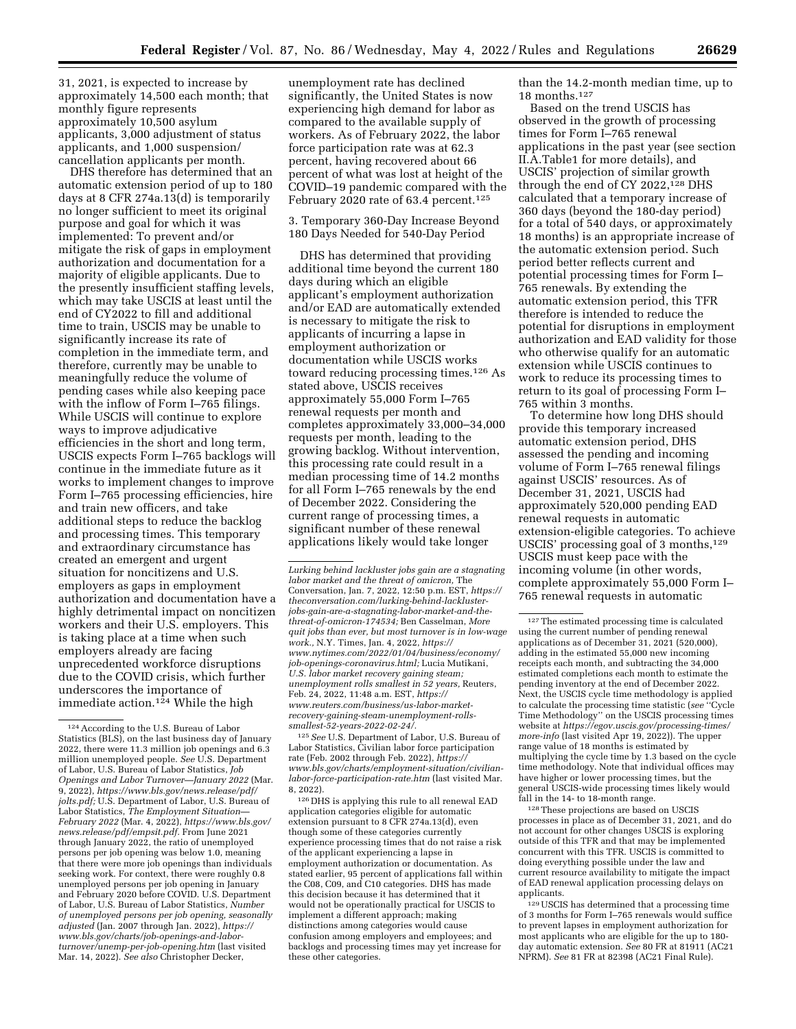31, 2021, is expected to increase by approximately 14,500 each month; that monthly figure represents approximately 10,500 asylum applicants, 3,000 adjustment of status applicants, and 1,000 suspension/cancellation applicants per month.

DHS therefore has determined that an automatic extension period of up to 180 days at 8 CFR 274a.13(d) is temporarily no longer sufficient to meet its original purpose and goal for which it was implemented: To prevent and/or mitigate the risk of gaps in employment authorization and documentation for a majority of eligible applicants. Due to the presently insufficient staffing levels, which may take USCIS at least until the end of CY2022 to fill and additional time to train, USCIS may be unable to significantly increase its rate of completion in the immediate term, and therefore, currently may be unable to meaningfully reduce the volume of pending cases while also keeping pace with the inflow of Form I–765 filings. While USCIS will continue to explore ways to improve adjudicative efficiencies in the short and long term, USCIS expects Form I–765 backlogs will continue in the immediate future as it works to implement changes to improve Form I–765 processing efficiencies, hire and train new officers, and take additional steps to reduce the backlog and processing times. This temporary and extraordinary circumstance has created an emergent and urgent situation for noncitizens and U.S. employers as gaps in employment authorization and documentation have a highly detrimental impact on noncitizen workers and their U.S. employers. This is taking place at a time when such employers already are facing unprecedented workforce disruptions due to the COVID crisis, which further underscores the importance of immediate action.[124] While the high unemployment rate has declined significantly, the United States is now experiencing high demand for labor as compared to the available supply of workers. As of February 2022, the labor force participation rate was at 62.3 percent, having recovered about 66 percent of what was lost at height of the COVID–19 pandemic compared with the February 2020 rate of 63.4 percent.[125]

### 3. Temporary 360-Day Increase Beyond 180 Days Needed for 540-Day Period

DHS has determined that providing additional time beyond the current 180 days during which an eligible applicant's employment authorization and/or EAD are automatically extended is necessary to mitigate the risk to applicants of incurring a lapse in employment authorization or documentation while USCIS works toward reducing processing times.[126] As stated above, USCIS receives approximately 55,000 Form I–765 renewal requests per month and completes approximately 33,000–34,000 requests per month, leading to the growing backlog. Without intervention, this processing rate could result in a median processing time of 14.2 months for all Form I–765 renewals by the end of December 2022. Considering the current range of processing times, a significant number of these renewal applications likely would take longer than the 14.2-month median time, up to 18 months.[127]

Based on the trend USCIS has observed in the growth of processing times for Form I–765 renewal applications in the past year (see section II.A.Table1 for more details), and USCIS' projection of similar growth through the end of CY 2022,[128] DHS calculated that a temporary increase of 360 days (beyond the 180-day period) for a total of 540 days, or approximately 18 months) is an appropriate increase of the automatic extension period. Such period better reflects current and potential processing times for Form I–765 renewals. By extending the automatic extension period, this TFR therefore is intended to reduce the potential for disruptions in employment authorization and EAD validity for those who otherwise qualify for an automatic extension while USCIS continues to work to reduce its processing times to return to its goal of processing Form I–765 within 3 months.

To determine how long DHS should provide this temporary increased automatic extension period, DHS assessed the pending and incoming volume of Form I–765 renewal filings against USCIS' resources. As of December 31, 2021, USCIS had approximately 520,000 pending EAD renewal requests in automatic extension-eligible categories. To achieve USCIS' processing goal of 3 months,[129] USCIS must keep pace with the incoming volume (in other words, complete approximately 55,000 Form I–765 renewal requests in automatic

---

[124] According to the U.S. Bureau of Labor Statistics (BLS), on the last business day of January 2022, there were 11.3 million job openings and 6.3 million unemployed people. *See* U.S. Department of Labor, U.S. Bureau of Labor Statistics, *Job Openings and Labor Turnover—January 2022* (Mar. 9, 2022), *https://www.bls.gov/news.release/pdf/jolts.pdf;* U.S. Department of Labor, U.S. Bureau of Labor Statistics, *The Employment Situation—February 2022* (Mar. 4, 2022), *https://www.bls.gov/news.release/pdf/empsit.pdf.* From June 2021 through January 2022, the ratio of unemployed persons per job opening was below 1.0, meaning that there were more job openings than individuals seeking work. For context, there were roughly 0.8 unemployed persons per job opening in January and February 2020 before COVID. U.S. Department of Labor, U.S. Bureau of Labor Statistics, *Number of unemployed persons per job opening, seasonally adjusted* (Jan. 2007 through Jan. 2022), *https://www.bls.gov/charts/job-openings-and-labor-turnover/unemp-per-job-opening.htm* (last visited Mar. 14, 2022). *See also* Christopher Decker, *Lurking behind lackluster jobs gain are a stagnating labor market and the threat of omicron,* The Conversation, Jan. 7, 2022, 12:50 p.m. EST, *https://theconversation.com/lurking-behind-lackluster-jobs-gain-are-a-stagnating-labor-market-and-the-threat-of-omicron-174534;* Ben Casselman, *More quit jobs than ever, but most turnover is in low-wage work.,* N.Y. Times, Jan. 4, 2022, *https://www.nytimes.com/2022/01/04/business/economy/job-openings-coronavirus.html;* Lucia Mutikani, *U.S. labor market recovery gaining steam; unemployment rolls smallest in 52 years,* Reuters, Feb. 24, 2022, 11:48 a.m. EST, *https://www.reuters.com/business/us-labor-market-recovery-gaining-steam-unemployment-rolls-smallest-52-years-2022-02-24/.*

[125] *See* U.S. Department of Labor, U.S. Bureau of Labor Statistics, Civilian labor force participation rate (Feb. 2002 through Feb. 2022), *https://www.bls.gov/charts/employment-situation/civilian-labor-force-participation-rate.htm* (last visited Mar. 8, 2022).

[126] DHS is applying this rule to all renewal EAD application categories eligible for automatic extension pursuant to 8 CFR 274a.13(d), even though some of these categories currently experience processing times that do not raise a risk of the applicant experiencing a lapse in employment authorization or documentation. As stated earlier, 95 percent of applications fall within the C08, C09, and C10 categories. DHS has made this decision because it has determined that it would not be operationally practical for USCIS to implement a different approach; making distinctions among categories would cause confusion among employers and employees; and backlogs and processing times may yet increase for these other categories.

[127] The estimated processing time is calculated using the current number of pending renewal applications as of December 31, 2021 (520,000), adding in the estimated 55,000 new incoming receipts each month, and subtracting the 34,000 estimated completions each month to estimate the pending inventory at the end of December 2022. Next, the USCIS cycle time methodology is applied to calculate the processing time statistic (*see* "Cycle Time Methodology" on the USCIS processing times website at *https://egov.uscis.gov/processing-times/more-info* (last visited Apr 19, 2022)). The upper range value of 18 months is estimated by multiplying the cycle time by 1.3 based on the cycle time methodology. Note that individual offices may have higher or lower processing times, but the general USCIS-wide processing times likely would fall in the 14- to 18-month range.

[128] These projections are based on USCIS processes in place as of December 31, 2021, and do not account for other changes USCIS is exploring outside of this TFR and that may be implemented concurrent with this TFR. USCIS is committed to doing everything possible under the law and current resource availability to mitigate the impact of EAD renewal application processing delays on applicants.

[129] USCIS has determined that a processing time of 3 months for Form I–765 renewals would suffice to prevent lapses in employment authorization for most applicants who are eligible for the up to 180-day automatic extension. *See* 80 FR at 81911 (AC21 NPRM). *See* 81 FR at 82398 (AC21 Final Rule).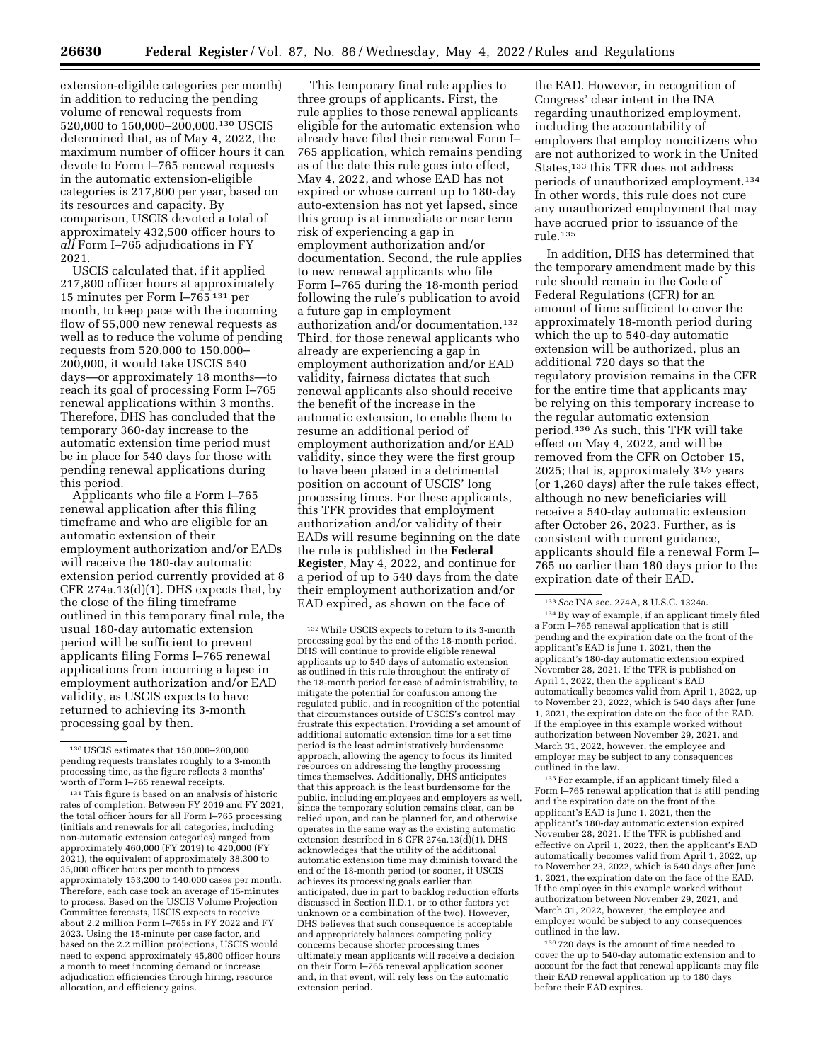extension-eligible categories per month) in addition to reducing the pending volume of renewal requests from 520,000 to 150,000–200,000.[130] USCIS determined that, as of May 4, 2022, the maximum number of officer hours it can devote to Form I–765 renewal requests in the automatic extension-eligible categories is 217,800 per year, based on its resources and capacity. By comparison, USCIS devoted a total of approximately 432,500 officer hours to *all* Form I–765 adjudications in FY 2021.

USCIS calculated that, if it applied 217,800 officer hours at approximately 15 minutes per Form I–765 [131] per month, to keep pace with the incoming flow of 55,000 new renewal requests as well as to reduce the volume of pending requests from 520,000 to 150,000–200,000, it would take USCIS 540 days—or approximately 18 months—to reach its goal of processing Form I–765 renewal applications within 3 months. Therefore, DHS has concluded that the temporary 360-day increase to the automatic extension time period must be in place for 540 days for those with pending renewal applications during this period.

Applicants who file a Form I–765 renewal application after this filing timeframe and who are eligible for an automatic extension of their employment authorization and/or EADs will receive the 180-day automatic extension period currently provided at 8 CFR 274a.13(d)(1). DHS expects that, by the close of the filing timeframe outlined in this temporary final rule, the usual 180-day automatic extension period will be sufficient to prevent applicants filing Forms I–765 renewal applications from incurring a lapse in employment authorization and/or EAD validity, as USCIS expects to have returned to achieving its 3-month processing goal by then.

This temporary final rule applies to three groups of applicants. First, the rule applies to those renewal applicants eligible for the automatic extension who already have filed their renewal Form I–765 application, which remains pending as of the date this rule goes into effect, May 4, 2022, and whose EAD has not expired or whose current up to 180-day auto-extension has not yet lapsed, since this group is at immediate or near term risk of experiencing a gap in employment authorization and/or documentation. Second, the rule applies to new renewal applicants who file Form I–765 during the 18-month period following the rule's publication to avoid a future gap in employment authorization and/or documentation.[132] Third, for those renewal applicants who already are experiencing a gap in employment authorization and/or EAD validity, fairness dictates that such renewal applicants also should receive the benefit of the increase in the automatic extension, to enable them to resume an additional period of employment authorization and/or EAD validity, since they were the first group to have been placed in a detrimental position on account of USCIS' long processing times. For these applicants, this TFR provides that employment authorization and/or validity of their EADs will resume beginning on the date the rule is published in the **Federal Register**, May 4, 2022, and continue for a period of up to 540 days from the date their employment authorization and/or EAD expired, as shown on the face of the EAD. However, in recognition of Congress' clear intent in the INA regarding unauthorized employment, including the accountability of employers that employ noncitizens who are not authorized to work in the United States,[133] this TFR does not address periods of unauthorized employment.[134] In other words, this rule does not cure any unauthorized employment that may have accrued prior to issuance of the rule.[135]

In addition, DHS has determined that the temporary amendment made by this rule should remain in the Code of Federal Regulations (CFR) for an amount of time sufficient to cover the approximately 18-month period during which the up to 540-day automatic extension will be authorized, plus an additional 720 days so that the regulatory provision remains in the CFR for the entire time that applicants may be relying on this temporary increase to the regular automatic extension period.[136] As such, this TFR will take effect on May 4, 2022, and will be removed from the CFR on October 15, 2025; that is, approximately 3½ years (or 1,260 days) after the rule takes effect, although no new beneficiaries will receive a 540-day automatic extension after October 26, 2023. Further, as is consistent with current guidance, applicants should file a renewal Form I–765 no earlier than 180 days prior to the expiration date of their EAD.

---

[130] USCIS estimates that 150,000–200,000 pending requests translates roughly to a 3-month processing time, as the figure reflects 3 months' worth of Form I–765 renewal receipts.

[131] This figure is based on an analysis of historic rates of completion. Between FY 2019 and FY 2021, the total officer hours for all Form I–765 processing (initials and renewals for all categories, including non-automatic extension categories) ranged from approximately 460,000 (FY 2019) to 420,000 (FY 2021), the equivalent of approximately 38,300 to 35,000 officer hours per month to process approximately 153,200 to 140,000 cases per month. Therefore, each case took an average of 15-minutes to process. Based on the USCIS Volume Projection Committee forecasts, USCIS expects to receive about 2.2 million Form I–765s in FY 2022 and FY 2023. Using the 15-minute per case factor, and based on the 2.2 million projections, USCIS would need to expend approximately 45,800 officer hours a month to meet incoming demand or increase adjudication efficiencies through hiring, resource allocation, and efficiency gains.

[132] While USCIS expects to return to its 3-month processing goal by the end of the 18-month period, DHS will continue to provide eligible renewal applicants up to 540 days of automatic extension as outlined in this rule throughout the entirety of the 18-month period for ease of administrability, to mitigate the potential for confusion among the regulated public, and in recognition of the potential that circumstances outside of USCIS's control may frustrate this expectation. Providing a set amount of additional automatic extension time for a set time period is the least administratively burdensome approach, allowing the agency to focus its limited resources on addressing the lengthy processing times themselves. Additionally, DHS anticipates that this approach is the least burdensome for the public, including employees and employers as well, since the temporary solution remains clear, can be relied upon, and can be planned for, and otherwise operates in the same way as the existing automatic extension described in 8 CFR 274a.13(d)(1). DHS acknowledges that the utility of the additional automatic extension time may diminish toward the end of the 18-month period (or sooner, if USCIS achieves its processing goals earlier than anticipated, due in part to backlog reduction efforts discussed in Section II.D.1. or to other factors yet unknown or a combination of the two). However, DHS believes that such consequence is acceptable and appropriately balances competing policy concerns because shorter processing times ultimately mean applicants will receive a decision on their Form I–765 renewal application sooner and, in that event, will rely less on the automatic extension period.

[133] *See* INA sec. 274A, 8 U.S.C. 1324a.

[134] By way of example, if an applicant timely filed a Form I–765 renewal application that is still pending and the expiration date on the front of the applicant's EAD is June 1, 2021, then the applicant's 180-day automatic extension expired November 28, 2021. If the TFR is published on April 1, 2022, then the applicant's EAD automatically becomes valid from April 1, 2022, up to November 23, 2022, which is 540 days after June 1, 2021, the expiration date on the face of the EAD. If the employee in this example worked without authorization between November 29, 2021, and March 31, 2022, however, the employee and employer may be subject to any consequences outlined in the law.

[135] For example, if an applicant timely filed a Form I–765 renewal application that is still pending and the expiration date on the front of the applicant's EAD is June 1, 2021, then the applicant's 180-day automatic extension expired November 28, 2021. If the TFR is published and effective on April 1, 2022, then the applicant's EAD automatically becomes valid from April 1, 2022, up to November 23, 2022, which is 540 days after June 1, 2021, the expiration date on the face of the EAD. If the employee in this example worked without authorization between November 29, 2021, and March 31, 2022, however, the employee and employer would be subject to any consequences outlined in the law.

[136] 720 days is the amount of time needed to cover the up to 540-day automatic extension and to account for the fact that renewal applicants may file their EAD renewal application up to 180 days before their EAD expires.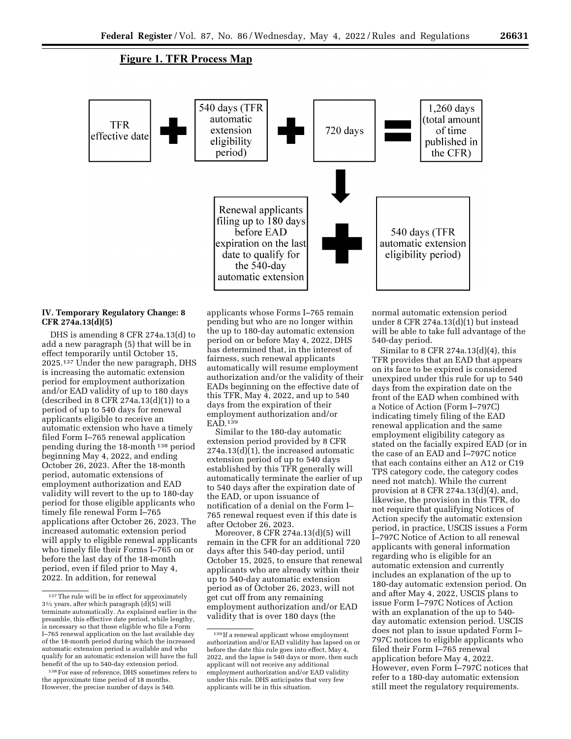**Figure 1. TFR Process Map**

TFR effective date + 540 days (TFR automatic extension eligibility period) + 720 days = 1,260 days (total amount of time published in the CFR)

Renewal applicants filing up to 180 days before EAD expiration on the last date to qualify for the 540-day automatic extension + 540 days (TFR automatic extension eligibility period)

## IV. Temporary Regulatory Change: 8 CFR 274a.13(d)(5)

DHS is amending 8 CFR 274a.13(d) to add a new paragraph (5) that will be in effect temporarily until October 15, 2025.[137] Under the new paragraph, DHS is increasing the automatic extension period for employment authorization and/or EAD validity of up to 180 days (described in 8 CFR 274a.13(d)(1)) to a period of up to 540 days for renewal applicants eligible to receive an automatic extension who have a timely filed Form I–765 renewal application pending during the 18-month[138] period beginning May 4, 2022, and ending October 26, 2023. After the 18-month period, automatic extensions of employment authorization and EAD validity will revert to the up to 180-day period for those eligible applicants who timely file renewal Form I–765 applications after October 26, 2023. The increased automatic extension period will apply to eligible renewal applicants who timely file their Forms I–765 on or before the last day of the 18-month period, even if filed prior to May 4, 2022. In addition, for renewal applicants whose Forms I–765 remain pending but who are no longer within the up to 180-day automatic extension period on or before May 4, 2022, DHS has determined that, in the interest of fairness, such renewal applicants automatically will resume employment authorization and/or the validity of their EADs beginning on the effective date of this TFR, May 4, 2022, and up to 540 days from the expiration of their employment authorization and/or EAD.[139]

Similar to the 180-day automatic extension period provided by 8 CFR 274a.13(d)(1), the increased automatic extension period of up to 540 days established by this TFR generally will automatically terminate the earlier of up to 540 days after the expiration date of the EAD, or upon issuance of notification of a denial on the Form I–765 renewal request even if this date is after October 26, 2023.

Moreover, 8 CFR 274a.13(d)(5) will remain in the CFR for an additional 720 days after this 540-day period, until October 15, 2025, to ensure that renewal applicants who are already within their up to 540-day automatic extension period as of October 26, 2023, will not get cut off from any remaining employment authorization and/or EAD validity that is over 180 days (the normal automatic extension period under 8 CFR 274a.13(d)(1) but instead will be able to take full advantage of the 540-day period.

Similar to 8 CFR 274a.13(d)(4), this TFR provides that an EAD that appears on its face to be expired is considered unexpired under this rule for up to 540 days from the expiration date on the front of the EAD when combined with a Notice of Action (Form I–797C) indicating timely filing of the EAD renewal application and the same employment eligibility category as stated on the facially expired EAD (or in the case of an EAD and I–797C notice that each contains either an A12 or C19 TPS category code, the category codes need not match). While the current provision at 8 CFR 274a.13(d)(4), and, likewise, the provision in this TFR, do not require that qualifying Notices of Action specify the automatic extension period, in practice, USCIS issues a Form I–797C Notice of Action to all renewal applicants with general information regarding who is eligible for an automatic extension and currently includes an explanation of the up to 180-day automatic extension period. On and after May 4, 2022, USCIS plans to issue Form I–797C Notices of Action with an explanation of the up to 540-day automatic extension period. USCIS does not plan to issue updated Form I–797C notices to eligible applicants who filed their Form I–765 renewal application before May 4, 2022. However, even Form I–797C notices that refer to a 180-day automatic extension still meet the regulatory requirements.

---

[137] The rule will be in effect for approximately 3½ years, after which paragraph (d)(5) will terminate automatically. As explained earlier in the preamble, this effective date period, while lengthy, is necessary so that those eligible who file a Form I–765 renewal application on the last available day of the 18-month period during which the increased automatic extension period is available and who qualify for an automatic extension will have the full benefit of the up to 540-day extension period.

[138] For ease of reference, DHS sometimes refers to the approximate time period of 18 months. However, the precise number of days is 540.

[139] If a renewal applicant whose employment authorization and/or EAD validity has lapsed on or before the date this rule goes into effect, May 4, 2022, and the lapse is 540 days or more, then such applicant will not receive any additional employment authorization and/or EAD validity under this rule. DHS anticipates that very few applicants will be in this situation.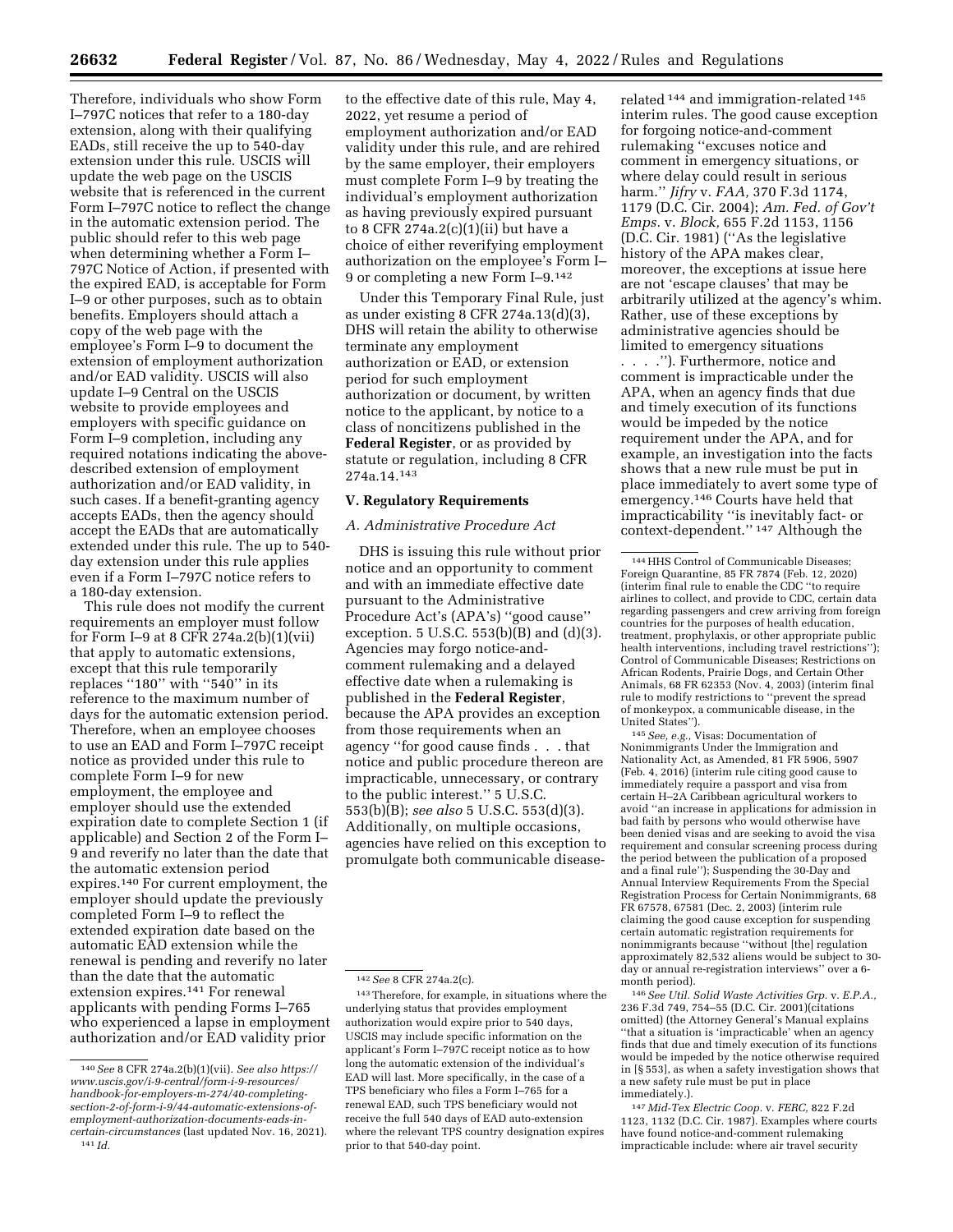Therefore, individuals who show Form I–797C notices that refer to a 180-day extension, along with their qualifying EADs, still receive the up to 540-day extension under this rule. USCIS will update the web page on the USCIS website that is referenced in the current Form I–797C notice to reflect the change in the automatic extension period. The public should refer to this web page when determining whether a Form I–797C Notice of Action, if presented with the expired EAD, is acceptable for Form I–9 or other purposes, such as to obtain benefits. Employers should attach a copy of the web page with the employee's Form I–9 to document the extension of employment authorization and/or EAD validity. USCIS will also update I–9 Central on the USCIS website to provide employees and employers with specific guidance on Form I–9 completion, including any required notations indicating the above-described extension of employment authorization and/or EAD validity, in such cases. If a benefit-granting agency accepts EADs, then the agency should accept the EADs that are automatically extended under this rule. The up to 540-day extension under this rule applies even if a Form I–797C notice refers to a 180-day extension.

This rule does not modify the current requirements an employer must follow for Form I–9 at 8 CFR 274a.2(b)(1)(vii) that apply to automatic extensions, except that this rule temporarily replaces ''180'' with ''540'' in its reference to the maximum number of days for the automatic extension period. Therefore, when an employee chooses to use an EAD and Form I–797C receipt notice as provided under this rule to complete Form I–9 for new employment, the employee and employer should use the extended expiration date to complete Section 1 (if applicable) and Section 2 of the Form I–9 and reverify no later than the date that the automatic extension period expires.[140] For current employment, the employer should update the previously completed Form I–9 to reflect the extended expiration date based on the automatic EAD extension while the renewal is pending and reverify no later than the date that the automatic extension expires.[141] For renewal applicants with pending Forms I–765 who experienced a lapse in employment authorization and/or EAD validity prior to the effective date of this rule, May 4, 2022, yet resume a period of employment authorization and/or EAD validity under this rule, and are rehired by the same employer, their employers must complete Form I–9 by treating the individual's employment authorization as having previously expired pursuant to 8 CFR 274a.2(c)(1)(ii) but have a choice of either reverifying employment authorization on the employee's Form I–9 or completing a new Form I–9.[142]

Under this Temporary Final Rule, just as under existing 8 CFR 274a.13(d)(3), DHS will retain the ability to otherwise terminate any employment authorization or EAD, or extension period for such employment authorization or document, by written notice to the applicant, by notice to a class of noncitizens published in the **Federal Register**, or as provided by statute or regulation, including 8 CFR 274a.14.[143]

## V. Regulatory Requirements

### *A. Administrative Procedure Act*

DHS is issuing this rule without prior notice and an opportunity to comment and with an immediate effective date pursuant to the Administrative Procedure Act's (APA's) ''good cause'' exception. 5 U.S.C. 553(b)(B) and (d)(3). Agencies may forgo notice-and-comment rulemaking and a delayed effective date when a rulemaking is published in the **Federal Register**, because the APA provides an exception from those requirements when an agency ''for good cause finds . . . that notice and public procedure thereon are impracticable, unnecessary, or contrary to the public interest.'' 5 U.S.C. 553(b)(B); *see also* 5 U.S.C. 553(d)(3). Additionally, on multiple occasions, agencies have relied on this exception to promulgate both communicable disease-related[144] and immigration-related[145] interim rules. The good cause exception for forgoing notice-and-comment rulemaking ''excuses notice and comment in emergency situations, or where delay could result in serious harm.'' *Jifry* v. *FAA,* 370 F.3d 1174, 1179 (D.C. Cir. 2004); *Am. Fed. of Gov't Emps.* v. *Block,* 655 F.2d 1153, 1156 (D.C. Cir. 1981) (''As the legislative history of the APA makes clear, moreover, the exceptions at issue here are not 'escape clauses' that may be arbitrarily utilized at the agency's whim. Rather, use of these exceptions by administrative agencies should be limited to emergency situations . . . .''). Furthermore, notice and comment is impracticable under the APA, when an agency finds that due and timely execution of its functions would be impeded by the notice requirement under the APA, and for example, an investigation into the facts shows that a new rule must be put in place immediately to avert some type of emergency.[146] Courts have held that impracticability ''is inevitably fact- or context-dependent.''[147] Although the

---

[140] *See* 8 CFR 274a.2(b)(1)(vii). *See also https://www.uscis.gov/i-9-central/form-i-9-resources/handbook-for-employers-m-274/40-completing-section-2-of-form-i-9/44-automatic-extensions-of-employment-authorization-documents-eads-in-certain-circumstances* (last updated Nov. 16, 2021).

[141] *Id.*

[142] *See* 8 CFR 274a.2(c).

[143] Therefore, for example, in situations where the underlying status that provides employment authorization would expire prior to 540 days, USCIS may include specific information on the applicant's Form I–797C receipt notice as to how long the automatic extension of the individual's EAD will last. More specifically, in the case of a TPS beneficiary who files a Form I–765 for a renewal EAD, such TPS beneficiary would not receive the full 540 days of EAD auto-extension where the relevant TPS country designation expires prior to that 540-day point.

[144] HHS Control of Communicable Diseases; Foreign Quarantine, 85 FR 7874 (Feb. 12, 2020) (interim final rule to enable the CDC ''to require airlines to collect, and provide to CDC, certain data regarding passengers and crew arriving from foreign countries for the purposes of health education, treatment, prophylaxis, or other appropriate public health interventions, including travel restrictions''); Control of Communicable Diseases; Restrictions on African Rodents, Prairie Dogs, and Certain Other Animals, 68 FR 62353 (Nov. 4, 2003) (interim final rule to modify restrictions to ''prevent the spread of monkeypox, a communicable disease, in the United States'').

[145] *See, e.g.,* Visas: Documentation of Nonimmigrants Under the Immigration and Nationality Act, as Amended, 81 FR 5906, 5907 (Feb. 4, 2016) (interim rule citing good cause to immediately require a passport and visa from certain H–2A Caribbean agricultural workers to avoid ''an increase in applications for admission in bad faith by persons who would otherwise have been denied visas and are seeking to avoid the visa requirement and consular screening process during the period between the publication of a proposed and a final rule''); Suspending the 30-Day and Annual Interview Requirements From the Special Registration Process for Certain Nonimmigrants, 68 FR 67578, 67581 (Dec. 2, 2003) (interim rule claiming the good cause exception for suspending certain automatic registration requirements for nonimmigrants because ''without [the] regulation approximately 82,532 aliens would be subject to 30-day or annual re-registration interviews'' over a 6-month period).

[146] *See Util. Solid Waste Activities Grp.* v. *E.P.A.,* 236 F.3d 749, 754–55 (D.C. Cir. 2001)(citations omitted) (the Attorney General's Manual explains ''that a situation is 'impracticable' when an agency finds that due and timely execution of its functions would be impeded by the notice otherwise required in [§ 553], as when a safety investigation shows that a new safety rule must be put in place immediately.).

[147] *Mid-Tex Electric Coop.* v. *FERC,* 822 F.2d 1123, 1132 (D.C. Cir. 1987). Examples where courts have found notice-and-comment rulemaking impracticable include: where air travel security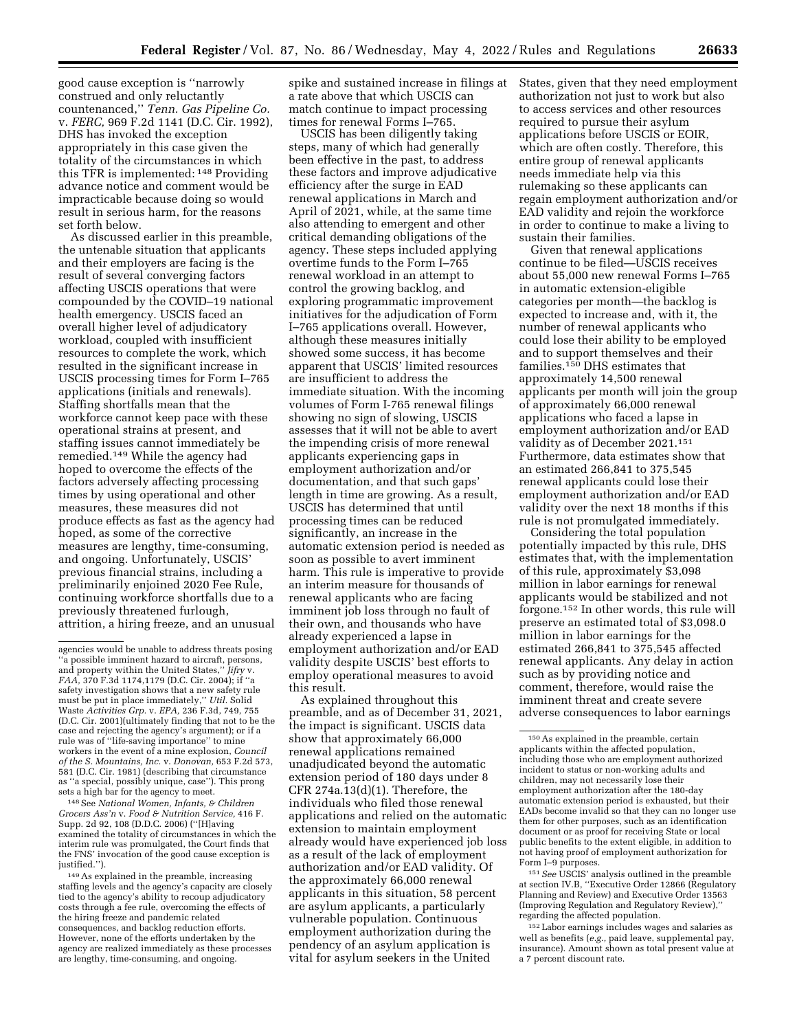good cause exception is "narrowly construed and only reluctantly countenanced," *Tenn. Gas Pipeline Co.* v. *FERC,* 969 F.2d 1141 (D.C. Cir. 1992), DHS has invoked the exception appropriately in this case given the totality of the circumstances in which this TFR is implemented: [148] Providing advance notice and comment would be impracticable because doing so would result in serious harm, for the reasons set forth below.

As discussed earlier in this preamble, the untenable situation that applicants and their employers are facing is the result of several converging factors affecting USCIS operations that were compounded by the COVID–19 national health emergency. USCIS faced an overall higher level of adjudicatory workload, coupled with insufficient resources to complete the work, which resulted in the significant increase in USCIS processing times for Form I–765 applications (initials and renewals). Staffing shortfalls mean that the workforce cannot keep pace with these operational strains at present, and staffing issues cannot immediately be remedied.[149] While the agency had hoped to overcome the effects of the factors adversely affecting processing times by using operational and other measures, these measures did not produce effects as fast as the agency had hoped, as some of the corrective measures are lengthy, time-consuming, and ongoing. Unfortunately, USCIS' previous financial strains, including a preliminarily enjoined 2020 Fee Rule, continuing workforce shortfalls due to a previously threatened furlough, attrition, a hiring freeze, and an unusual spike and sustained increase in filings at a rate above that which USCIS can match continue to impact processing times for renewal Forms I–765.

USCIS has been diligently taking steps, many of which had generally been effective in the past, to address these factors and improve adjudicative efficiency after the surge in EAD renewal applications in March and April of 2021, while, at the same time also attending to emergent and other critical demanding obligations of the agency. These steps included applying overtime funds to the Form I–765 renewal workload in an attempt to control the growing backlog, and exploring programmatic improvement initiatives for the adjudication of Form I–765 applications overall. However, although these measures initially showed some success, it has become apparent that USCIS' limited resources are insufficient to address the immediate situation. With the incoming volumes of Form I-765 renewal filings showing no sign of slowing, USCIS assesses that it will not be able to avert the impending crisis of more renewal applicants experiencing gaps in employment authorization and/or documentation, and that such gaps' length in time are growing. As a result, USCIS has determined that until processing times can be reduced significantly, an increase in the automatic extension period is needed as soon as possible to avert imminent harm. This rule is imperative to provide an interim measure for thousands of renewal applicants who are facing imminent job loss through no fault of their own, and thousands who have already experienced a lapse in employment authorization and/or EAD validity despite USCIS' best efforts to employ operational measures to avoid this result.

As explained throughout this preamble, and as of December 31, 2021, the impact is significant. USCIS data show that approximately 66,000 renewal applications remained unadjudicated beyond the automatic extension period of 180 days under 8 CFR 274a.13(d)(1). Therefore, the individuals who filed those renewal applications and relied on the automatic extension to maintain employment already would have experienced job loss as a result of the lack of employment authorization and/or EAD validity. Of the approximately 66,000 renewal applicants in this situation, 58 percent are asylum applicants, a particularly vulnerable population. Continuous employment authorization during the pendency of an asylum application is vital for asylum seekers in the United States, given that they need employment authorization not just to work but also to access services and other resources required to pursue their asylum applications before USCIS or EOIR, which are often costly. Therefore, this entire group of renewal applicants needs immediate help via this rulemaking so these applicants can regain employment authorization and/or EAD validity and rejoin the workforce in order to continue to make a living to sustain their families.

Given that renewal applications continue to be filed—USCIS receives about 55,000 new renewal Forms I–765 in automatic extension-eligible categories per month—the backlog is expected to increase and, with it, the number of renewal applicants who could lose their ability to be employed and to support themselves and their families.[150] DHS estimates that approximately 14,500 renewal applicants per month will join the group of approximately 66,000 renewal applications who faced a lapse in employment authorization and/or EAD validity as of December 2021.[151] Furthermore, data estimates show that an estimated 266,841 to 375,545 renewal applicants could lose their employment authorization and/or EAD validity over the next 18 months if this rule is not promulgated immediately.

Considering the total population potentially impacted by this rule, DHS estimates that, with the implementation of this rule, approximately $3,098 million in labor earnings for renewal applicants would be stabilized and not forgone.[152] In other words, this rule will preserve an estimated total of $3,098.0 million in labor earnings for the estimated 266,841 to 375,545 affected renewal applicants. Any delay in action such as by providing notice and comment, therefore, would raise the imminent threat and create severe adverse consequences to labor earnings

---

agencies would be unable to address threats posing "a possible imminent hazard to aircraft, persons, and property within the United States," *Jifry* v. *FAA,* 370 F.3d 1174,1179 (D.C. Cir. 2004); if "a safety investigation shows that a new safety rule must be put in place immediately," *Util.* Solid Waste *Activities Grp.* v. *EPA,* 236 F.3d, 749, 755 (D.C. Cir. 2001)(ultimately finding that not to be the case and rejecting the agency's argument); or if a rule was of "life-saving importance" to mine workers in the event of a mine explosion, *Council of the S. Mountains, Inc.* v. *Donovan,* 653 F.2d 573, 581 (D.C. Cir. 1981) (describing that circumstance as "a special, possibly unique, case"). This prong sets a high bar for the agency to meet.

[148] See *National Women, Infants, & Children Grocers Ass'n* v. *Food & Nutrition Service,* 416 F. Supp. 2d 92, 108 (D.D.C. 2006) ("[H]aving examined the totality of circumstances in which the interim rule was promulgated, the Court finds that the FNS' invocation of the good cause exception is justified.").

[149] As explained in the preamble, increasing staffing levels and the agency's capacity are closely tied to the agency's ability to recoup adjudicatory costs through a fee rule, overcoming the effects of the hiring freeze and pandemic related consequences, and backlog reduction efforts. However, none of the efforts undertaken by the agency are realized immediately as these processes are lengthy, time-consuming, and ongoing.

[150] As explained in the preamble, certain applicants within the affected population, including those who are employment authorized incident to status or non-working adults and children, may not necessarily lose their employment authorization after the 180-day automatic extension period is exhausted, but their EADs become invalid so that they can no longer use them for other purposes, such as an identification document or as proof for receiving State or local public benefits to the extent eligible, in addition to not having proof of employment authorization for Form I–9 purposes.

[151] *See* USCIS' analysis outlined in the preamble at section IV.B, "Executive Order 12866 (Regulatory Planning and Review) and Executive Order 13563 (Improving Regulation and Regulatory Review)," regarding the affected population.

[152] Labor earnings includes wages and salaries as well as benefits (*e.g.,* paid leave, supplemental pay, insurance). Amount shown as total present value at a 7 percent discount rate.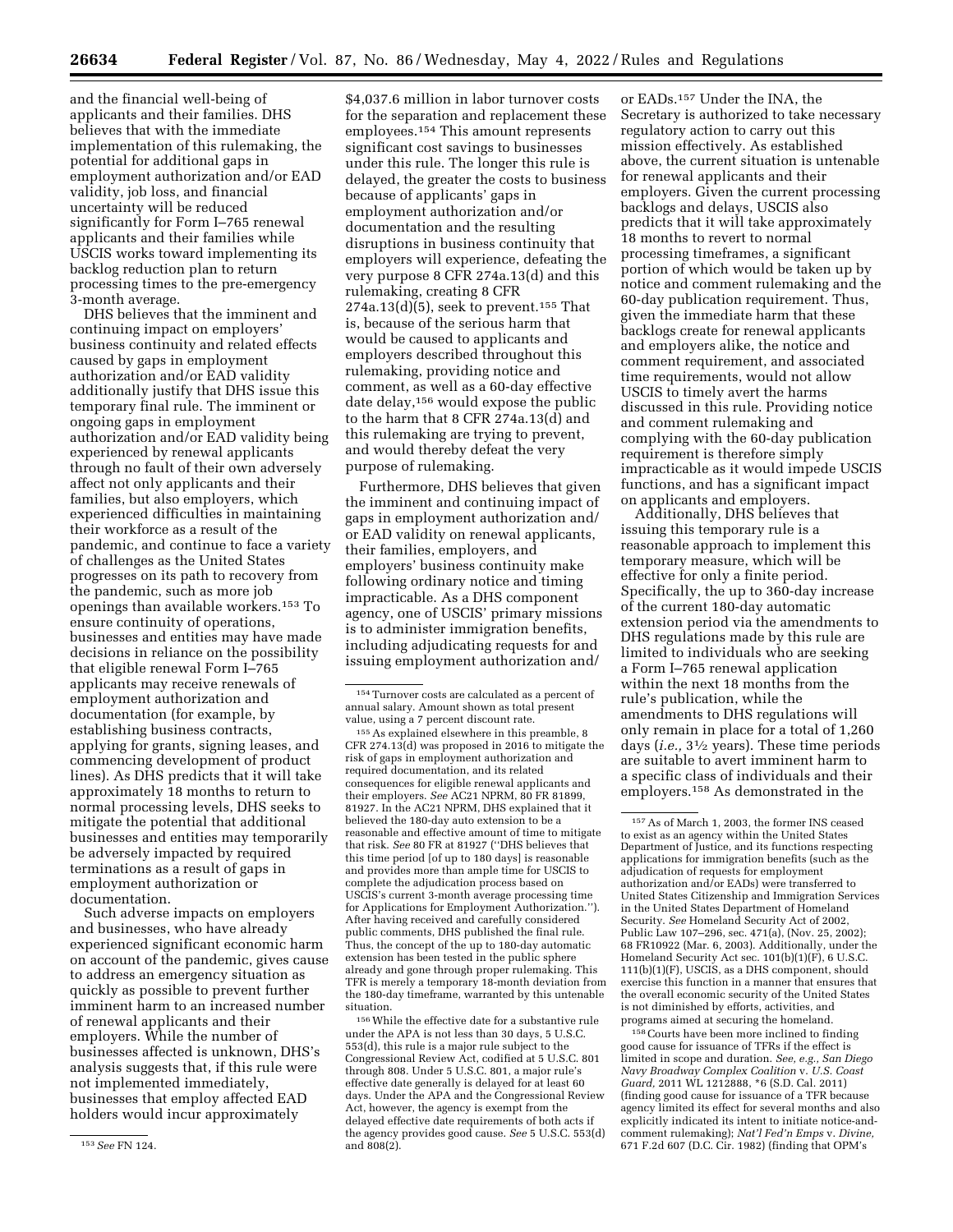and the financial well-being of applicants and their families. DHS believes that with the immediate implementation of this rulemaking, the potential for additional gaps in employment authorization and/or EAD validity, job loss, and financial uncertainty will be reduced significantly for Form I–765 renewal applicants and their families while USCIS works toward implementing its backlog reduction plan to return processing times to the pre-emergency 3-month average.

DHS believes that the imminent and continuing impact on employers' business continuity and related effects caused by gaps in employment authorization and/or EAD validity additionally justify that DHS issue this temporary final rule. The imminent or ongoing gaps in employment authorization and/or EAD validity being experienced by renewal applicants through no fault of their own adversely affect not only applicants and their families, but also employers, which experienced difficulties in maintaining their workforce as a result of the pandemic, and continue to face a variety of challenges as the United States progresses on its path to recovery from the pandemic, such as more job openings than available workers.[153] To ensure continuity of operations, businesses and entities may have made decisions in reliance on the possibility that eligible renewal Form I–765 applicants may receive renewals of employment authorization and documentation (for example, by establishing business contracts, applying for grants, signing leases, and commencing development of product lines). As DHS predicts that it will take approximately 18 months to return to normal processing levels, DHS seeks to mitigate the potential that additional businesses and entities may temporarily be adversely impacted by required terminations as a result of gaps in employment authorization or documentation.

Such adverse impacts on employers and businesses, who have already experienced significant economic harm on account of the pandemic, gives cause to address an emergency situation as quickly as possible to prevent further imminent harm to an increased number of renewal applicants and their employers. While the number of businesses affected is unknown, DHS's analysis suggests that, if this rule were not implemented immediately, businesses that employ affected EAD holders would incur approximately $4,037.6 million in labor turnover costs for the separation and replacement these employees.[154] This amount represents significant cost savings to businesses under this rule. The longer this rule is delayed, the greater the costs to business because of applicants' gaps in employment authorization and/or documentation and the resulting disruptions in business continuity that employers will experience, defeating the very purpose 8 CFR 274a.13(d) and this rulemaking, creating 8 CFR 274a.13(d)(5), seek to prevent.[155] That is, because of the serious harm that would be caused to applicants and employers described throughout this rulemaking, providing notice and comment, as well as a 60-day effective date delay,[156] would expose the public to the harm that 8 CFR 274a.13(d) and this rulemaking are trying to prevent, and would thereby defeat the very purpose of rulemaking.

Furthermore, DHS believes that given the imminent and continuing impact of gaps in employment authorization and/or EAD validity on renewal applicants, their families, employers, and employers' business continuity make following ordinary notice and timing impracticable. As a DHS component agency, one of USCIS' primary missions is to administer immigration benefits, including adjudicating requests for and issuing employment authorization and/or EADs.[157] Under the INA, the Secretary is authorized to take necessary regulatory action to carry out this mission effectively. As established above, the current situation is untenable for renewal applicants and their employers. Given the current processing backlogs and delays, USCIS also predicts that it will take approximately 18 months to revert to normal processing timeframes, a significant portion of which would be taken up by notice and comment rulemaking and the 60-day publication requirement. Thus, given the immediate harm that these backlogs create for renewal applicants and employers alike, the notice and comment requirement, and associated time requirements, would not allow USCIS to timely avert the harms discussed in this rule. Providing notice and comment rulemaking and complying with the 60-day publication requirement is therefore simply impracticable as it would impede USCIS functions, and has a significant impact on applicants and employers.

Additionally, DHS believes that issuing this temporary rule is a reasonable approach to implement this temporary measure, which will be effective for only a finite period. Specifically, the up to 360-day increase of the current 180-day automatic extension period via the amendments to DHS regulations made by this rule are limited to individuals who are seeking a Form I–765 renewal application within the next 18 months from the rule's publication, while the amendments to DHS regulations will only remain in place for a total of 1,260 days (*i.e.,* 3½ years). These time periods are suitable to avert imminent harm to a specific class of individuals and their employers.[158] As demonstrated in the

---

[153] *See* FN 124.

[154] Turnover costs are calculated as a percent of annual salary. Amount shown as total present value, using a 7 percent discount rate.

[155] As explained elsewhere in this preamble, 8 CFR 274.13(d) was proposed in 2016 to mitigate the risk of gaps in employment authorization and required documentation, and its related consequences for eligible renewal applicants and their employers. *See* AC21 NPRM, 80 FR 81899, 81927. In the AC21 NPRM, DHS explained that it believed the 180-day auto extension to be a reasonable and effective amount of time to mitigate that risk. *See* 80 FR at 81927 ("DHS believes that this time period [of up to 180 days] is reasonable and provides more than ample time for USCIS to complete the adjudication process based on USCIS's current 3-month average processing time for Applications for Employment Authorization."). After having received and carefully considered public comments, DHS published the final rule. Thus, the concept of the up to 180-day automatic extension has been tested in the public sphere already and gone through proper rulemaking. This TFR is merely a temporary 18-month deviation from the 180-day timeframe, warranted by this untenable situation.

[156] While the effective date for a substantive rule under the APA is not less than 30 days, 5 U.S.C. 553(d), this rule is a major rule subject to the Congressional Review Act, codified at 5 U.S.C. 801 through 808. Under 5 U.S.C. 801, a major rule's effective date generally is delayed for at least 60 days. Under the APA and the Congressional Review Act, however, the agency is exempt from the delayed effective date requirements of both acts if the agency provides good cause. *See* 5 U.S.C. 553(d) and 808(2).

[157] As of March 1, 2003, the former INS ceased to exist as an agency within the United States Department of Justice, and its functions respecting applications for immigration benefits (such as the adjudication of requests for employment authorization and/or EADs) were transferred to United States Citizenship and Immigration Services in the United States Department of Homeland Security. *See* Homeland Security Act of 2002, Public Law 107–296, sec. 471(a), (Nov. 25, 2002); 68 FR10922 (Mar. 6, 2003). Additionally, under the Homeland Security Act sec. 101(b)(1)(F), 6 U.S.C. 111(b)(1)(F), USCIS, as a DHS component, should exercise this function in a manner that ensures that the overall economic security of the United States is not diminished by efforts, activities, and programs aimed at securing the homeland.

[158] Courts have been more inclined to finding good cause for issuance of TFRs if the effect is limited in scope and duration. *See, e.g., San Diego Navy Broadway Complex Coalition* v. *U.S. Coast Guard,* 2011 WL 1212888, *6 (S.D. Cal. 2011) (finding good cause for issuance of a TFR because agency limited its effect for several months and also explicitly indicated its intent to initiate notice-and-comment rulemaking); *Nat'l Fed'n Emps* v. *Divine,* 671 F.2d 607 (D.C. Cir. 1982) (finding that OPM's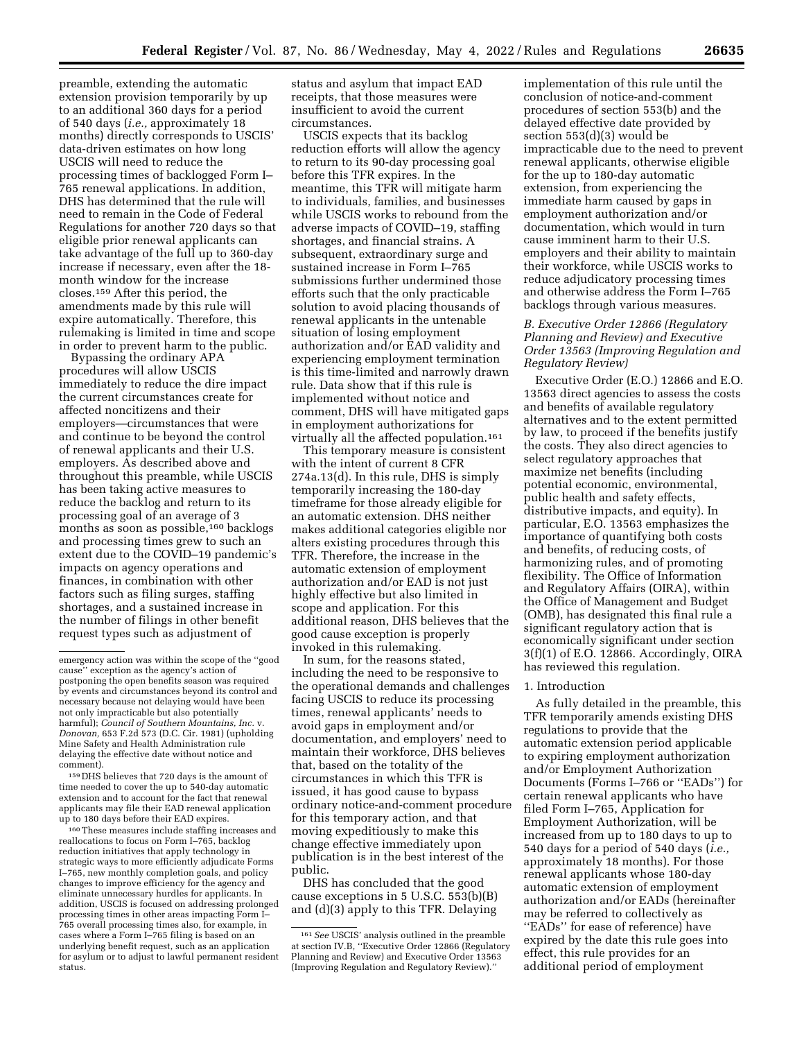preamble, extending the automatic extension provision temporarily by up to an additional 360 days for a period of 540 days (*i.e.,* approximately 18 months) directly corresponds to USCIS' data-driven estimates on how long USCIS will need to reduce the processing times of backlogged Form I–765 renewal applications. In addition, DHS has determined that the rule will need to remain in the Code of Federal Regulations for another 720 days so that eligible prior renewal applicants can take advantage of the full up to 360-day increase if necessary, even after the 18-month window for the increase closes.[159] After this period, the amendments made by this rule will expire automatically. Therefore, this rulemaking is limited in time and scope in order to prevent harm to the public.

Bypassing the ordinary APA procedures will allow USCIS immediately to reduce the dire impact the current circumstances create for affected noncitizens and their employers—circumstances that were and continue to be beyond the control of renewal applicants and their U.S. employers. As described above and throughout this preamble, while USCIS has been taking active measures to reduce the backlog and return to its processing goal of an average of 3 months as soon as possible,[160] backlogs and processing times grew to such an extent due to the COVID–19 pandemic's impacts on agency operations and finances, in combination with other factors such as filing surges, staffing shortages, and a sustained increase in the number of filings in other benefit request types such as adjustment of status and asylum that impact EAD receipts, that those measures were insufficient to avoid the current circumstances.

USCIS expects that its backlog reduction efforts will allow the agency to return to its 90-day processing goal before this TFR expires. In the meantime, this TFR will mitigate harm to individuals, families, and businesses while USCIS works to rebound from the adverse impacts of COVID–19, staffing shortages, and financial strains. A subsequent, extraordinary surge and sustained increase in Form I–765 submissions further undermined those efforts such that the only practicable solution to avoid placing thousands of renewal applicants in the untenable situation of losing employment authorization and/or EAD validity and experiencing employment termination is this time-limited and narrowly drawn rule. Data show that if this rule is implemented without notice and comment, DHS will have mitigated gaps in employment authorizations for virtually all the affected population.[161]

This temporary measure is consistent with the intent of current 8 CFR 274a.13(d). In this rule, DHS is simply temporarily increasing the 180-day timeframe for those already eligible for an automatic extension. DHS neither makes additional categories eligible nor alters existing procedures through this TFR. Therefore, the increase in the automatic extension of employment authorization and/or EAD is not just highly effective but also limited in scope and application. For this additional reason, DHS believes that the good cause exception is properly invoked in this rulemaking.

In sum, for the reasons stated, including the need to be responsive to the operational demands and challenges facing USCIS to reduce its processing times, renewal applicants' needs to avoid gaps in employment and/or documentation, and employers' need to maintain their workforce, DHS believes that, based on the totality of the circumstances in which this TFR is issued, it has good cause to bypass ordinary notice-and-comment procedure for this temporary action, and that moving expeditiously to make this change effective immediately upon publication is in the best interest of the public.

DHS has concluded that the good cause exceptions in 5 U.S.C. 553(b)(B) and (d)(3) apply to this TFR. Delaying implementation of this rule until the conclusion of notice-and-comment procedures of section 553(b) and the delayed effective date provided by section 553(d)(3) would be impracticable due to the need to prevent renewal applicants, otherwise eligible for the up to 180-day automatic extension, from experiencing the immediate harm caused by gaps in employment authorization and/or documentation, which would in turn cause imminent harm to their U.S. employers and their ability to maintain their workforce, while USCIS works to reduce adjudicatory processing times and otherwise address the Form I–765 backlogs through various measures.

### B. Executive Order 12866 (Regulatory Planning and Review) and Executive Order 13563 (Improving Regulation and Regulatory Review)

Executive Order (E.O.) 12866 and E.O. 13563 direct agencies to assess the costs and benefits of available regulatory alternatives and to the extent permitted by law, to proceed if the benefits justify the costs. They also direct agencies to select regulatory approaches that maximize net benefits (including potential economic, environmental, public health and safety effects, distributive impacts, and equity). In particular, E.O. 13563 emphasizes the importance of quantifying both costs and benefits, of reducing costs, of harmonizing rules, and of promoting flexibility. The Office of Information and Regulatory Affairs (OIRA), within the Office of Management and Budget (OMB), has designated this final rule a significant regulatory action that is economically significant under section 3(f)(1) of E.O. 12866. Accordingly, OIRA has reviewed this regulation.

#### 1. Introduction

As fully detailed in the preamble, this TFR temporarily amends existing DHS regulations to provide that the automatic extension period applicable to expiring employment authorization and/or Employment Authorization Documents (Forms I–766 or ''EADs'') for certain renewal applicants who have filed Form I–765, Application for Employment Authorization, will be increased from up to 180 days to up to 540 days for a period of 540 days (*i.e.,* approximately 18 months). For those renewal applicants whose 180-day automatic extension of employment authorization and/or EADs (hereinafter may be referred to collectively as ''EADs'' for ease of reference) have expired by the date this rule goes into effect, this rule provides for an additional period of employment

---

emergency action was within the scope of the ''good cause'' exception as the agency's action of postponing the open benefits season was required by events and circumstances beyond its control and necessary because not delaying would have been not only impracticable but also potentially harmful); *Council of Southern Mountains, Inc.* v. *Donovan,* 653 F.2d 573 (D.C. Cir. 1981) (upholding Mine Safety and Health Administration rule delaying the effective date without notice and comment).

[159] DHS believes that 720 days is the amount of time needed to cover the up to 540-day automatic extension and to account for the fact that renewal applicants may file their EAD renewal application up to 180 days before their EAD expires.

[160] These measures include staffing increases and reallocations to focus on Form I–765, backlog reduction initiatives that apply technology in strategic ways to more efficiently adjudicate Forms I–765, new monthly completion goals, and policy changes to improve efficiency for the agency and eliminate unnecessary hurdles for applicants. In addition, USCIS is focused on addressing prolonged processing times in other areas impacting Form I–765 overall processing times also, for example, in cases where a Form I–765 filing is based on an underlying benefit request, such as an application for asylum or to adjust to lawful permanent resident status.

[161] *See* USCIS' analysis outlined in the preamble at section IV.B, ''Executive Order 12866 (Regulatory Planning and Review) and Executive Order 13563 (Improving Regulation and Regulatory Review).''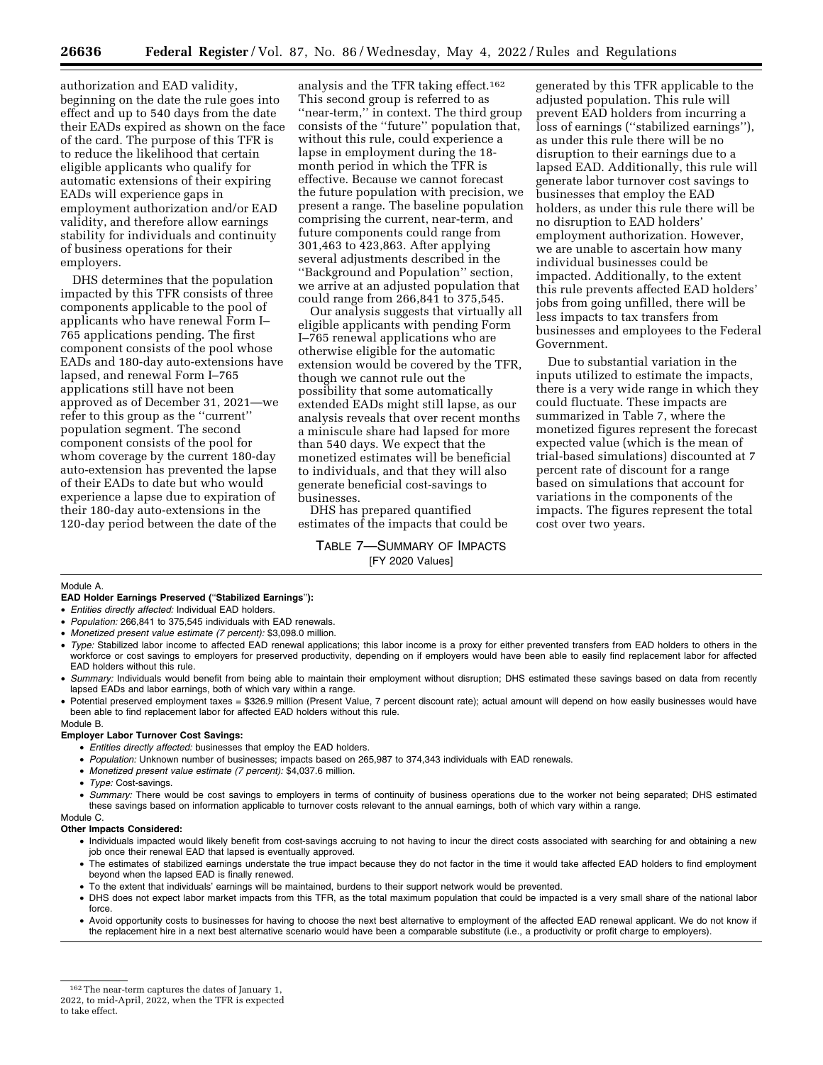authorization and EAD validity, beginning on the date the rule goes into effect and up to 540 days from the date their EADs expired as shown on the face of the card. The purpose of this TFR is to reduce the likelihood that certain eligible applicants who qualify for automatic extensions of their expiring EADs will experience gaps in employment authorization and/or EAD validity, and therefore allow earnings stability for individuals and continuity of business operations for their employers.

DHS determines that the population impacted by this TFR consists of three components applicable to the pool of applicants who have renewal Form I–765 applications pending. The first component consists of the pool whose EADs and 180-day auto-extensions have lapsed, and renewal Form I–765 applications still have not been approved as of December 31, 2021—we refer to this group as the ''current'' population segment. The second component consists of the pool for whom coverage by the current 180-day auto-extension has prevented the lapse of their EADs to date but who would experience a lapse due to expiration of their 180-day auto-extensions in the 120-day period between the date of the analysis and the TFR taking effect.[162] This second group is referred to as ''near-term,'' in context. The third group consists of the ''future'' population that, without this rule, could experience a lapse in employment during the 18-month period in which the TFR is effective. Because we cannot forecast the future population with precision, we present a range. The baseline population comprising the current, near-term, and future components could range from 301,463 to 423,863. After applying several adjustments described in the ''Background and Population'' section, we arrive at an adjusted population that could range from 266,841 to 375,545.

Our analysis suggests that virtually all eligible applicants with pending Form I–765 renewal applications who are otherwise eligible for the automatic extension would be covered by the TFR, though we cannot rule out the possibility that some automatically extended EADs might still lapse, as our analysis reveals that over recent months a miniscule share had lapsed for more than 540 days. We expect that the monetized estimates will be beneficial to individuals, and that they will also generate beneficial cost-savings to businesses.

DHS has prepared quantified estimates of the impacts that could be generated by this TFR applicable to the adjusted population. This rule will prevent EAD holders from incurring a loss of earnings (''stabilized earnings''), as under this rule there will be no disruption to their earnings due to a lapsed EAD. Additionally, this rule will generate labor turnover cost savings to businesses that employ the EAD holders, as under this rule there will be no disruption to EAD holders' employment authorization. However, we are unable to ascertain how many individual businesses could be impacted. Additionally, to the extent this rule prevents affected EAD holders' jobs from going unfilled, there will be less impacts to tax transfers from businesses and employees to the Federal Government.

Due to substantial variation in the inputs utilized to estimate the impacts, there is a very wide range in which they could fluctuate. These impacts are summarized in Table 7, where the monetized figures represent the forecast expected value (which is the mean of trial-based simulations) discounted at 7 percent rate of discount for a range based on simulations that account for variations in the components of the impacts. The figures represent the total cost over two years.

TABLE 7—SUMMARY OF IMPACTS
[FY 2020 Values]

Module A.

**EAD Holder Earnings Preserved (''Stabilized Earnings''):**

- *Entities directly affected:* Individual EAD holders.
- *Population:* 266,841 to 375,545 individuals with EAD renewals.
- *Monetized present value estimate (7 percent):* $3,098.0 million.
- *Type:* Stabilized labor income to affected EAD renewal applications; this labor income is a proxy for either prevented transfers from EAD holders to others in the workforce or cost savings to employers for preserved productivity, depending on if employers would have been able to easily find replacement labor for affected EAD holders without this rule.
- *Summary:* Individuals would benefit from being able to maintain their employment without disruption; DHS estimated these savings based on data from recently lapsed EADs and labor earnings, both of which vary within a range.
- Potential preserved employment taxes = $326.9 million (Present Value, 7 percent discount rate); actual amount will depend on how easily businesses would have been able to find replacement labor for affected EAD holders without this rule.

Module B.

**Employer Labor Turnover Cost Savings:**

- *Entities directly affected:* businesses that employ the EAD holders.
- *Population:* Unknown number of businesses; impacts based on 265,987 to 374,343 individuals with EAD renewals.
- *Monetized present value estimate (7 percent):* $4,037.6 million.
- *Type:* Cost-savings.
- *Summary:* There would be cost savings to employers in terms of continuity of business operations due to the worker not being separated; DHS estimated these savings based on information applicable to turnover costs relevant to the annual earnings, both of which vary within a range.

Module C.

**Other Impacts Considered:**

- Individuals impacted would likely benefit from cost-savings accruing to not having to incur the direct costs associated with searching for and obtaining a new job once their renewal EAD that lapsed is eventually approved.
- The estimates of stabilized earnings understate the true impact because they do not factor in the time it would take affected EAD holders to find employment beyond when the lapsed EAD is finally renewed.
- To the extent that individuals' earnings will be maintained, burdens to their support network would be prevented.
- DHS does not expect labor market impacts from this TFR, as the total maximum population that could be impacted is a very small share of the national labor force.
- Avoid opportunity costs to businesses for having to choose the next best alternative to employment of the affected EAD renewal applicant. We do not know if the replacement hire in a next best alternative scenario would have been a comparable substitute (i.e., a productivity or profit charge to employers).

[162] The near-term captures the dates of January 1, 2022, to mid-April, 2022, when the TFR is expected to take effect.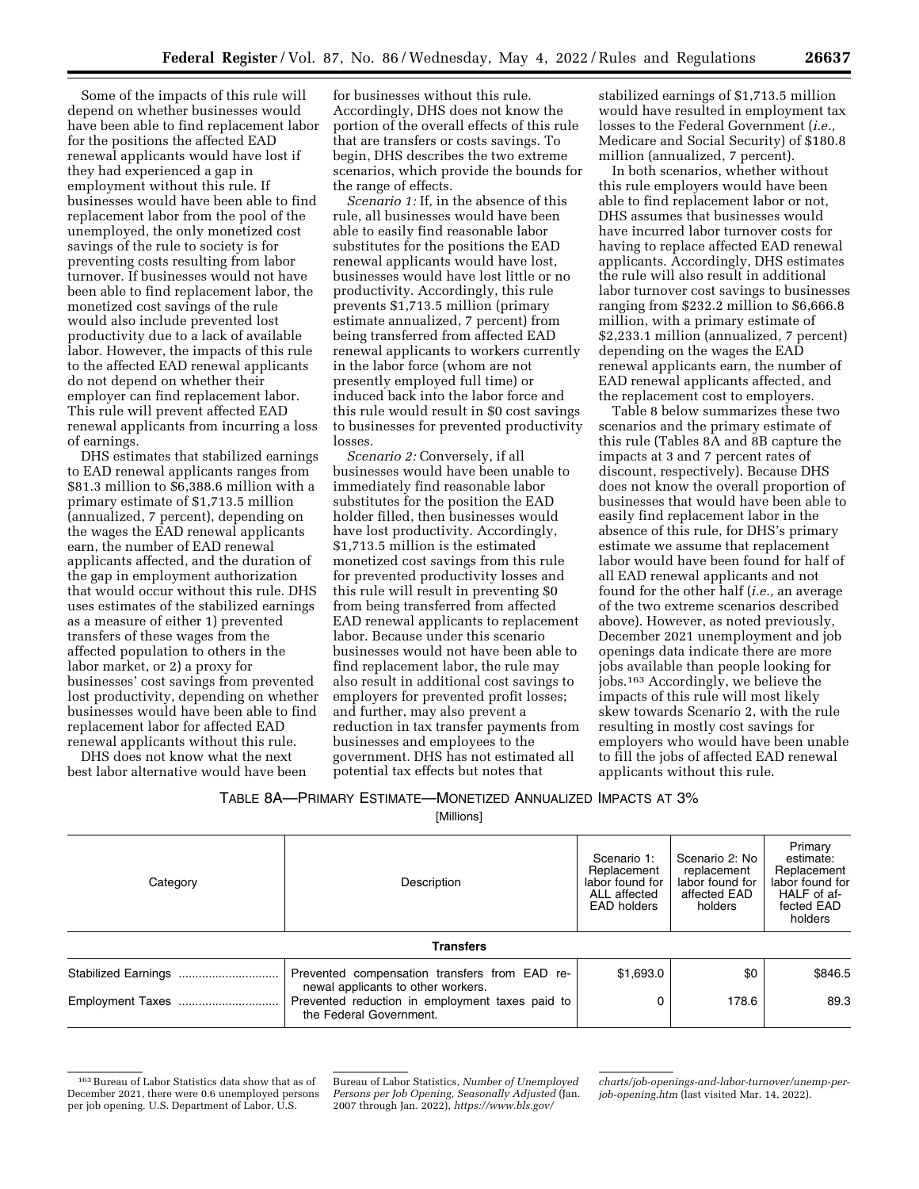Some of the impacts of this rule will depend on whether businesses would have been able to find replacement labor for the positions the affected EAD renewal applicants would have lost if they had experienced a gap in employment without this rule. If businesses would have been able to find replacement labor from the pool of the unemployed, the only monetized cost savings of the rule to society is for preventing costs resulting from labor turnover. If businesses would not have been able to find replacement labor, the monetized cost savings of the rule would also include prevented lost productivity due to a lack of available labor. However, the impacts of this rule to the affected EAD renewal applicants do not depend on whether their employer can find replacement labor. This rule will prevent affected EAD renewal applicants from incurring a loss of earnings.

DHS estimates that stabilized earnings to EAD renewal applicants ranges from $81.3 million to $6,388.6 million with a primary estimate of $1,713.5 million (annualized, 7 percent), depending on the wages the EAD renewal applicants earn, the number of EAD renewal applicants affected, and the duration of the gap in employment authorization that would occur without this rule. DHS uses estimates of the stabilized earnings as a measure of either 1) prevented transfers of these wages from the affected population to others in the labor market, or 2) a proxy for businesses' cost savings from prevented lost productivity, depending on whether businesses would have been able to find replacement labor for affected EAD renewal applicants without this rule.

DHS does not know what the next best labor alternative would have been for businesses without this rule. Accordingly, DHS does not know the portion of the overall effects of this rule that are transfers or costs savings. To begin, DHS describes the two extreme scenarios, which provide the bounds for the range of effects.

*Scenario 1:* If, in the absence of this rule, all businesses would have been able to easily find reasonable labor substitutes for the positions the EAD renewal applicants would have lost, businesses would have lost little or no productivity. Accordingly, this rule prevents $1,713.5 million (primary estimate annualized, 7 percent) from being transferred from affected EAD renewal applicants to workers currently in the labor force (whom are not presently employed full time) or induced back into the labor force and this rule would result in $0 cost savings to businesses for prevented productivity losses.

*Scenario 2:* Conversely, if all businesses would have been unable to immediately find reasonable labor substitutes for the position the EAD holder filled, then businesses would have lost productivity. Accordingly, $1,713.5 million is the estimated monetized cost savings from this rule for prevented productivity losses and this rule will result in preventing $0 from being transferred from affected EAD renewal applicants to replacement labor. Because under this scenario businesses would not have been able to find replacement labor, the rule may also result in additional cost savings to employers for prevented profit losses; and further, may also prevent a reduction in tax transfer payments from businesses and employees to the government. DHS has not estimated all potential tax effects but notes that stabilized earnings of $1,713.5 million would have resulted in employment tax losses to the Federal Government (*i.e.,* Medicare and Social Security) of $180.8 million (annualized, 7 percent).

In both scenarios, whether without this rule employers would have been able to find replacement labor or not, DHS assumes that businesses would have incurred labor turnover costs for having to replace affected EAD renewal applicants. Accordingly, DHS estimates the rule will also result in additional labor turnover cost savings to businesses ranging from $232.2 million to $6,666.8 million, with a primary estimate of $2,233.1 million (annualized, 7 percent) depending on the wages the EAD renewal applicants earn, the number of EAD renewal applicants affected, and the replacement cost to employers.

Table 8 below summarizes these two scenarios and the primary estimate of this rule (Tables 8A and 8B capture the impacts at 3 and 7 percent rates of discount, respectively). Because DHS does not know the overall proportion of businesses that would have been able to easily find replacement labor in the absence of this rule, for DHS's primary estimate we assume that replacement labor would have been found for half of all EAD renewal applicants and not found for the other half (*i.e.,* an average of the two extreme scenarios described above). However, as noted previously, December 2021 unemployment and job openings data indicate there are more jobs available than people looking for jobs.[163] Accordingly, we believe the impacts of this rule will most likely skew towards Scenario 2, with the rule resulting in mostly cost savings for employers who would have been unable to fill the jobs of affected EAD renewal applicants without this rule.

TABLE 8A—PRIMARY ESTIMATE—MONETIZED ANNUALIZED IMPACTS AT 3%

[Millions]

| Category | Description | Scenario 1: Replacement labor found for ALL affected EAD holders | Scenario 2: No replacement labor found for affected EAD holders | Primary estimate: Replacement labor found for HALF of affected EAD holders |
|---|---|---|---|---|
| **Transfers** | | | | |
| Stabilized Earnings | Prevented compensation transfers from EAD renewal applicants to other workers. | $1,693.0 | $0 | $846.5 |
| Employment Taxes | Prevented reduction in employment taxes paid to the Federal Government. | 0 | 178.6 | 89.3 |

[163] Bureau of Labor Statistics data show that as of December 2021, there were 0.6 unemployed persons per job opening. U.S. Department of Labor, U.S. Bureau of Labor Statistics, *Number of Unemployed Persons per Job Opening, Seasonally Adjusted* (Jan. 2007 through Jan. 2022), *https://www.bls.gov/charts/job-openings-and-labor-turnover/unemp-per-job-opening.htm* (last visited Mar. 14, 2022).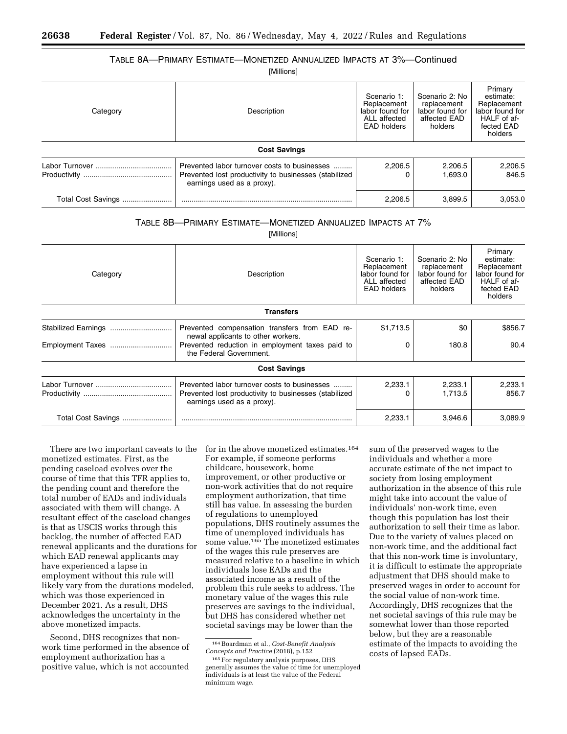TABLE 8A—PRIMARY ESTIMATE—MONETIZED ANNUALIZED IMPACTS AT 3%—Continued

[Millions]

| Category | Description | Scenario 1: Replacement labor found for ALL affected EAD holders | Scenario 2: No replacement labor found for affected EAD holders | Primary estimate: Replacement labor found for HALF of affected EAD holders |
|---|---|---|---|---|
| **Cost Savings** | | | | |
| Labor Turnover | Prevented labor turnover costs to businesses | 2,206.5 | 2,206.5 | 2,206.5 |
| Productivity | Prevented lost productivity to businesses (stabilized earnings used as a proxy). | 0 | 1,693.0 | 846.5 |
| Total Cost Savings | | 2,206.5 | 3,899.5 | 3,053.0 |

TABLE 8B—PRIMARY ESTIMATE—MONETIZED ANNUALIZED IMPACTS AT 7%

[Millions]

| Category | Description | Scenario 1: Replacement labor found for ALL affected EAD holders | Scenario 2: No replacement labor found for affected EAD holders | Primary estimate: Replacement labor found for HALF of affected EAD holders |
|---|---|---|---|---|
| **Transfers** | | | | |
| Stabilized Earnings | Prevented compensation transfers from EAD renewal applicants to other workers. | $1,713.5 | $0 | $856.7 |
| Employment Taxes | Prevented reduction in employment taxes paid to the Federal Government. | 0 | 180.8 | 90.4 |
| **Cost Savings** | | | | |
| Labor Turnover | Prevented labor turnover costs to businesses | 2,233.1 | 2,233.1 | 2,233.1 |
| Productivity | Prevented lost productivity to businesses (stabilized earnings used as a proxy). | 0 | 1,713.5 | 856.7 |
| Total Cost Savings | | 2,233.1 | 3,946.6 | 3,089.9 |

There are two important caveats to the monetized estimates. First, as the pending caseload evolves over the course of time that this TFR applies to, the pending count and therefore the total number of EADs and individuals associated with them will change. A resultant effect of the caseload changes is that as USCIS works through this backlog, the number of affected EAD renewal applicants and the durations for which EAD renewal applicants may have experienced a lapse in employment without this rule will likely vary from the durations modeled, which was those experienced in December 2021. As a result, DHS acknowledges the uncertainty in the above monetized impacts.

Second, DHS recognizes that non-work time performed in the absence of employment authorization has a positive value, which is not accounted for in the above monetized estimates.[164] For example, if someone performs childcare, housework, home improvement, or other productive or non-work activities that do not require employment authorization, that time still has value. In assessing the burden of regulations to unemployed populations, DHS routinely assumes the time of unemployed individuals has some value.[165] The monetized estimates of the wages this rule preserves are measured relative to a baseline in which individuals lose EADs and the associated income as a result of the problem this rule seeks to address. The monetary value of the wages this rule preserves are savings to the individual, but DHS has considered whether net societal savings may be lower than the sum of the preserved wages to the individuals and whether a more accurate estimate of the net impact to society from losing employment authorization in the absence of this rule might take into account the value of individuals' non-work time, even though this population has lost their authorization to sell their time as labor. Due to the variety of values placed on non-work time, and the additional fact that this non-work time is involuntary, it is difficult to estimate the appropriate adjustment that DHS should make to preserved wages in order to account for the social value of non-work time. Accordingly, DHS recognizes that the net societal savings of this rule may be somewhat lower than those reported below, but they are a reasonable estimate of the impacts to avoiding the costs of lapsed EADs.

[164] Boardman et al., *Cost-Benefit Analysis Concepts and Practice* (2018), p.152

[165] For regulatory analysis purposes, DHS generally assumes the value of time for unemployed individuals is at least the value of the Federal minimum wage.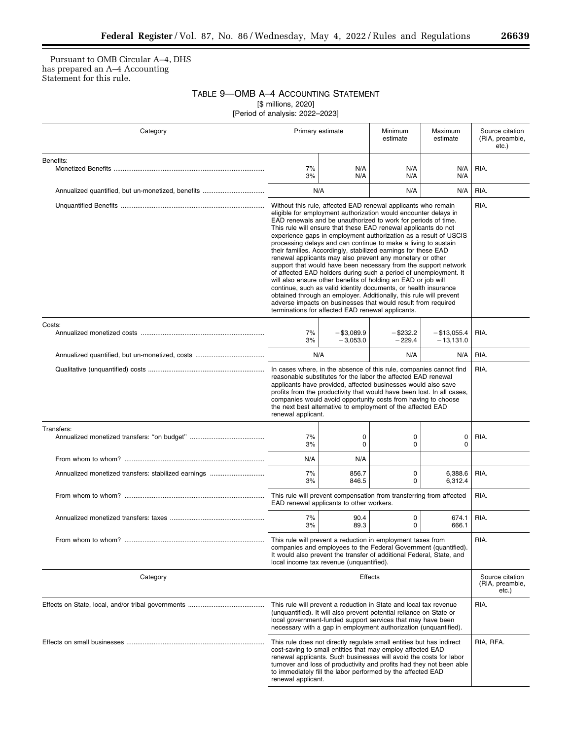Pursuant to OMB Circular A–4, DHS has prepared an A–4 Accounting Statement for this rule.

TABLE 9—OMB A–4 ACCOUNTING STATEMENT

[$ millions, 2020]

[Period of analysis: 2022–2023]

| Category | Primary estimate | | Minimum estimate | Maximum estimate | Source citation (RIA, preamble, etc.) |
|---|---|---|---|---|---|
| **Benefits:** | | | | | |
| Monetized Benefits | 7%<br>3% | N/A<br>N/A | N/A<br>N/A | N/A<br>N/A | RIA. |
| Annualized quantified, but un-monetized, benefits | N/A | | N/A | N/A | RIA. |
| Unquantified Benefits | Without this rule, affected EAD renewal applicants who remain eligible for employment authorization would encounter delays in EAD renewals and be unauthorized to work for periods of time. This rule will ensure that these EAD renewal applicants do not experience gaps in employment authorization as a result of USCIS processing delays and can continue to make a living to sustain their families. Accordingly, stabilized earnings for these EAD renewal applicants may also prevent any monetary or other support that would have been necessary from the support network of affected EAD holders during such a period of unemployment. It will also ensure other benefits of holding an EAD or job will continue, such as valid identity documents, or health insurance obtained through an employer. Additionally, this rule will prevent adverse impacts on businesses that would result from required terminations for affected EAD renewal applicants. | | | | RIA. |
| **Costs:** | | | | | |
| Annualized monetized costs | 7%<br>3% | −$3,089.9<br>−3,053.0 | −$232.2<br>−229.4 | −$13,055.4<br>−13,131.0 | RIA. |
| Annualized quantified, but un-monetized, costs | N/A | | N/A | N/A | RIA. |
| Qualitative (unquantified) costs | In cases where, in the absence of this rule, companies cannot find reasonable substitutes for the labor the affected EAD renewal applicants have provided, affected businesses would also save profits from the productivity that would have been lost. In all cases, companies would avoid opportunity costs from having to choose the next best alternative to employment of the affected EAD renewal applicant. | | | | RIA. |
| **Transfers:** | | | | | |
| Annualized monetized transfers: "on budget" | 7%<br>3% | 0<br>0 | 0<br>0 | 0<br>0 | RIA. |
| From whom to whom? | N/A | N/A | | | |
| Annualized monetized transfers: stabilized earnings | 7%<br>3% | 856.7<br>846.5 | 0<br>0 | 6,388.6<br>6,312.4 | RIA. |
| From whom to whom? | This rule will prevent compensation from transferring from affected EAD renewal applicants to other workers. | | | | RIA. |
| Annualized monetized transfers: taxes | 7%<br>3% | 90.4<br>89.3 | 0<br>0 | 674.1<br>666.1 | RIA. |
| From whom to whom? | This rule will prevent a reduction in employment taxes from companies and employees to the Federal Government (quantified). It would also prevent the transfer of additional Federal, State, and local income tax revenue (unquantified). | | | | RIA. |
| **Category** | **Effects** | | | | **Source citation (RIA, preamble, etc.)** |
| Effects on State, local, and/or tribal governments | This rule will prevent a reduction in State and local tax revenue (unquantified). It will also prevent potential reliance on State or local government-funded support services that may have been necessary with a gap in employment authorization (unquantified). | | | | RIA. |
| Effects on small businesses | This rule does not directly regulate small entities but has indirect cost-saving to small entities that may employ affected EAD renewal applicants. Such businesses will avoid the costs for labor turnover and loss of productivity and profits had they not been able to immediately fill the labor performed by the affected EAD renewal applicant. | | | | RIA, RFA. |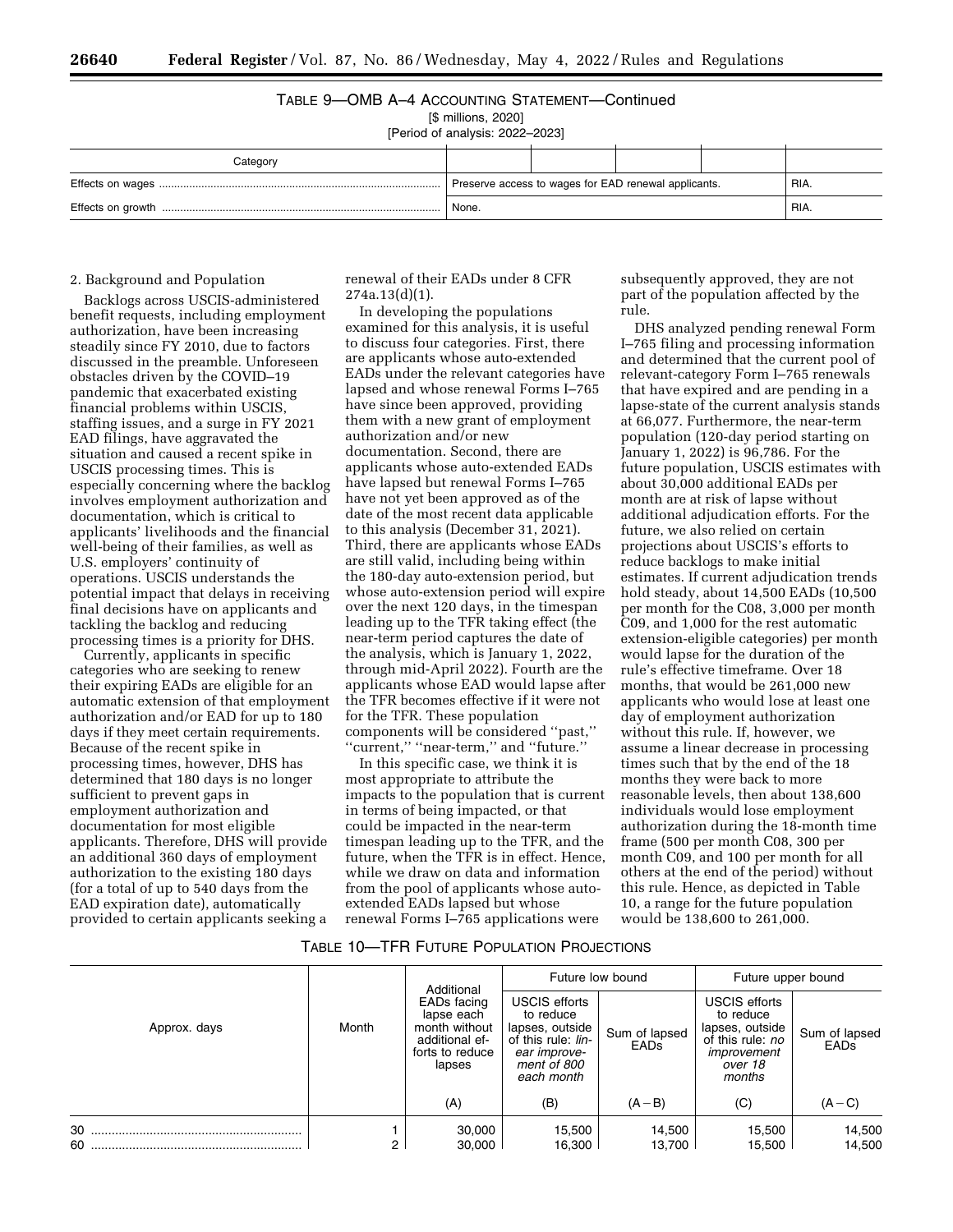TABLE 9—OMB A–4 ACCOUNTING STATEMENT—Continued

[$ millions, 2020]

[Period of analysis: 2022–2023]

| Category | | | | | |
|---|---|---|---|---|---|
| Effects on wages | Preserve access to wages for EAD renewal applicants. | | | | RIA. |
| Effects on growth | None. | | | | RIA. |

2. Background and Population

Backlogs across USCIS-administered benefit requests, including employment authorization, have been increasing steadily since FY 2010, due to factors discussed in the preamble. Unforeseen obstacles driven by the COVID–19 pandemic that exacerbated existing financial problems within USCIS, staffing issues, and a surge in FY 2021 EAD filings, have aggravated the situation and caused a recent spike in USCIS processing times. This is especially concerning where the backlog involves employment authorization and documentation, which is critical to applicants' livelihoods and the financial well-being of their families, as well as U.S. employers' continuity of operations. USCIS understands the potential impact that delays in receiving final decisions have on applicants and tackling the backlog and reducing processing times is a priority for DHS.

Currently, applicants in specific categories who are seeking to renew their expiring EADs are eligible for an automatic extension of that employment authorization and/or EAD for up to 180 days if they meet certain requirements. Because of the recent spike in processing times, however, DHS has determined that 180 days is no longer sufficient to prevent gaps in employment authorization and documentation for most eligible applicants. Therefore, DHS will provide an additional 360 days of employment authorization to the existing 180 days (for a total of up to 540 days from the EAD expiration date), automatically provided to certain applicants seeking a renewal of their EADs under 8 CFR 274a.13(d)(1).

In developing the populations examined for this analysis, it is useful to discuss four categories. First, there are applicants whose auto-extended EADs under the relevant categories have lapsed and whose renewal Forms I–765 have since been approved, providing them with a new grant of employment authorization and/or new documentation. Second, there are applicants whose auto-extended EADs have lapsed but renewal Forms I–765 have not yet been approved as of the date of the most recent data applicable to this analysis (December 31, 2021). Third, there are applicants whose EADs are still valid, including being within the 180-day auto-extension period, but whose auto-extension period will expire over the next 120 days, in the timespan leading up to the TFR taking effect (the near-term period captures the date of the analysis, which is January 1, 2022, through mid-April 2022). Fourth are the applicants whose EAD would lapse after the TFR becomes effective if it were not for the TFR. These population components will be considered ''past,'' ''current,'' ''near-term,'' and ''future.''

In this specific case, we think it is most appropriate to attribute the impacts to the population that is current in terms of being impacted, or that could be impacted in the near-term timespan leading up to the TFR, and the future, when the TFR is in effect. Hence, while we draw on data and information from the pool of applicants whose auto-extended EADs lapsed but whose renewal Forms I–765 applications were subsequently approved, they are not part of the population affected by the rule.

DHS analyzed pending renewal Form I–765 filing and processing information and determined that the current pool of relevant-category Form I–765 renewals that have expired and are pending in a lapse-state of the current analysis stands at 66,077. Furthermore, the near-term population (120-day period starting on January 1, 2022) is 96,786. For the future population, USCIS estimates with about 30,000 additional EADs per month are at risk of lapse without additional adjudication efforts. For the future, we also relied on certain projections about USCIS's efforts to reduce backlogs to make initial estimates. If current adjudication trends hold steady, about 14,500 EADs (10,500 per month for the C08, 3,000 per month C09, and 1,000 for the rest automatic extension-eligible categories) per month would lapse for the duration of the rule's effective timeframe. Over 18 months, that would be 261,000 new applicants who would lose at least one day of employment authorization without this rule. If, however, we assume a linear decrease in processing times such that by the end of the 18 months they were back to more reasonable levels, then about 138,600 individuals would lose employment authorization during the 18-month time frame (500 per month C08, 300 per month C09, and 100 per month for all others at the end of the period) without this rule. Hence, as depicted in Table 10, a range for the future population would be 138,600 to 261,000.

TABLE 10—TFR FUTURE POPULATION PROJECTIONS

| Approx. days | Month | Additional EADs facing lapse each month without additional efforts to reduce lapses | Future low bound | | Future upper bound | |
|---|---|---|---|---|---|---|
| | | | USCIS efforts to reduce lapses, outside of this rule: *linear improvement of 800 each month* | Sum of lapsed EADs | USCIS efforts to reduce lapses, outside of this rule: *no improvement over 18 months* | Sum of lapsed EADs |
| | | (A) | (B) | (A − B) | (C) | (A − C) |
| 30 | 1 | 30,000 | 15,500 | 14,500 | 15,500 | 14,500 |
| 60 | 2 | 30,000 | 16,300 | 13,700 | 15,500 | 14,500 |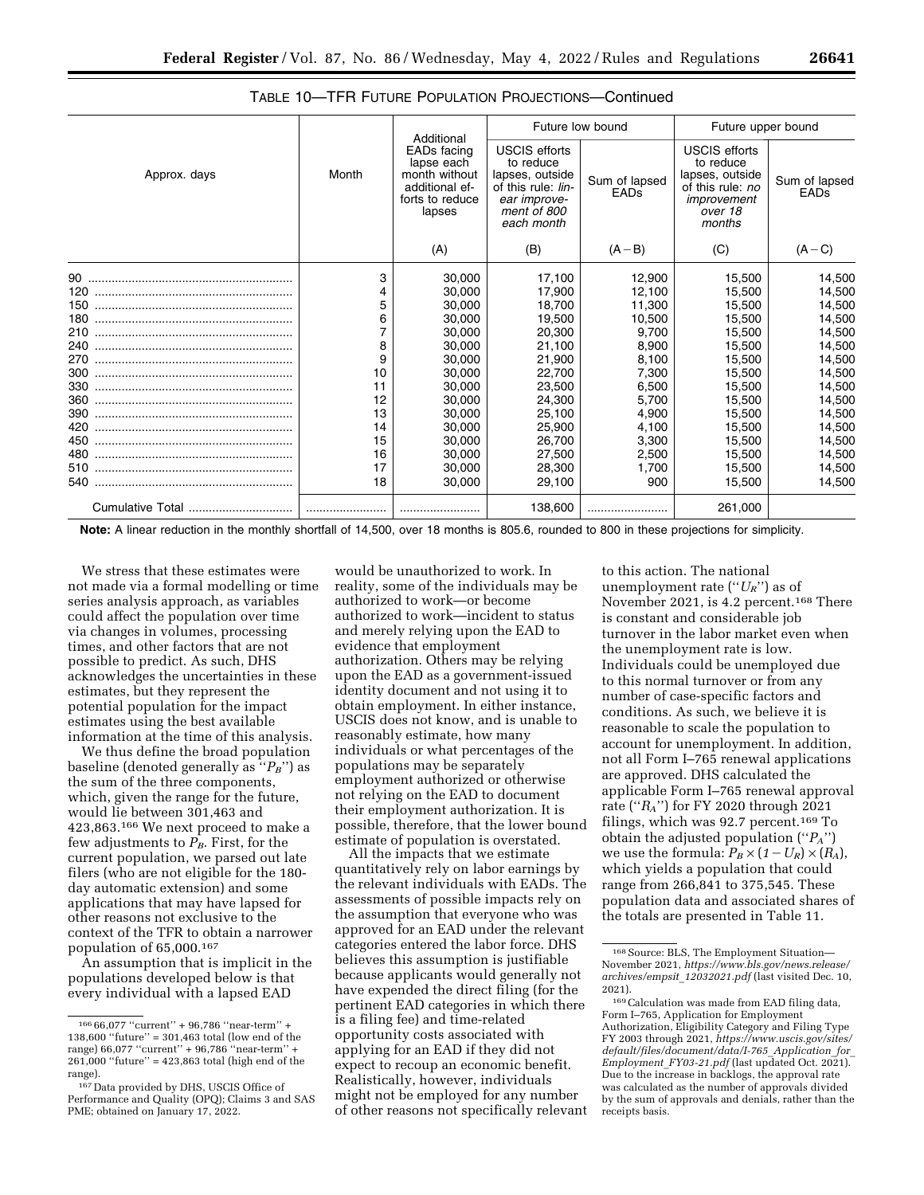TABLE 10—TFR FUTURE POPULATION PROJECTIONS—Continued

| Approx. days | Month | Additional EADs facing lapse each month without additional efforts to reduce lapses | Future low bound | | Future upper bound | |
|---|---|---|---|---|---|---|
| | | | USCIS efforts to reduce lapses, outside of this rule: *linear improvement of 800 each month* | Sum of lapsed EADs | USCIS efforts to reduce lapses, outside of this rule: *no improvement over 18 months* | Sum of lapsed EADs |
| | | (A) | (B) | (A − B) | (C) | (A − C) |
| 90 | 3 | 30,000 | 17,100 | 12,900 | 15,500 | 14,500 |
| 120 | 4 | 30,000 | 17,900 | 12,100 | 15,500 | 14,500 |
| 150 | 5 | 30,000 | 18,700 | 11,300 | 15,500 | 14,500 |
| 180 | 6 | 30,000 | 19,500 | 10,500 | 15,500 | 14,500 |
| 210 | 7 | 30,000 | 20,300 | 9,700 | 15,500 | 14,500 |
| 240 | 8 | 30,000 | 21,100 | 8,900 | 15,500 | 14,500 |
| 270 | 9 | 30,000 | 21,900 | 8,100 | 15,500 | 14,500 |
| 300 | 10 | 30,000 | 22,700 | 7,300 | 15,500 | 14,500 |
| 330 | 11 | 30,000 | 23,500 | 6,500 | 15,500 | 14,500 |
| 360 | 12 | 30,000 | 24,300 | 5,700 | 15,500 | 14,500 |
| 390 | 13 | 30,000 | 25,100 | 4,900 | 15,500 | 14,500 |
| 420 | 14 | 30,000 | 25,900 | 4,100 | 15,500 | 14,500 |
| 450 | 15 | 30,000 | 26,700 | 3,300 | 15,500 | 14,500 |
| 480 | 16 | 30,000 | 27,500 | 2,500 | 15,500 | 14,500 |
| 510 | 17 | 30,000 | 28,300 | 1,700 | 15,500 | 14,500 |
| 540 | 18 | 30,000 | 29,100 | 900 | 15,500 | 14,500 |
| Cumulative Total | | | 138,600 | | 261,000 | |

**Note:** A linear reduction in the monthly shortfall of 14,500, over 18 months is 805.6, rounded to 800 in these projections for simplicity.

We stress that these estimates were not made via a formal modelling or time series analysis approach, as variables could affect the population over time via changes in volumes, processing times, and other factors that are not possible to predict. As such, DHS acknowledges the uncertainties in these estimates, but they represent the potential population for the impact estimates using the best available information at the time of this analysis.

We thus define the broad population baseline (denoted generally as "$P_B$") as the sum of the three components, which, given the range for the future, would lie between 301,463 and 423,863.[166] We next proceed to make a few adjustments to $P_B$. First, for the current population, we parsed out late filers (who are not eligible for the 180-day automatic extension) and some applications that may have lapsed for other reasons not exclusive to the context of the TFR to obtain a narrower population of 65,000.[167]

An assumption that is implicit in the populations developed below is that every individual with a lapsed EAD would be unauthorized to work. In reality, some of the individuals may be authorized to work—or become authorized to work—incident to status and merely relying upon the EAD to evidence that employment authorization. Others may be relying upon the EAD as a government-issued identity document and not using it to obtain employment. In either instance, USCIS does not know, and is unable to reasonably estimate, how many individuals or what percentages of the populations may be separately employment authorized or otherwise not relying on the EAD to document their employment authorization. It is possible, therefore, that the lower bound estimate of population is overstated.

All the impacts that we estimate quantitatively rely on labor earnings by the relevant individuals with EADs. The assessments of possible impacts rely on the assumption that everyone who was approved for an EAD under the relevant categories entered the labor force. DHS believes this assumption is justifiable because applicants would generally not have expended the direct filing (for the pertinent EAD categories in which there is a filing fee) and time-related opportunity costs associated with applying for an EAD if they did not expect to recoup an economic benefit. Realistically, however, individuals might not be employed for any number of other reasons not specifically relevant to this action. The national unemployment rate ("$U_R$") as of November 2021, is 4.2 percent.[168] There is constant and considerable job turnover in the labor market even when the unemployment rate is low. Individuals could be unemployed due to this normal turnover or from any number of case-specific factors and conditions. As such, we believe it is reasonable to scale the population to account for unemployment. In addition, not all Form I–765 renewal applications are approved. DHS calculated the applicable Form I–765 renewal approval rate ("$R_A$") for FY 2020 through 2021 filings, which was 92.7 percent.[169] To obtain the adjusted population ("$P_A$") we use the formula: $P_B \times (1 - U_R) \times (R_A)$, which yields a population that could range from 266,841 to 375,545. These population data and associated shares of the totals are presented in Table 11.

---

[166] 66,077 "current" + 96,786 "near-term" + 138,600 "future" = 301,463 total (low end of the range) 66,077 "current" + 96,786 "near-term" + 261,000 "future" = 423,863 total (high end of the range).

[167] Data provided by DHS, USCIS Office of Performance and Quality (OPQ); Claims 3 and SAS PME; obtained on January 17, 2022.

[168] Source: BLS, The Employment Situation—November 2021, *https://www.bls.gov/news.release/archives/empsit_12032021.pdf* (last visited Dec. 10, 2021).

[169] Calculation was made from EAD filing data, Form I–765, Application for Employment Authorization, Eligibility Category and Filing Type FY 2003 through 2021, *https://www.uscis.gov/sites/default/files/document/data/I-765_Application_for_Employment_FY03-21.pdf* (last updated Oct. 2021). Due to the increase in backlogs, the approval rate was calculated as the number of approvals divided by the sum of approvals and denials, rather than the receipts basis.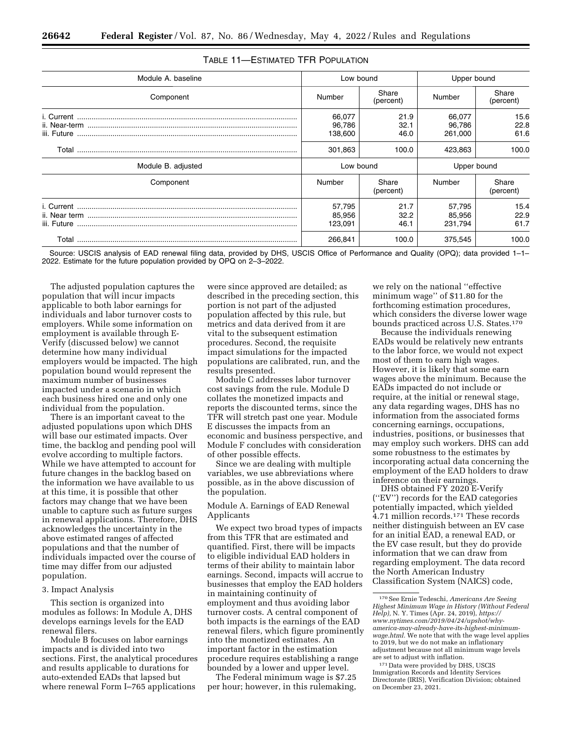TABLE 11—ESTIMATED TFR POPULATION

| Module A. baseline | Low bound | | Upper bound | |
|---|---|---|---|---|
| Component | Number | Share (percent) | Number | Share (percent) |
| i. Current | 66,077 | 21.9 | 66,077 | 15.6 |
| ii. Near-term | 96,786 | 32.1 | 96,786 | 22.8 |
| iii. Future | 138,600 | 46.0 | 261,000 | 61.6 |
| Total | 301,863 | 100.0 | 423,863 | 100.0 |
| **Module B. adjusted** | **Low bound** | | **Upper bound** | |
| Component | Number | Share (percent) | Number | Share (percent) |
| i. Current | 57,795 | 21.7 | 57,795 | 15.4 |
| ii. Near term | 85,956 | 32.2 | 85,956 | 22.9 |
| iii. Future | 123,091 | 46.1 | 231,794 | 61.7 |
| Total | 266,841 | 100.0 | 375,545 | 100.0 |

Source: USCIS analysis of EAD renewal filing data, provided by DHS, USCIS Office of Performance and Quality (OPQ); data provided 1–1–2022. Estimate for the future population provided by OPQ on 2–3–2022.

The adjusted population captures the population that will incur impacts applicable to both labor earnings for individuals and labor turnover costs to employers. While some information on employment is available through E-Verify (discussed below) we cannot determine how many individual employers would be impacted. The high population bound would represent the maximum number of businesses impacted under a scenario in which each business hired one and only one individual from the population.

There is an important caveat to the adjusted populations upon which DHS will base our estimated impacts. Over time, the backlog and pending pool will evolve according to multiple factors. While we have attempted to account for future changes in the backlog based on the information we have available to us at this time, it is possible that other factors may change that we have been unable to capture such as future surges in renewal applications. Therefore, DHS acknowledges the uncertainty in the above estimated ranges of affected populations and that the number of individuals impacted over the course of time may differ from our adjusted population.

3. Impact Analysis

This section is organized into modules as follows: In Module A, DHS develops earnings levels for the EAD renewal filers.

Module B focuses on labor earnings impacts and is divided into two sections. First, the analytical procedures and results applicable to durations for auto-extended EADs that lapsed but where renewal Form I–765 applications were since approved are detailed; as described in the preceding section, this portion is not part of the adjusted population affected by this rule, but metrics and data derived from it are vital to the subsequent estimation procedures. Second, the requisite impact simulations for the impacted populations are calibrated, run, and the results presented.

Module C addresses labor turnover cost savings from the rule. Module D collates the monetized impacts and reports the discounted terms, since the TFR will stretch past one year. Module E discusses the impacts from an economic and business perspective, and Module F concludes with consideration of other possible effects.

Since we are dealing with multiple variables, we use abbreviations where possible, as in the above discussion of the population.

Module A. Earnings of EAD Renewal Applicants

We expect two broad types of impacts from this TFR that are estimated and quantified. First, there will be impacts to eligible individual EAD holders in terms of their ability to maintain labor earnings. Second, impacts will accrue to businesses that employ the EAD holders in maintaining continuity of employment and thus avoiding labor turnover costs. A central component of both impacts is the earnings of the EAD renewal filers, which figure prominently into the monetized estimates. An important factor in the estimation procedure requires establishing a range bounded by a lower and upper level.

The Federal minimum wage is $7.25 per hour; however, in this rulemaking, we rely on the national ''effective minimum wage'' of $11.80 for the forthcoming estimation procedures, which considers the diverse lower wage bounds practiced across U.S. States.[170]

Because the individuals renewing EADs would be relatively new entrants to the labor force, we would not expect most of them to earn high wages. However, it is likely that some earn wages above the minimum. Because the EADs impacted do not include or require, at the initial or renewal stage, any data regarding wages, DHS has no information from the associated forms concerning earnings, occupations, industries, positions, or businesses that may employ such workers. DHS can add some robustness to the estimates by incorporating actual data concerning the employment of the EAD holders to draw inference on their earnings.

DHS obtained FY 2020 E-Verify (''EV'') records for the EAD categories potentially impacted, which yielded 4.71 million records.[171] These records neither distinguish between an EV case for an initial EAD, a renewal EAD, or the EV case result, but they do provide information that we can draw from regarding employment. The data record the North American Industry Classification System (NAICS) code,

[170] See Ernie Tedeschi, *Americans Are Seeing Highest Minimum Wage in History (Without Federal Help),* N. Y. Times (Apr. 24, 2019), *https://www.nytimes.com/2019/04/24/upshot/why-america-may-already-have-its-highest-minimum-wage.html.* We note that with the wage level applies to 2019, but we do not make an inflationary adjustment because not all minimum wage levels are set to adjust with inflation.

[171] Data were provided by DHS, USCIS Immigration Records and Identity Services Directorate (IRIS), Verification Division; obtained on December 23, 2021.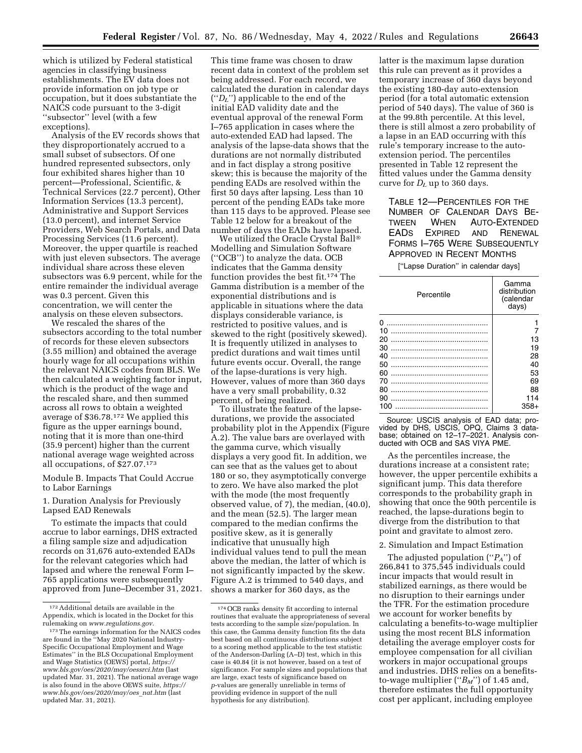which is utilized by Federal statistical agencies in classifying business establishments. The EV data does not provide information on job type or occupation, but it does substantiate the NAICS code pursuant to the 3-digit ''subsector'' level (with a few exceptions).

Analysis of the EV records shows that they disproportionately accrued to a small subset of subsectors. Of one hundred represented subsectors, only four exhibited shares higher than 10 percent—Professional, Scientific, & Technical Services (22.7 percent), Other Information Services (13.3 percent), Administrative and Support Services (13.0 percent), and internet Service Providers, Web Search Portals, and Data Processing Services (11.6 percent). Moreover, the upper quartile is reached with just eleven subsectors. The average individual share across these eleven subsectors was 6.9 percent, while for the entire remainder the individual average was 0.3 percent. Given this concentration, we will center the analysis on these eleven subsectors.

We rescaled the shares of the subsectors according to the total number of records for these eleven subsectors (3.55 million) and obtained the average hourly wage for all occupations within the relevant NAICS codes from BLS. We then calculated a weighting factor input, which is the product of the wage and the rescaled share, and then summed across all rows to obtain a weighted average of $36.78.[172] We applied this figure as the upper earnings bound, noting that it is more than one-third (35.9 percent) higher than the current national average wage weighted across all occupations, of $27.07.[173]

Module B. Impacts That Could Accrue to Labor Earnings

1. Duration Analysis for Previously Lapsed EAD Renewals

To estimate the impacts that could accrue to labor earnings, DHS extracted a filing sample size and adjudication records on 31,676 auto-extended EADs for the relevant categories which had lapsed and where the renewal Form I–765 applications were subsequently approved from June–December 31, 2021. This time frame was chosen to draw recent data in context of the problem set being addressed. For each record, we calculated the duration in calendar days (''$D_L$'') applicable to the end of the initial EAD validity date and the eventual approval of the renewal Form I–765 application in cases where the auto-extended EAD had lapsed. The analysis of the lapse-data shows that the durations are not normally distributed and in fact display a strong positive skew; this is because the majority of the pending EADs are resolved within the first 50 days after lapsing. Less than 10 percent of the pending EADs take more than 115 days to be approved. Please see Table 12 below for a breakout of the number of days the EADs have lapsed.

We utilized the Oracle Crystal Ball® Modelling and Simulation Software (''OCB'') to analyze the data. OCB indicates that the Gamma density function provides the best fit.[174] The Gamma distribution is a member of the exponential distributions and is applicable in situations where the data displays considerable variance, is restricted to positive values, and is skewed to the right (positively skewed). It is frequently utilized in analyses to predict durations and wait times until future events occur. Overall, the range of the lapse-durations is very high. However, values of more than 360 days have a very small probability, 0.32 percent, of being realized.

To illustrate the feature of the lapse-durations, we provide the associated probability plot in the Appendix (Figure A.2). The value bars are overlayed with the gamma curve, which visually displays a very good fit. In addition, we can see that as the values get to about 180 or so, they asymptotically converge to zero. We have also marked the plot with the mode (the most frequently observed value, of 7), the median, (40.0), and the mean (52.5). The larger mean compared to the median confirms the positive skew, as it is generally indicative that unusually high individual values tend to pull the mean above the median, the latter of which is not significantly impacted by the skew. Figure A.2 is trimmed to 540 days, and shows a marker for 360 days, as the latter is the maximum lapse duration this rule can prevent as it provides a temporary increase of 360 days beyond the existing 180-day auto-extension period (for a total automatic extension period of 540 days). The value of 360 is at the 99.8th percentile. At this level, there is still almost a zero probability of a lapse in an EAD occurring with this rule's temporary increase to the auto-extension period. The percentiles presented in Table 12 represent the fitted values under the Gamma density curve for $D_L$ up to 360 days.

TABLE 12—PERCENTILES FOR THE NUMBER OF CALENDAR DAYS BETWEEN WHEN AUTO-EXTENDED EADS EXPIRED AND RENEWAL FORMS I–765 WERE SUBSEQUENTLY APPROVED IN RECENT MONTHS

[''Lapse Duration'' in calendar days]

| Percentile | Gamma distribution (calendar days) |
|---|---|
| 0 | 1 |
| 10 | 7 |
| 20 | 13 |
| 30 | 19 |
| 40 | 28 |
| 50 | 40 |
| 60 | 53 |
| 70 | 69 |
| 80 | 88 |
| 90 | 114 |
| 100 | 358+ |

Source: USCIS analysis of EAD data; provided by DHS, USCIS, OPQ, Claims 3 database; obtained on 12–17–2021. Analysis conducted with OCB and SAS VIYA PME.

As the percentiles increase, the durations increase at a consistent rate; however, the upper percentile exhibits a significant jump. This data therefore corresponds to the probability graph in showing that once the 90th percentile is reached, the lapse-durations begin to diverge from the distribution to that point and gravitate to almost zero.

2. Simulation and Impact Estimation

The adjusted population (''$P_A$'') of 266,841 to 375,545 individuals could incur impacts that would result in stabilized earnings, as there would be no disruption to their earnings under the TFR. For the estimation procedure we account for worker benefits by calculating a benefits-to-wage multiplier using the most recent BLS information detailing the average employer costs for employee compensation for all civilian workers in major occupational groups and industries. DHS relies on a benefits-to-wage multiplier (''$B_M$'') of 1.45 and, therefore estimates the full opportunity cost per applicant, including employee

---

[172] Additional details are available in the Appendix, which is located in the Docket for this rulemaking on *www.regulations.gov.*

[173] The earnings information for the NAICS codes are found in the ''May 2020 National Industry-Specific Occupational Employment and Wage Estimates'' in the BLS Occupational Employment and Wage Statistics (OEWS) portal, *https://www.bls.gov/oes/2020/may/oessrci.htm* (last updated Mar. 31, 2021). The national average wage is also found in the above OEWS suite, *https://www.bls.gov/oes/2020/may/oes_nat.htm* (last updated Mar. 31, 2021).

[174] OCB ranks density fit according to internal routines that evaluate the appropriateness of several tests according to the sample size/population. In this case, the Gamma density function fits the data best based on all continuous distributions subject to a scoring method applicable to the test statistic of the Anderson-Darling (A–D) test, which in this case is 40.84 (it is not however, based on a test of significance. For sample sizes and populations that are large, exact tests of significance based on *p*-values are generally unreliable in terms of providing evidence in support of the null hypothesis for any distribution).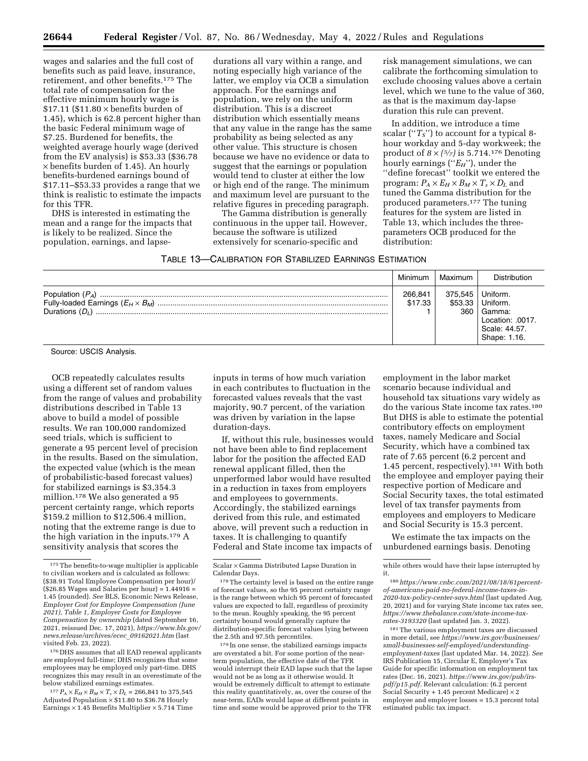wages and salaries and the full cost of benefits such as paid leave, insurance, retirement, and other benefits.[175] The total rate of compensation for the effective minimum hourly wage is $17.11 ($11.80 × benefits burden of 1.45), which is 62.8 percent higher than the basic Federal minimum wage of $7.25. Burdened for benefits, the weighted average hourly wage (derived from the EV analysis) is $53.33 ($36.78 × benefits burden of 1.45). An hourly benefits-burdened earnings bound of $17.11–$53.33 provides a range that we think is realistic to estimate the impacts for this TFR.

DHS is interested in estimating the mean and a range for the impacts that is likely to be realized. Since the population, earnings, and lapse-durations all vary within a range, and noting especially high variance of the latter, we employ via OCB a simulation approach. For the earnings and population, we rely on the uniform distribution. This is a discreet distribution which essentially means that any value in the range has the same probability as being selected as any other value. This structure is chosen because we have no evidence or data to suggest that the earnings or population would tend to cluster at either the low or high end of the range. The minimum and maximum level are pursuant to the relative figures in preceding paragraph.

The Gamma distribution is generally continuous in the upper tail. However, because the software is utilized extensively for scenario-specific and risk management simulations, we can calibrate the forthcoming simulation to exclude choosing values above a certain level, which we tune to the value of 360, as that is the maximum day-lapse duration this rule can prevent.

In addition, we introduce a time scalar ("$T_S$") to account for a typical 8-hour workday and 5-day workweek; the product of $8 \times (5/7)$ is 5.714.[176] Denoting hourly earnings ("$E_H$"), under the "define forecast" toolkit we entered the program: $P_A \times E_H \times B_M \times T_s \times D_L$ and tuned the Gamma distribution for the produced parameters.[177] The tuning features for the system are listed in Table 13, which includes the three-parameters OCB produced for the distribution:

TABLE 13—CALIBRATION FOR STABILIZED EARNINGS ESTIMATION

| | Minimum | Maximum | Distribution |
|---|---|---|---|
| Population ($P_A$) | 266,841 | 375,545 | Uniform. |
| Fully-loaded Earnings ($E_H \times B_M$) | $17.33 | $53.33 | Uniform. |
| Durations ($D_L$) | 1 | 360 | Gamma: Location: .0017. Scale: 44.57. Shape: 1.16. |

Source: USCIS Analysis.

OCB repeatedly calculates results using a different set of random values from the range of values and probability distributions described in Table 13 above to build a model of possible results. We ran 100,000 randomized seed trials, which is sufficient to generate a 95 percent level of precision in the results. Based on the simulation, the expected value (which is the mean of probabilistic-based forecast values) for stabilized earnings is $3,354.3 million.[178] We also generated a 95 percent certainty range, which reports $159.2 million to $12,506.4 million, noting that the extreme range is due to the high variation in the inputs.[179] A sensitivity analysis that scores the inputs in terms of how much variation in each contributes to fluctuation in the forecasted values reveals that the vast majority, 90.7 percent, of the variation was driven by variation in the lapse duration-days.

If, without this rule, businesses would not have been able to find replacement labor for the position the affected EAD renewal applicant filled, then the unperformed labor would have resulted in a reduction in taxes from employers and employees to governments. Accordingly, the stabilized earnings derived from this rule, and estimated above, will prevent such a reduction in taxes. It is challenging to quantify Federal and State income tax impacts of employment in the labor market scenario because individual and household tax situations vary widely as do the various State income tax rates.[180] But DHS is able to estimate the potential contributory effects on employment taxes, namely Medicare and Social Security, which have a combined tax rate of 7.65 percent (6.2 percent and 1.45 percent, respectively).[181] With both the employee and employer paying their respective portion of Medicare and Social Security taxes, the total estimated level of tax transfer payments from employees and employers to Medicare and Social Security is 15.3 percent.

We estimate the tax impacts on the unburdened earnings basis. Denoting

[175] The benefits-to-wage multiplier is applicable to civilian workers and is calculated as follows: ($38.91 Total Employee Compensation per hour)/($26.85 Wages and Salaries per hour) = 1.44916 = 1.45 (rounded). *See* BLS, Economic News Release, *Employer Cost for Employee Compensation (June 2021), Table 1, Employer Costs for Employee Compensation by ownership* (dated September 16, 2021, reissued Dec. 17, 2021), *https://www.bls.gov/news.release/archives/ecec_09162021.htm* (last visited Feb. 23, 2022).

[176] DHS assumes that all EAD renewal applicants are employed full-time; DHS recognizes that some employees may be employed only part-time. DHS recognizes this may result in an overestimate of the below stabilized earnings estimates.

[177] $P_A \times E_H \times B_M \times T_s \times D_L$ = 266,841 to 375,545 Adjusted Population × $11.80 to $36.78 Hourly Earnings × 1.45 Benefits Multiplier × 5.714 Time Scalar × Gamma Distributed Lapse Duration in Calendar Days.

[178] The certainty level is based on the entire range of forecast values, so the 95 percent certainty range is the range between which 95 percent of forecasted values are expected to fall, regardless of proximity to the mean. Roughly speaking, the 95 percent certainty bound would generally capture the distribution-specific forecast values lying between the 2.5th and 97.5th percentiles.

[179] In one sense, the stabilized earnings impacts are overstated a bit. For some portion of the near-term population, the effective date of the TFR would interrupt their EAD lapse such that the lapse would not be as long as it otherwise would. It would be extremely difficult to attempt to estimate this reality quantitatively, as, over the course of the near-term, EADs would lapse at different points in time and some would be approved prior to the TFR while others would have their lapse interrupted by it.

[180] *https://www.cnbc.com/2021/08/18/61percent-of-americans-paid-no-federal-income-taxes-in-2020-tax-policy-center-says.html* (last updated Aug. 20, 2021) and for varying State income tax rates see, *https://www.thebalance.com/state-income-tax-rates-3193320* (last updated Jan. 3, 2022).

[181] The various employment taxes are discussed in more detail, see *https://www.irs.gov/businesses/small-businesses-self-employed/understanding-employment-taxes* (last updated Mar. 14, 2022). *See* IRS Publication 15, Circular E, Employer's Tax Guide for specific information on employment tax rates (Dec. 16, 2021). *https://www.irs.gov/pub/irs-pdf/p15.pdf*. Relevant calculation: (6.2 percent Social Security + 1.45 percent Medicare) × 2 employee and employer losses = 15.3 percent total estimated public tax impact.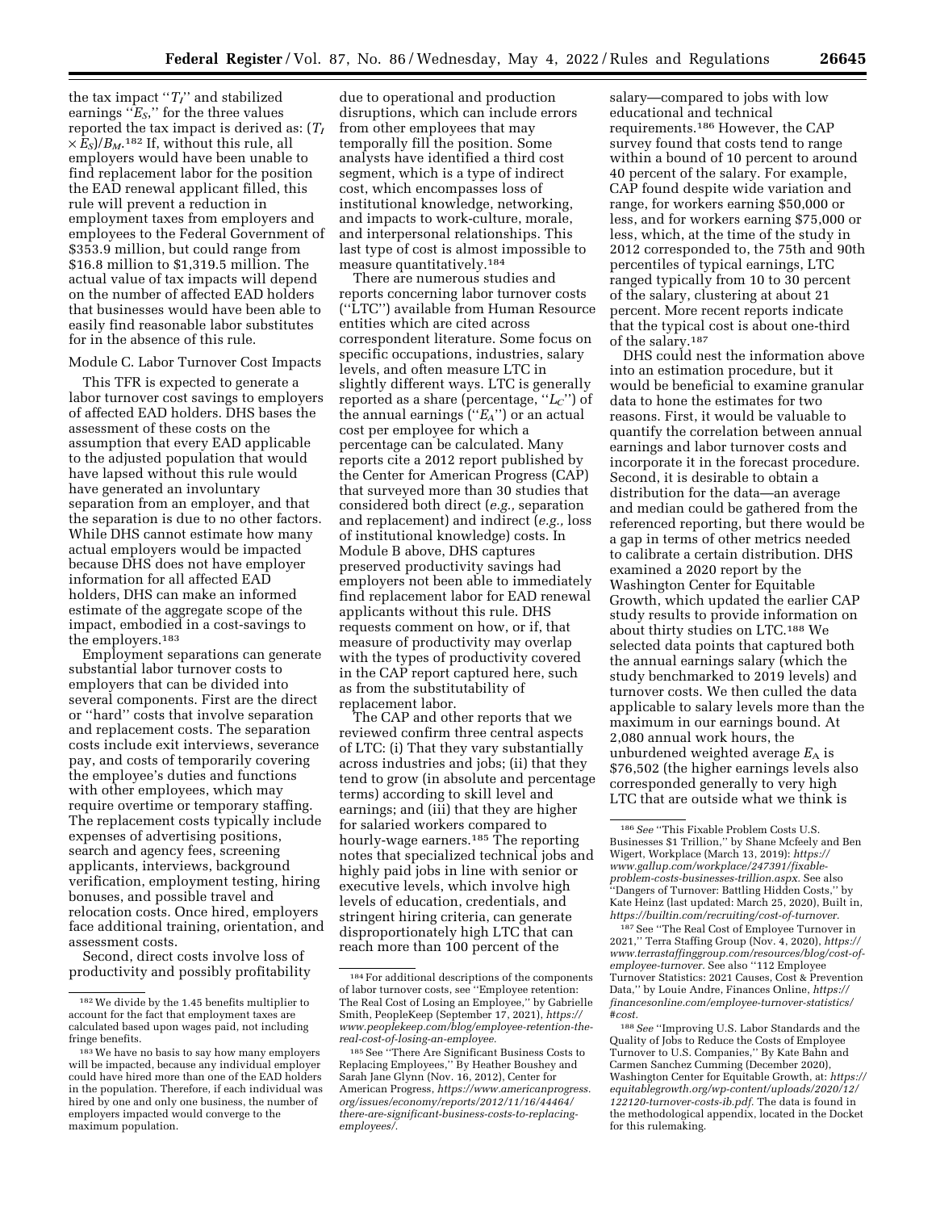the tax impact "$T_I$" and stabilized earnings "$E_S$," for the three values reported the tax impact is derived as: $(T_I \times E_S)/B_M$.[182] If, without this rule, all employers would have been unable to find replacement labor for the position the EAD renewal applicant filled, this rule will prevent a reduction in employment taxes from employers and employees to the Federal Government of $353.9 million, but could range from $16.8 million to $1,319.5 million. The actual value of tax impacts will depend on the number of affected EAD holders that businesses would have been able to easily find reasonable labor substitutes for in the absence of this rule.

Module C. Labor Turnover Cost Impacts

This TFR is expected to generate a labor turnover cost savings to employers of affected EAD holders. DHS bases the assessment of these costs on the assumption that every EAD applicable to the adjusted population that would have lapsed without this rule would have generated an involuntary separation from an employer, and that the separation is due to no other factors. While DHS cannot estimate how many actual employers would be impacted because DHS does not have employer information for all affected EAD holders, DHS can make an informed estimate of the aggregate scope of the impact, embodied in a cost-savings to the employers.[183]

Employment separations can generate substantial labor turnover costs to employers that can be divided into several components. First are the direct or "hard" costs that involve separation and replacement costs. The separation costs include exit interviews, severance pay, and costs of temporarily covering the employee's duties and functions with other employees, which may require overtime or temporary staffing. The replacement costs typically include expenses of advertising positions, search and agency fees, screening applicants, interviews, background verification, employment testing, hiring bonuses, and possible travel and relocation costs. Once hired, employers face additional training, orientation, and assessment costs.

Second, direct costs involve loss of productivity and possibly profitability due to operational and production disruptions, which can include errors from other employees that may temporally fill the position. Some analysts have identified a third cost segment, which is a type of indirect cost, which encompasses loss of institutional knowledge, networking, and impacts to work-culture, morale, and interpersonal relationships. This last type of cost is almost impossible to measure quantitatively.[184]

There are numerous studies and reports concerning labor turnover costs ("LTC") available from Human Resource entities which are cited across correspondent literature. Some focus on specific occupations, industries, salary levels, and often measure LTC in slightly different ways. LTC is generally reported as a share (percentage, "$L_C$") of the annual earnings ("$E_A$") or an actual cost per employee for which a percentage can be calculated. Many reports cite a 2012 report published by the Center for American Progress (CAP) that surveyed more than 30 studies that considered both direct (*e.g.,* separation and replacement) and indirect (*e.g.,* loss of institutional knowledge) costs. In Module B above, DHS captures preserved productivity savings had employers not been able to immediately find replacement labor for EAD renewal applicants without this rule. DHS requests comment on how, or if, that measure of productivity may overlap with the types of productivity covered in the CAP report captured here, such as from the substitutability of replacement labor.

The CAP and other reports that we reviewed confirm three central aspects of LTC: (i) That they vary substantially across industries and jobs; (ii) that they tend to grow (in absolute and percentage terms) according to skill level and earnings; and (iii) that they are higher for salaried workers compared to hourly-wage earners.[185] The reporting notes that specialized technical jobs and highly paid jobs in line with senior or executive levels, which involve high levels of education, credentials, and stringent hiring criteria, can generate disproportionately high LTC that can reach more than 100 percent of the salary—compared to jobs with low educational and technical requirements.[186] However, the CAP survey found that costs tend to range within a bound of 10 percent to around 40 percent of the salary. For example, CAP found despite wide variation and range, for workers earning $50,000 or less, and for workers earning $75,000 or less, which, at the time of the study in 2012 corresponded to, the 75th and 90th percentiles of typical earnings, LTC ranged typically from 10 to 30 percent of the salary, clustering at about 21 percent. More recent reports indicate that the typical cost is about one-third of the salary.[187]

DHS could nest the information above into an estimation procedure, but it would be beneficial to examine granular data to hone the estimates for two reasons. First, it would be valuable to quantify the correlation between annual earnings and labor turnover costs and incorporate it in the forecast procedure. Second, it is desirable to obtain a distribution for the data—an average and median could be gathered from the referenced reporting, but there would be a gap in terms of other metrics needed to calibrate a certain distribution. DHS examined a 2020 report by the Washington Center for Equitable Growth, which updated the earlier CAP study results to provide information on about thirty studies on LTC.[188] We selected data points that captured both the annual earnings salary (which the study benchmarked to 2019 levels) and turnover costs. We then culled the data applicable to salary levels more than the maximum in our earnings bound. At 2,080 annual work hours, the unburdened weighted average $E_A$ is $76,502 (the higher earnings levels also corresponded generally to very high LTC that are outside what we think is

---

[182] We divide by the 1.45 benefits multiplier to account for the fact that employment taxes are calculated based upon wages paid, not including fringe benefits.

[183] We have no basis to say how many employers will be impacted, because any individual employer could have hired more than one of the EAD holders in the population. Therefore, if each individual was hired by one and only one business, the number of employers impacted would converge to the maximum population.

[184] For additional descriptions of the components of labor turnover costs, see "Employee retention: The Real Cost of Losing an Employee," by Gabrielle Smith, PeopleKeep (September 17, 2021), *https://www.peoplekeep.com/blog/employee-retention-the-real-cost-of-losing-an-employee.*

[185] See "There Are Significant Business Costs to Replacing Employees," By Heather Boushey and Sarah Jane Glynn (Nov. 16, 2012), Center for American Progress, *https://www.americanprogress.org/issues/economy/reports/2012/11/16/44464/there-are-significant-business-costs-to-replacing-employees/.*

[186] *See* "This Fixable Problem Costs U.S. Businesses $1 Trillion," by Shane Mcfeely and Ben Wigert, Workplace (March 13, 2019): *https://www.gallup.com/workplace/247391/fixable-problem-costs-businesses-trillion.aspx.* See also "Dangers of Turnover: Battling Hidden Costs," by Kate Heinz (last updated: March 25, 2020), Built in, *https://builtin.com/recruiting/cost-of-turnover.*

[187] See "The Real Cost of Employee Turnover in 2021," Terra Staffing Group (Nov. 4, 2020), *https://www.terrastaffinggroup.com/resources/blog/cost-of-employee-turnover.* See also "112 Employee Turnover Statistics: 2021 Causes, Cost & Prevention Data," by Louie Andre, Finances Online, *https://financesonline.com/employee-turnover-statistics/#cost.*

[188] *See* "Improving U.S. Labor Standards and the Quality of Jobs to Reduce the Costs of Employee Turnover to U.S. Companies," By Kate Bahn and Carmen Sanchez Cumming (December 2020), Washington Center for Equitable Growth, at: *https://equitablegrowth.org/wp-content/uploads/2020/12/122120-turnover-costs-ib.pdf.* The data is found in the methodological appendix, located in the Docket for this rulemaking.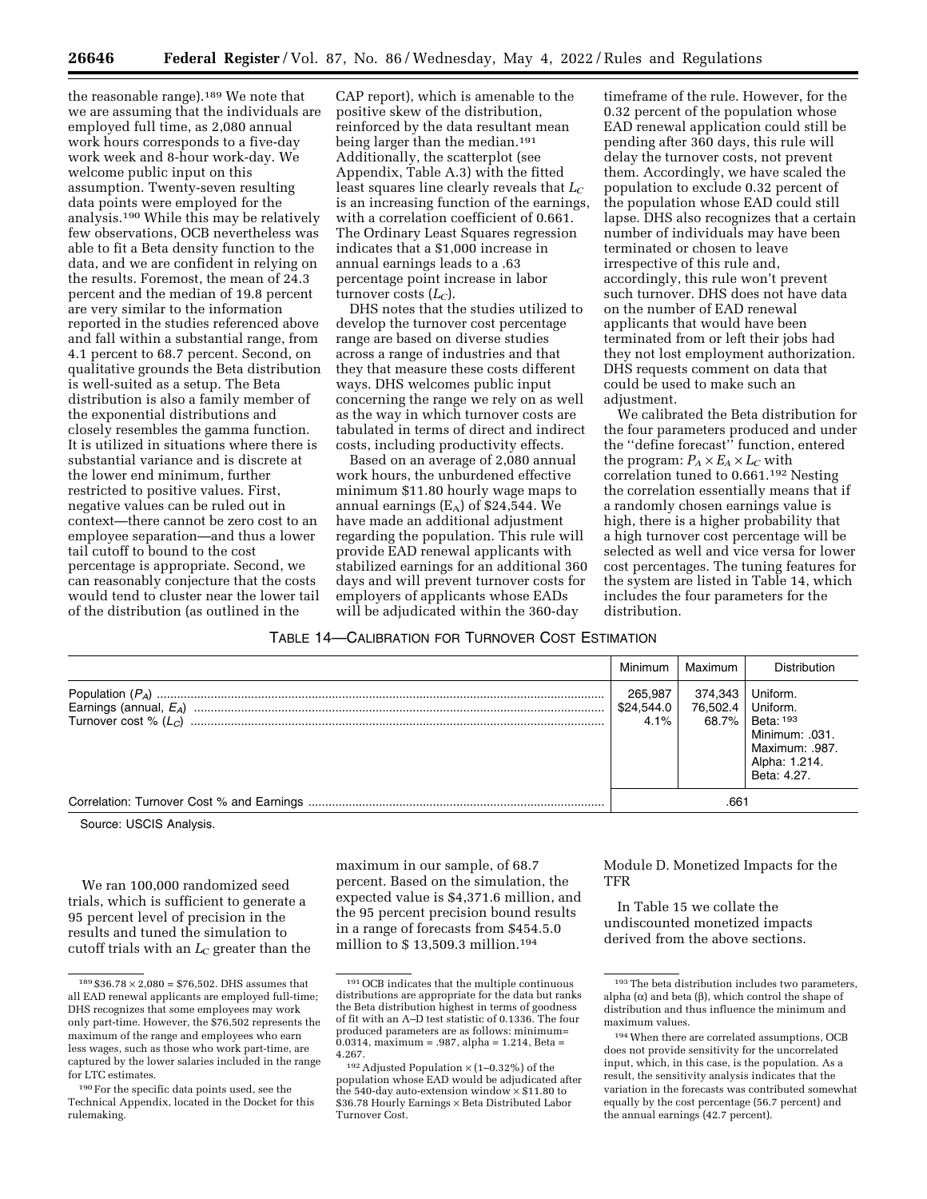the reasonable range).[189] We note that we are assuming that the individuals are employed full time, as 2,080 annual work hours corresponds to a five-day work week and 8-hour work-day. We welcome public input on this assumption. Twenty-seven resulting data points were employed for the analysis.[190] While this may be relatively few observations, OCB nevertheless was able to fit a Beta density function to the data, and we are confident in relying on the results. Foremost, the mean of 24.3 percent and the median of 19.8 percent are very similar to the information reported in the studies referenced above and fall within a substantial range, from 4.1 percent to 68.7 percent. Second, on qualitative grounds the Beta distribution is well-suited as a setup. The Beta distribution is also a family member of the exponential distributions and closely resembles the gamma function. It is utilized in situations where there is substantial variance and is discrete at the lower end minimum, further restricted to positive values. First, negative values can be ruled out in context—there cannot be zero cost to an employee separation—and thus a lower tail cutoff to bound to the cost percentage is appropriate. Second, we can reasonably conjecture that the costs would tend to cluster near the lower tail of the distribution (as outlined in the CAP report), which is amenable to the positive skew of the distribution, reinforced by the data resultant mean being larger than the median.[191] Additionally, the scatterplot (see Appendix, Table A.3) with the fitted least squares line clearly reveals that $L_C$ is an increasing function of the earnings, with a correlation coefficient of 0.661. The Ordinary Least Squares regression indicates that a $1,000 increase in annual earnings leads to a .63 percentage point increase in labor turnover costs ($L_C$).

DHS notes that the studies utilized to develop the turnover cost percentage range are based on diverse studies across a range of industries and that they that measure these costs different ways. DHS welcomes public input concerning the range we rely on as well as the way in which turnover costs are tabulated in terms of direct and indirect costs, including productivity effects.

Based on an average of 2,080 annual work hours, the unburdened effective minimum $11.80 hourly wage maps to annual earnings ($E_A$) of $24,544. We have made an additional adjustment regarding the population. This rule will provide EAD renewal applicants with stabilized earnings for an additional 360 days and will prevent turnover costs for employers of applicants whose EADs will be adjudicated within the 360-day timeframe of the rule. However, for the 0.32 percent of the population whose EAD renewal application could still be pending after 360 days, this rule will delay the turnover costs, not prevent them. Accordingly, we have scaled the population to exclude 0.32 percent of the population whose EAD could still lapse. DHS also recognizes that a certain number of individuals may have been terminated or chosen to leave irrespective of this rule and, accordingly, this rule won't prevent such turnover. DHS does not have data on the number of EAD renewal applicants that would have been terminated from or left their jobs had they not lost employment authorization. DHS requests comment on data that could be used to make such an adjustment.

We calibrated the Beta distribution for the four parameters produced and under the "define forecast" function, entered the program: $P_A \times E_A \times L_C$ with correlation tuned to 0.661.[192] Nesting the correlation essentially means that if a randomly chosen earnings value is high, there is a higher probability that a high turnover cost percentage will be selected as well and vice versa for lower cost percentages. The tuning features for the system are listed in Table 14, which includes the four parameters for the distribution.

TABLE 14—CALIBRATION FOR TURNOVER COST ESTIMATION

| | Minimum | Maximum | Distribution |
|---|---|---|---|
| Population ($P_A$) | 265,987 | 374,343 | Uniform. |
| Earnings (annual, $E_A$) | $24,544.0 | 76,502.4 | Uniform. |
| Turnover cost % ($L_C$) | 4.1% | 68.7% | Beta:[193] Minimum: .031. Maximum: .987. Alpha: 1.214. Beta: 4.27. |
| Correlation: Turnover Cost % and Earnings | .661 | | |

Source: USCIS Analysis.

We ran 100,000 randomized seed trials, which is sufficient to generate a 95 percent level of precision in the results and tuned the simulation to cutoff trials with an $L_C$ greater than the maximum in our sample, of 68.7 percent. Based on the simulation, the expected value is $4,371.6 million, and the 95 percent precision bound results in a range of forecasts from $454.5.0 million to $ 13,509.3 million.[194]

Module D. Monetized Impacts for the TFR

In Table 15 we collate the undiscounted monetized impacts derived from the above sections.

---

[189] $36.78 × 2,080 = $76,502. DHS assumes that all EAD renewal applicants are employed full-time; DHS recognizes that some employees may work only part-time. However, the $76,502 represents the maximum of the range and employees who earn less wages, such as those who work part-time, are captured by the lower salaries included in the range for LTC estimates.

[190] For the specific data points used, see the Technical Appendix, located in the Docket for this rulemaking.

[191] OCB indicates that the multiple continuous distributions are appropriate for the data but ranks the Beta distribution highest in terms of goodness of fit with an A–D test statistic of 0.1336. The four produced parameters are as follows: minimum= 0.0314, maximum = .987, alpha = 1.214, Beta = 4.267.

[192] Adjusted Population × (1–0.32%) of the population whose EAD would be adjudicated after the 540-day auto-extension window × $11.80 to $36.78 Hourly Earnings × Beta Distributed Labor Turnover Cost.

[193] The beta distribution includes two parameters, alpha (α) and beta (β), which control the shape of distribution and thus influence the minimum and maximum values.

[194] When there are correlated assumptions, OCB does not provide sensitivity for the uncorrelated input, which, in this case, is the population. As a result, the sensitivity analysis indicates that the variation in the forecasts was contributed somewhat equally by the cost percentage (56.7 percent) and the annual earnings (42.7 percent).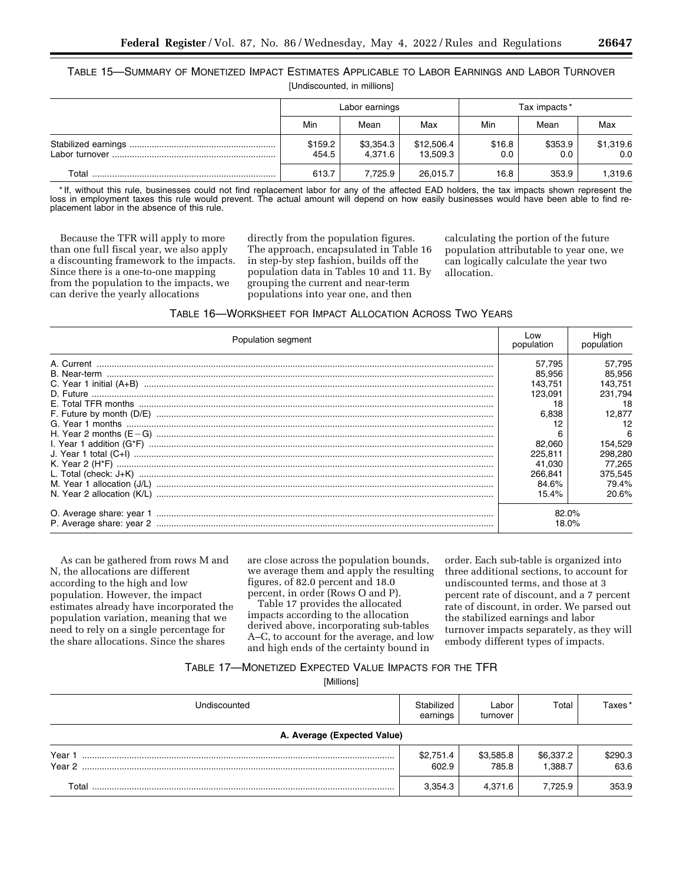TABLE 15—SUMMARY OF MONETIZED IMPACT ESTIMATES APPLICABLE TO LABOR EARNINGS AND LABOR TURNOVER

[Undiscounted, in millions]

| | Labor earnings | | | Tax impacts* | | |
|---|---|---|---|---|---|---|
| | Min | Mean | Max | Min | Mean | Max |
| Stabilized earnings | $159.2 | $3,354.3 | $12,506.4 | $16.8 | $353.9 | $1,319.6 |
| Labor turnover | 454.5 | 4,371.6 | 13,509.3 | 0.0 | 0.0 | 0.0 |
| Total | 613.7 | 7,725.9 | 26,015.7 | 16.8 | 353.9 | 1,319.6 |

* If, without this rule, businesses could not find replacement labor for any of the affected EAD holders, the tax impacts shown represent the loss in employment taxes this rule would prevent. The actual amount will depend on how easily businesses would have been able to find replacement labor in the absence of this rule.

Because the TFR will apply to more than one full fiscal year, we also apply a discounting framework to the impacts. Since there is a one-to-one mapping from the population to the impacts, we can derive the yearly allocations directly from the population figures. The approach, encapsulated in Table 16 in step-by step fashion, builds off the population data in Tables 10 and 11. By grouping the current and near-term populations into year one, and then calculating the portion of the future population attributable to year one, we can logically calculate the year two allocation.

TABLE 16—WORKSHEET FOR IMPACT ALLOCATION ACROSS TWO YEARS

| Population segment | Low population | High population |
|---|---|---|
| A. Current | 57,795 | 57,795 |
| B. Near-term | 85,956 | 85,956 |
| C. Year 1 initial (A+B) | 143,751 | 143,751 |
| D. Future | 123,091 | 231,794 |
| E. Total TFR months | 18 | 18 |
| F. Future by month (D/E) | 6,838 | 12,877 |
| G. Year 1 months | 12 | 12 |
| H. Year 2 months (E − G) | 6 | 6 |
| I. Year 1 addition (G*F) | 82,060 | 154,529 |
| J. Year 1 total (C+I) | 225,811 | 298,280 |
| K. Year 2 (H*F) | 41,030 | 77,265 |
| L. Total (check: J+K) | 266,841 | 375,545 |
| M. Year 1 allocation (J/L) | 84.6% | 79.4% |
| N. Year 2 allocation (K/L) | 15.4% | 20.6% |
| O. Average share: year 1 | 82.0% | |
| P. Average share: year 2 | 18.0% | |

As can be gathered from rows M and N, the allocations are different according to the high and low population. However, the impact estimates already have incorporated the population variation, meaning that we need to rely on a single percentage for the share allocations. Since the shares are close across the population bounds, we average them and apply the resulting figures, of 82.0 percent and 18.0 percent, in order (Rows O and P).

Table 17 provides the allocated impacts according to the allocation derived above, incorporating sub-tables A–C, to account for the average, and low and high ends of the certainty bound in order. Each sub-table is organized into three additional sections, to account for undiscounted terms, and those at 3 percent rate of discount, and a 7 percent rate of discount, in order. We parsed out the stabilized earnings and labor turnover impacts separately, as they will embody different types of impacts.

TABLE 17—MONETIZED EXPECTED VALUE IMPACTS FOR THE TFR

[Millions]

| Undiscounted | Stabilized earnings | Labor turnover | Total | Taxes* |
|---|---|---|---|---|
| **A. Average (Expected Value)** | | | | |
| Year 1 | $2,751.4 | $3,585.8 | $6,337.2 | $290.3 |
| Year 2 | 602.9 | 785.8 | 1,388.7 | 63.6 |
| Total | 3,354.3 | 4,371.6 | 7,725.9 | 353.9 |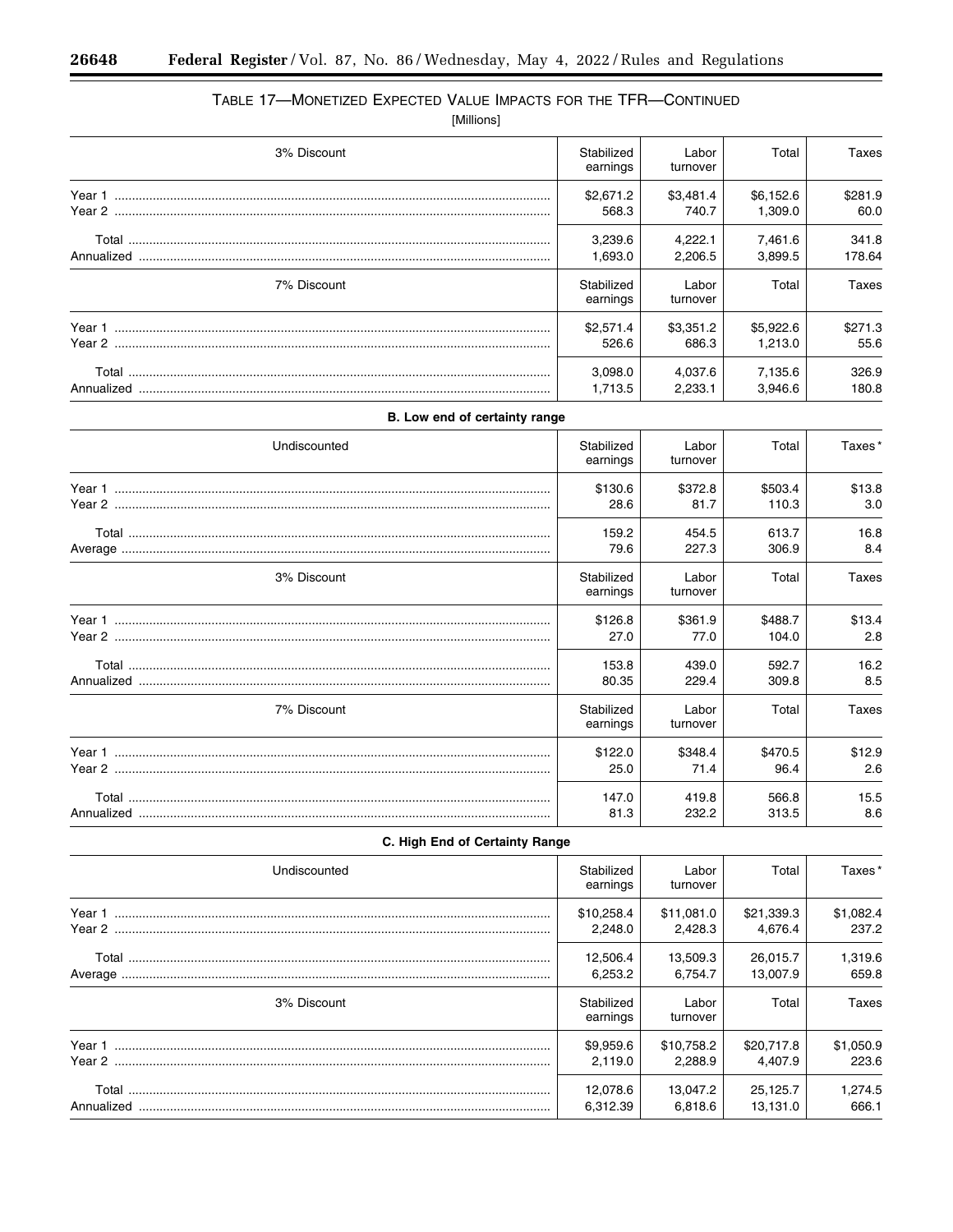TABLE 17—MONETIZED EXPECTED VALUE IMPACTS FOR THE TFR—CONTINUED

[Millions]

| 3% Discount | Stabilized earnings | Labor turnover | Total | Taxes |
|---|---|---|---|---|
| Year 1 | $2,671.2 | $3,481.4 | $6,152.6 | $281.9 |
| Year 2 | 568.3 | 740.7 | 1,309.0 | 60.0 |
| Total | 3,239.6 | 4,222.1 | 7,461.6 | 341.8 |
| Annualized | 1,693.0 | 2,206.5 | 3,899.5 | 178.64 |
| **7% Discount** | **Stabilized earnings** | **Labor turnover** | **Total** | **Taxes** |
| Year 1 | $2,571.4 | $3,351.2 | $5,922.6 | $271.3 |
| Year 2 | 526.6 | 686.3 | 1,213.0 | 55.6 |
| Total | 3,098.0 | 4,037.6 | 7,135.6 | 326.9 |
| Annualized | 1,713.5 | 2,233.1 | 3,946.6 | 180.8 |

**B. Low end of certainty range**

| Undiscounted | Stabilized earnings | Labor turnover | Total | Taxes* |
|---|---|---|---|---|
| Year 1 | $130.6 | $372.8 | $503.4 | $13.8 |
| Year 2 | 28.6 | 81.7 | 110.3 | 3.0 |
| Total | 159.2 | 454.5 | 613.7 | 16.8 |
| Average | 79.6 | 227.3 | 306.9 | 8.4 |
| **3% Discount** | **Stabilized earnings** | **Labor turnover** | **Total** | **Taxes** |
| Year 1 | $126.8 | $361.9 | $488.7 | $13.4 |
| Year 2 | 27.0 | 77.0 | 104.0 | 2.8 |
| Total | 153.8 | 439.0 | 592.7 | 16.2 |
| Annualized | 80.35 | 229.4 | 309.8 | 8.5 |
| **7% Discount** | **Stabilized earnings** | **Labor turnover** | **Total** | **Taxes** |
| Year 1 | $122.0 | $348.4 | $470.5 | $12.9 |
| Year 2 | 25.0 | 71.4 | 96.4 | 2.6 |
| Total | 147.0 | 419.8 | 566.8 | 15.5 |
| Annualized | 81.3 | 232.2 | 313.5 | 8.6 |

**C. High End of Certainty Range**

| Undiscounted | Stabilized earnings | Labor turnover | Total | Taxes* |
|---|---|---|---|---|
| Year 1 | $10,258.4 | $11,081.0 | $21,339.3 | $1,082.4 |
| Year 2 | 2,248.0 | 2,428.3 | 4,676.4 | 237.2 |
| Total | 12,506.4 | 13,509.3 | 26,015.7 | 1,319.6 |
| Average | 6,253.2 | 6,754.7 | 13,007.9 | 659.8 |
| **3% Discount** | **Stabilized earnings** | **Labor turnover** | **Total** | **Taxes** |
| Year 1 | $9,959.6 | $10,758.2 | $20,717.8 | $1,050.9 |
| Year 2 | 2,119.0 | 2,288.9 | 4,407.9 | 223.6 |
| Total | 12,078.6 | 13,047.2 | 25,125.7 | 1,274.5 |
| Annualized | 6,312.39 | 6,818.6 | 13,131.0 | 666.1 |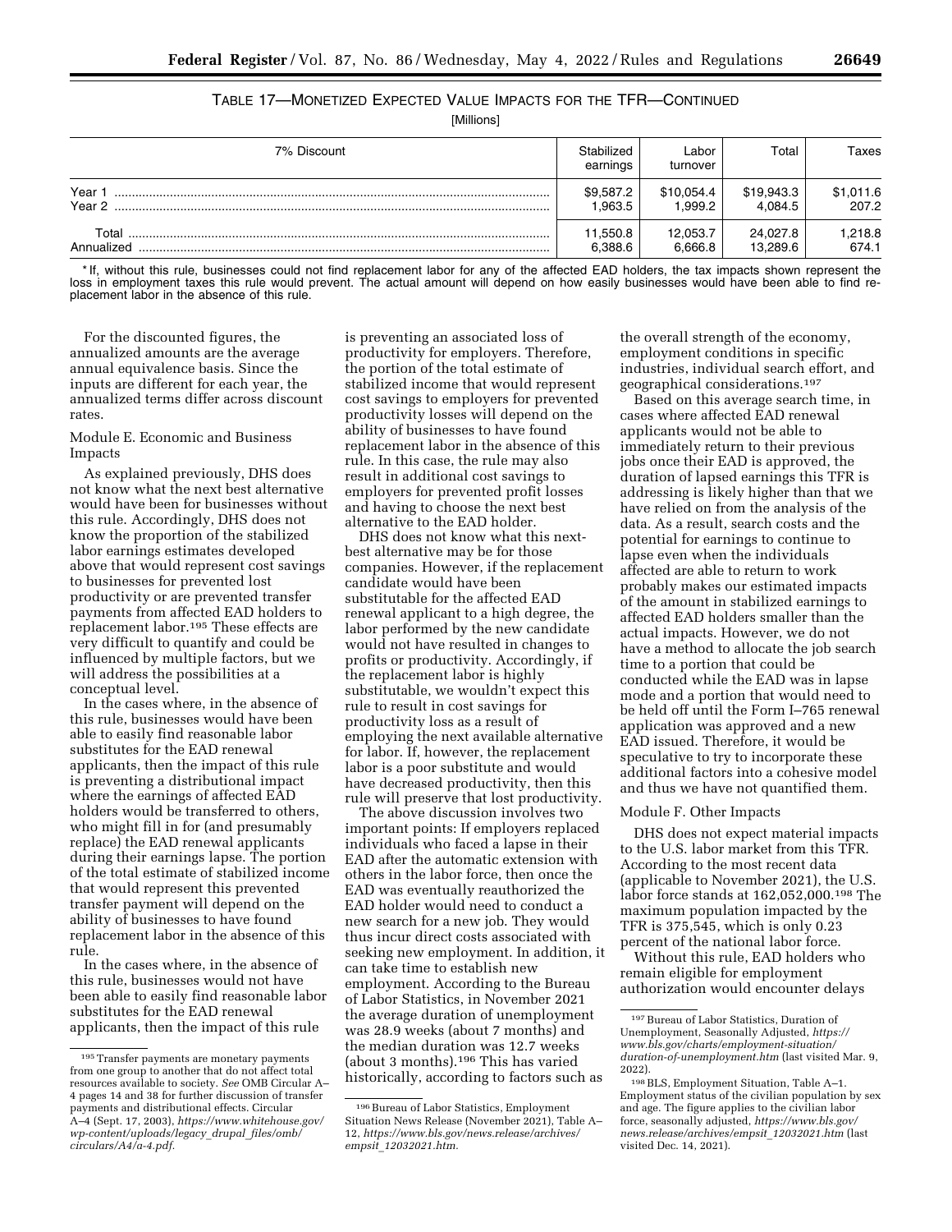TABLE 17—MONETIZED EXPECTED VALUE IMPACTS FOR THE TFR—CONTINUED

[Millions]

| 7% Discount | Stabilized earnings | Labor turnover | Total | Taxes |
|---|---|---|---|---|
| Year 1 | $9,587.2 | $10,054.4 | $19,943.3 | $1,011.6 |
| Year 2 | 1,963.5 | 1,999.2 | 4,084.5 | 207.2 |
| Total | 11,550.8 | 12,053.7 | 24,027.8 | 1,218.8 |
| Annualized | 6,388.6 | 6,666.8 | 13,289.6 | 674.1 |

\* If, without this rule, businesses could not find replacement labor for any of the affected EAD holders, the tax impacts shown represent the loss in employment taxes this rule would prevent. The actual amount will depend on how easily businesses would have been able to find replacement labor in the absence of this rule.

For the discounted figures, the annualized amounts are the average annual equivalence basis. Since the inputs are different for each year, the annualized terms differ across discount rates.

Module E. Economic and Business Impacts

As explained previously, DHS does not know what the next best alternative would have been for businesses without this rule. Accordingly, DHS does not know the proportion of the stabilized labor earnings estimates developed above that would represent cost savings to businesses for prevented lost productivity or are prevented transfer payments from affected EAD holders to replacement labor.[195] These effects are very difficult to quantify and could be influenced by multiple factors, but we will address the possibilities at a conceptual level.

In the cases where, in the absence of this rule, businesses would have been able to easily find reasonable labor substitutes for the EAD renewal applicants, then the impact of this rule is preventing a distributional impact where the earnings of affected EAD holders would be transferred to others, who might fill in for (and presumably replace) the EAD renewal applicants during their earnings lapse. The portion of the total estimate of stabilized income that would represent this prevented transfer payment will depend on the ability of businesses to have found replacement labor in the absence of this rule.

In the cases where, in the absence of this rule, businesses would not have been able to easily find reasonable labor substitutes for the EAD renewal applicants, then the impact of this rule is preventing an associated loss of productivity for employers. Therefore, the portion of the total estimate of stabilized income that would represent cost savings to employers for prevented productivity losses will depend on the ability of businesses to have found replacement labor in the absence of this rule. In this case, the rule may also result in additional cost savings to employers for prevented profit losses and having to choose the next best alternative to the EAD holder.

DHS does not know what this next-best alternative may be for those companies. However, if the replacement candidate would have been substitutable for the affected EAD renewal applicant to a high degree, the labor performed by the new candidate would not have resulted in changes to profits or productivity. Accordingly, if the replacement labor is highly substitutable, we wouldn't expect this rule to result in cost savings for productivity loss as a result of employing the next available alternative for labor. If, however, the replacement labor is a poor substitute and would have decreased productivity, then this rule will preserve that lost productivity.

The above discussion involves two important points: If employers replaced individuals who faced a lapse in their EAD after the automatic extension with others in the labor force, then once the EAD was eventually reauthorized the EAD holder would need to conduct a new search for a new job. They would thus incur direct costs associated with seeking new employment. In addition, it can take time to establish new employment. According to the Bureau of Labor Statistics, in November 2021 the average duration of unemployment was 28.9 weeks (about 7 months) and the median duration was 12.7 weeks (about 3 months).[196] This has varied historically, according to factors such as the overall strength of the economy, employment conditions in specific industries, individual search effort, and geographical considerations.[197]

Based on this average search time, in cases where affected EAD renewal applicants would not be able to immediately return to their previous jobs once their EAD is approved, the duration of lapsed earnings this TFR is addressing is likely higher than that we have relied on from the analysis of the data. As a result, search costs and the potential for earnings to continue to lapse even when the individuals affected are able to return to work probably makes our estimated impacts of the amount in stabilized earnings to affected EAD holders smaller than the actual impacts. However, we do not have a method to allocate the job search time to a portion that could be conducted while the EAD was in lapse mode and a portion that would need to be held off until the Form I–765 renewal application was approved and a new EAD issued. Therefore, it would be speculative to try to incorporate these additional factors into a cohesive model and thus we have not quantified them.

Module F. Other Impacts

DHS does not expect material impacts to the U.S. labor market from this TFR. According to the most recent data (applicable to November 2021), the U.S. labor force stands at 162,052,000.[198] The maximum population impacted by the TFR is 375,545, which is only 0.23 percent of the national labor force.

Without this rule, EAD holders who remain eligible for employment authorization would encounter delays

---

[195] Transfer payments are monetary payments from one group to another that do not affect total resources available to society. *See* OMB Circular A–4 pages 14 and 38 for further discussion of transfer payments and distributional effects. Circular A–4 (Sept. 17, 2003), *https://www.whitehouse.gov/wp-content/uploads/legacy_drupal_files/omb/circulars/A4/a-4.pdf*.

[196] Bureau of Labor Statistics, Employment Situation News Release (November 2021), Table A–12, *https://www.bls.gov/news.release/archives/empsit_12032021.htm*.

[197] Bureau of Labor Statistics, Duration of Unemployment, Seasonally Adjusted, *https://www.bls.gov/charts/employment-situation/duration-of-unemployment.htm* (last visited Mar. 9, 2022).

[198] BLS, Employment Situation, Table A–1. Employment status of the civilian population by sex and age. The figure applies to the civilian labor force, seasonally adjusted, *https://www.bls.gov/news.release/archives/empsit_12032021.htm* (last visited Dec. 14, 2021).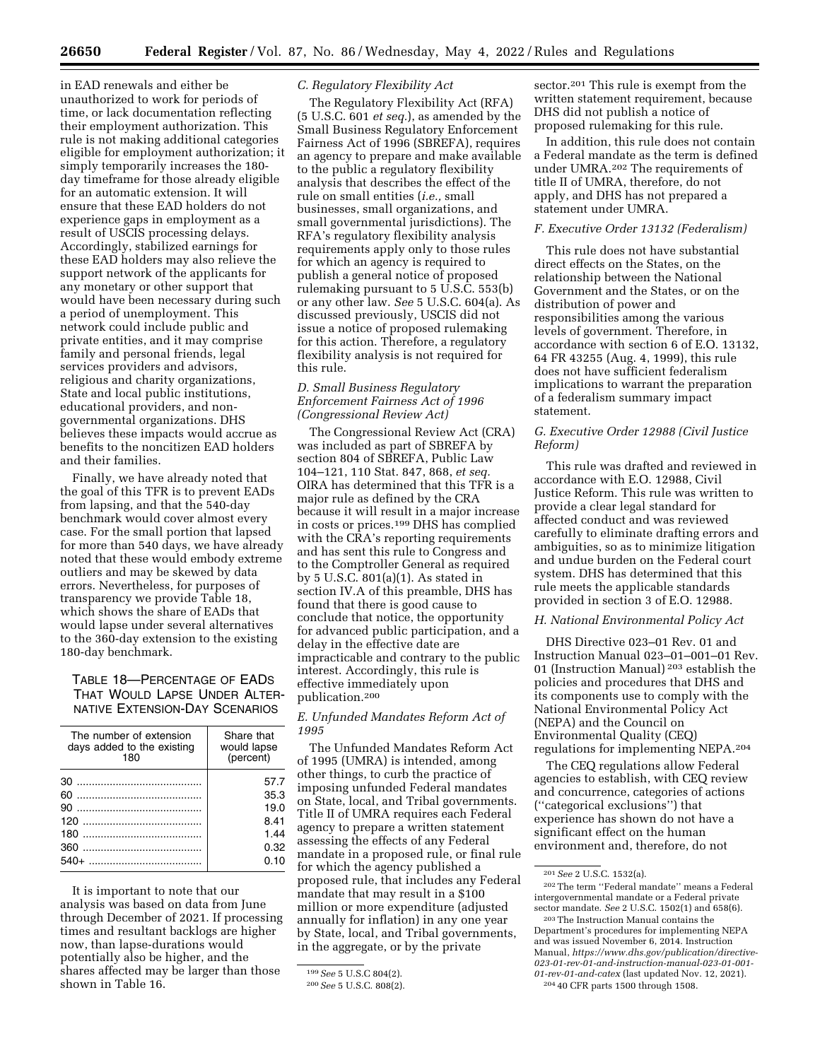in EAD renewals and either be unauthorized to work for periods of time, or lack documentation reflecting their employment authorization. This rule is not making additional categories eligible for employment authorization; it simply temporarily increases the 180-day timeframe for those already eligible for an automatic extension. It will ensure that these EAD holders do not experience gaps in employment as a result of USCIS processing delays. Accordingly, stabilized earnings for these EAD holders may also relieve the support network of the applicants for any monetary or other support that would have been necessary during such a period of unemployment. This network could include public and private entities, and it may comprise family and personal friends, legal services providers and advisors, religious and charity organizations, State and local public institutions, educational providers, and non-governmental organizations. DHS believes these impacts would accrue as benefits to the noncitizen EAD holders and their families.

Finally, we have already noted that the goal of this TFR is to prevent EADs from lapsing, and that the 540-day benchmark would cover almost every case. For the small portion that lapsed for more than 540 days, we have already noted that these would embody extreme outliers and may be skewed by data errors. Nevertheless, for purposes of transparency we provide Table 18, which shows the share of EADs that would lapse under several alternatives to the 360-day extension to the existing 180-day benchmark.

TABLE 18—PERCENTAGE OF EADS THAT WOULD LAPSE UNDER ALTERNATIVE EXTENSION-DAY SCENARIOS

| The number of extension days added to the existing 180 | Share that would lapse (percent) |
|---|---|
| 30 | 57.7 |
| 60 | 35.3 |
| 90 | 19.0 |
| 120 | 8.41 |
| 180 | 1.44 |
| 360 | 0.32 |
| 540+ | 0.10 |

It is important to note that our analysis was based on data from June through December of 2021. If processing times and resultant backlogs are higher now, than lapse-durations would potentially also be higher, and the shares affected may be larger than those shown in Table 16.

### C. Regulatory Flexibility Act

The Regulatory Flexibility Act (RFA) (5 U.S.C. 601 *et seq.*), as amended by the Small Business Regulatory Enforcement Fairness Act of 1996 (SBREFA), requires an agency to prepare and make available to the public a regulatory flexibility analysis that describes the effect of the rule on small entities (*i.e.,* small businesses, small organizations, and small governmental jurisdictions). The RFA's regulatory flexibility analysis requirements apply only to those rules for which an agency is required to publish a general notice of proposed rulemaking pursuant to 5 U.S.C. 553(b) or any other law. *See* 5 U.S.C. 604(a). As discussed previously, USCIS did not issue a notice of proposed rulemaking for this action. Therefore, a regulatory flexibility analysis is not required for this rule.

### D. Small Business Regulatory Enforcement Fairness Act of 1996 (Congressional Review Act)

The Congressional Review Act (CRA) was included as part of SBREFA by section 804 of SBREFA, Public Law 104–121, 110 Stat. 847, 868, *et seq.* OIRA has determined that this TFR is a major rule as defined by the CRA because it will result in a major increase in costs or prices.[199] DHS has complied with the CRA's reporting requirements and has sent this rule to Congress and to the Comptroller General as required by 5 U.S.C. 801(a)(1). As stated in section IV.A of this preamble, DHS has found that there is good cause to conclude that notice, the opportunity for advanced public participation, and a delay in the effective date are impracticable and contrary to the public interest. Accordingly, this rule is effective immediately upon publication.[200]

### E. Unfunded Mandates Reform Act of 1995

The Unfunded Mandates Reform Act of 1995 (UMRA) is intended, among other things, to curb the practice of imposing unfunded Federal mandates on State, local, and Tribal governments. Title II of UMRA requires each Federal agency to prepare a written statement assessing the effects of any Federal mandate in a proposed rule, or final rule for which the agency published a proposed rule, that includes any Federal mandate that may result in a $100 million or more expenditure (adjusted annually for inflation) in any one year by State, local, and Tribal governments, in the aggregate, or by the private sector.[201] This rule is exempt from the written statement requirement, because DHS did not publish a notice of proposed rulemaking for this rule.

In addition, this rule does not contain a Federal mandate as the term is defined under UMRA.[202] The requirements of title II of UMRA, therefore, do not apply, and DHS has not prepared a statement under UMRA.

### F. Executive Order 13132 (Federalism)

This rule does not have substantial direct effects on the States, on the relationship between the National Government and the States, or on the distribution of power and responsibilities among the various levels of government. Therefore, in accordance with section 6 of E.O. 13132, 64 FR 43255 (Aug. 4, 1999), this rule does not have sufficient federalism implications to warrant the preparation of a federalism summary impact statement.

### G. Executive Order 12988 (Civil Justice Reform)

This rule was drafted and reviewed in accordance with E.O. 12988, Civil Justice Reform. This rule was written to provide a clear legal standard for affected conduct and was reviewed carefully to eliminate drafting errors and ambiguities, so as to minimize litigation and undue burden on the Federal court system. DHS has determined that this rule meets the applicable standards provided in section 3 of E.O. 12988.

### H. National Environmental Policy Act

DHS Directive 023–01 Rev. 01 and Instruction Manual 023–01–001–01 Rev. 01 (Instruction Manual)[203] establish the policies and procedures that DHS and its components use to comply with the National Environmental Policy Act (NEPA) and the Council on Environmental Quality (CEQ) regulations for implementing NEPA.[204]

The CEQ regulations allow Federal agencies to establish, with CEQ review and concurrence, categories of actions ("categorical exclusions") that experience has shown do not have a significant effect on the human environment and, therefore, do not

---

[199] *See* 5 U.S.C. 804(2).

[200] *See* 5 U.S.C. 808(2).

[201] *See* 2 U.S.C. 1532(a).

[202] The term "Federal mandate" means a Federal intergovernmental mandate or a Federal private sector mandate. *See* 2 U.S.C. 1502(1) and 658(6).

[203] The Instruction Manual contains the Department's procedures for implementing NEPA and was issued November 6, 2014. Instruction Manual, *https://www.dhs.gov/publication/directive-023-01-rev-01-and-instruction-manual-023-01-001-01-rev-01-and-catex* (last updated Nov. 12, 2021).

[204] 40 CFR parts 1500 through 1508.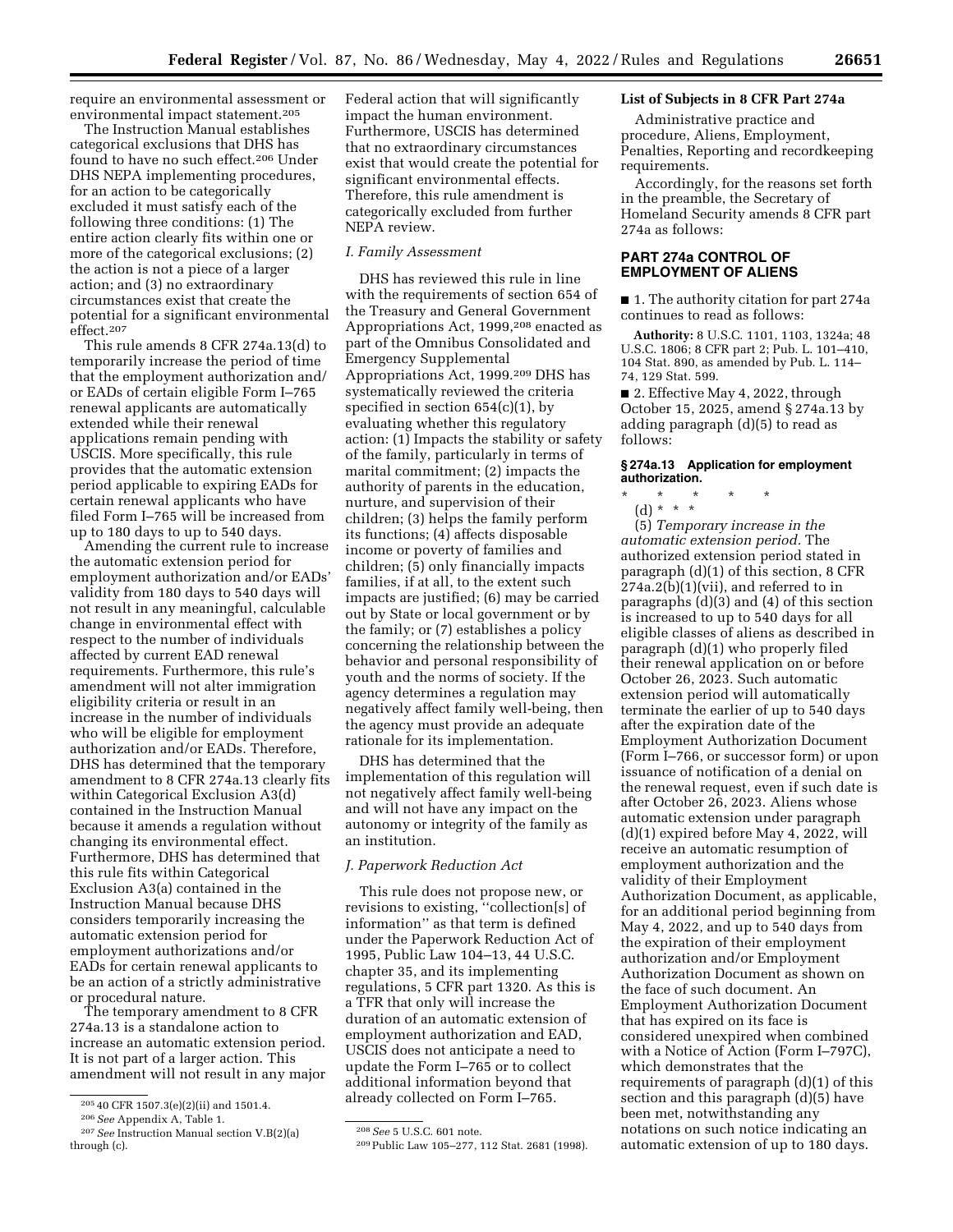require an environmental assessment or environmental impact statement.[205]

The Instruction Manual establishes categorical exclusions that DHS has found to have no such effect.[206] Under DHS NEPA implementing procedures, for an action to be categorically excluded it must satisfy each of the following three conditions: (1) The entire action clearly fits within one or more of the categorical exclusions; (2) the action is not a piece of a larger action; and (3) no extraordinary circumstances exist that create the potential for a significant environmental effect.[207]

This rule amends 8 CFR 274a.13(d) to temporarily increase the period of time that the employment authorization and/or EADs of certain eligible Form I–765 renewal applicants are automatically extended while their renewal applications remain pending with USCIS. More specifically, this rule provides that the automatic extension period applicable to expiring EADs for certain renewal applicants who have filed Form I–765 will be increased from up to 180 days to up to 540 days.

Amending the current rule to increase the automatic extension period for employment authorization and/or EADs' validity from 180 days to 540 days will not result in any meaningful, calculable change in environmental effect with respect to the number of individuals affected by current EAD renewal requirements. Furthermore, this rule's amendment will not alter immigration eligibility criteria or result in an increase in the number of individuals who will be eligible for employment authorization and/or EADs. Therefore, DHS has determined that the temporary amendment to 8 CFR 274a.13 clearly fits within Categorical Exclusion A3(d) contained in the Instruction Manual because it amends a regulation without changing its environmental effect. Furthermore, DHS has determined that this rule fits within Categorical Exclusion A3(a) contained in the Instruction Manual because DHS considers temporarily increasing the automatic extension period for employment authorizations and/or EADs for certain renewal applicants to be an action of a strictly administrative or procedural nature.

The temporary amendment to 8 CFR 274a.13 is a standalone action to increase an automatic extension period. It is not part of a larger action. This amendment will not result in any major Federal action that will significantly impact the human environment. Furthermore, USCIS has determined that no extraordinary circumstances exist that would create the potential for significant environmental effects. Therefore, this rule amendment is categorically excluded from further NEPA review.

### I. Family Assessment

DHS has reviewed this rule in line with the requirements of section 654 of the Treasury and General Government Appropriations Act, 1999,[208] enacted as part of the Omnibus Consolidated and Emergency Supplemental Appropriations Act, 1999.[209] DHS has systematically reviewed the criteria specified in section 654(c)(1), by evaluating whether this regulatory action: (1) Impacts the stability or safety of the family, particularly in terms of marital commitment; (2) impacts the authority of parents in the education, nurture, and supervision of their children; (3) helps the family perform its functions; (4) affects disposable income or poverty of families and children; (5) only financially impacts families, if at all, to the extent such impacts are justified; (6) may be carried out by State or local government or by the family; or (7) establishes a policy concerning the relationship between the behavior and personal responsibility of youth and the norms of society. If the agency determines a regulation may negatively affect family well-being, then the agency must provide an adequate rationale for its implementation.

DHS has determined that the implementation of this regulation will not negatively affect family well-being and will not have any impact on the autonomy or integrity of the family as an institution.

### J. Paperwork Reduction Act

This rule does not propose new, or revisions to existing, "collection[s] of information" as that term is defined under the Paperwork Reduction Act of 1995, Public Law 104–13, 44 U.S.C. chapter 35, and its implementing regulations, 5 CFR part 1320. As this is a TFR that only will increase the duration of an automatic extension of employment authorization and EAD, USCIS does not anticipate a need to update the Form I–765 or to collect additional information beyond that already collected on Form I–765.

### List of Subjects in 8 CFR Part 274a

Administrative practice and procedure, Aliens, Employment, Penalties, Reporting and recordkeeping requirements.

Accordingly, for the reasons set forth in the preamble, the Secretary of Homeland Security amends 8 CFR part 274a as follows:

## PART 274a CONTROL OF EMPLOYMENT OF ALIENS

■ 1. The authority citation for part 274a continues to read as follows:

**Authority:** 8 U.S.C. 1101, 1103, 1324a; 48 U.S.C. 1806; 8 CFR part 2; Pub. L. 101–410, 104 Stat. 890, as amended by Pub. L. 114–74, 129 Stat. 599.

■ 2. Effective May 4, 2022, through October 15, 2025, amend § 274a.13 by adding paragraph (d)(5) to read as follows:

#### § 274a.13 Application for employment authorization.

\* \* \* \* \*

(d) \* \* \*

(5) *Temporary increase in the automatic extension period.* The authorized extension period stated in paragraph (d)(1) of this section, 8 CFR 274a.2(b)(1)(vii), and referred to in paragraphs (d)(3) and (4) of this section is increased to up to 540 days for all eligible classes of aliens as described in paragraph (d)(1) who properly filed their renewal application on or before October 26, 2023. Such automatic extension period will automatically terminate the earlier of up to 540 days after the expiration date of the Employment Authorization Document (Form I–766, or successor form) or upon issuance of notification of a denial on the renewal request, even if such date is after October 26, 2023. Aliens whose automatic extension under paragraph (d)(1) expired before May 4, 2022, will receive an automatic resumption of employment authorization and the validity of their Employment Authorization Document, as applicable, for an additional period beginning from May 4, 2022, and up to 540 days from the expiration of their employment authorization and/or Employment Authorization Document as shown on the face of such document. An Employment Authorization Document that has expired on its face is considered unexpired when combined with a Notice of Action (Form I–797C), which demonstrates that the requirements of paragraph (d)(1) of this section and this paragraph (d)(5) have been met, notwithstanding any notations on such notice indicating an automatic extension of up to 180 days.

---

[205] 40 CFR 1507.3(e)(2)(ii) and 1501.4.

[206] *See* Appendix A, Table 1.

[207] *See* Instruction Manual section V.B(2)(a) through (c).

[208] *See* 5 U.S.C. 601 note.

[209] Public Law 105–277, 112 Stat. 2681 (1998).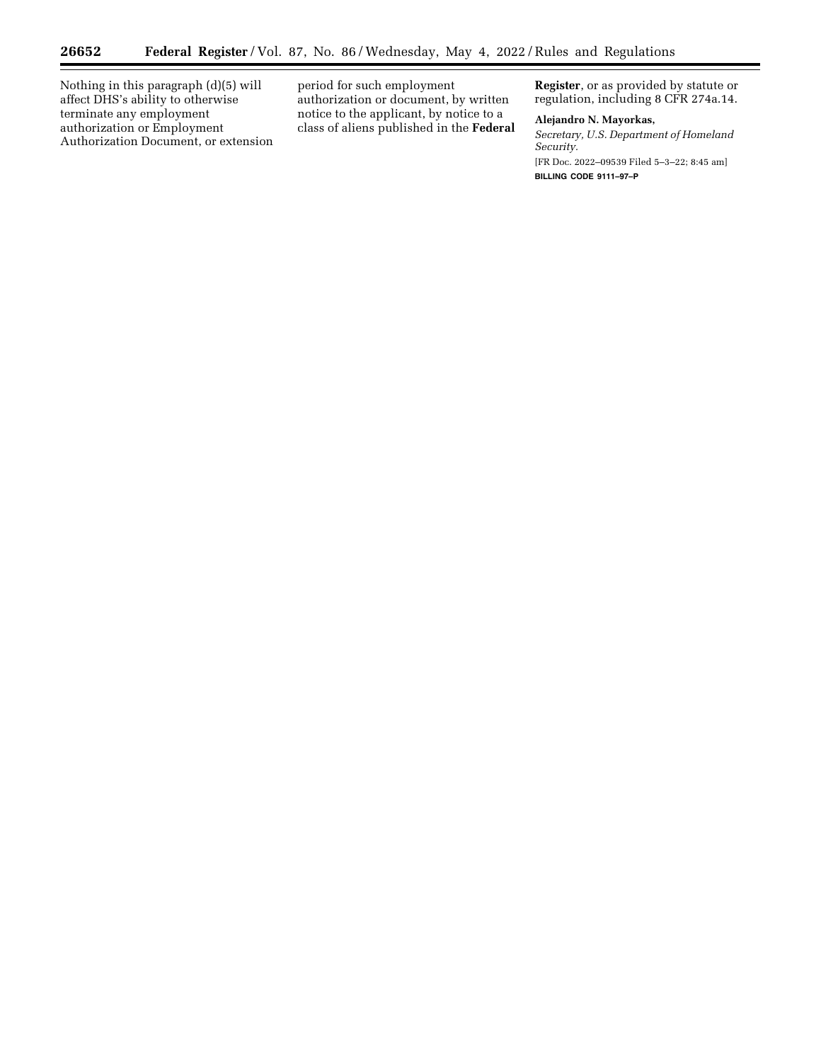Nothing in this paragraph (d)(5) will affect DHS's ability to otherwise terminate any employment authorization or Employment Authorization Document, or extension period for such employment authorization or document, by written notice to the applicant, by notice to a class of aliens published in the **Federal Register**, or as provided by statute or regulation, including 8 CFR 274a.14.

**Alejandro N. Mayorkas,**

*Secretary, U.S. Department of Homeland Security.*

[FR Doc. 2022–09539 Filed 5–3–22; 8:45 am]

**BILLING CODE 9111–97–P**